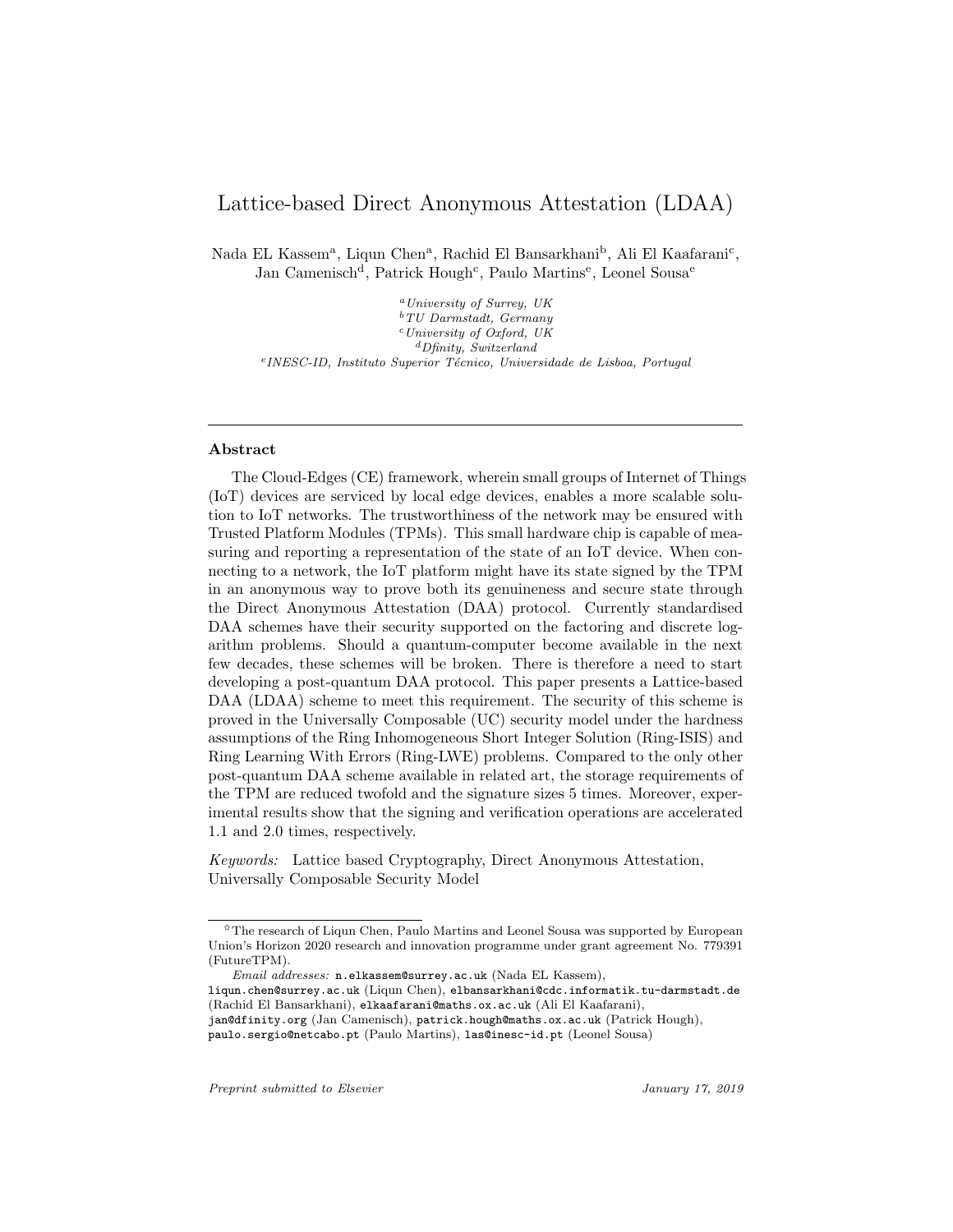# Lattice-based Direct Anonymous Attestation (LDAA)

Nada EL Kassem[a], Liqun Chen[a], Rachid El Bansarkhani[b], Ali El Kaafarani[c], Jan Camenisch[d], Patrick Hough[c], Paulo Martins[e], Leonel Sousa[e]

[a] *University of Surrey, UK*
[b] *TU Darmstadt, Germany*
[c] *University of Oxford, UK*
[d] *Dfinity, Switzerland*
[e] *INESC-ID, Instituto Superior Técnico, Universidade de Lisboa, Portugal*

---

### Abstract

The Cloud-Edges (CE) framework, wherein small groups of Internet of Things (IoT) devices are serviced by local edge devices, enables a more scalable solution to IoT networks. The trustworthiness of the network may be ensured with Trusted Platform Modules (TPMs). This small hardware chip is capable of measuring and reporting a representation of the state of an IoT device. When connecting to a network, the IoT platform might have its state signed by the TPM in an anonymous way to prove both its genuineness and secure state through the Direct Anonymous Attestation (DAA) protocol. Currently standardised DAA schemes have their security supported on the factoring and discrete logarithm problems. Should a quantum-computer become available in the next few decades, these schemes will be broken. There is therefore a need to start developing a post-quantum DAA protocol. This paper presents a Lattice-based DAA (LDAA) scheme to meet this requirement. The security of this scheme is proved in the Universally Composable (UC) security model under the hardness assumptions of the Ring Inhomogeneous Short Integer Solution (Ring-ISIS) and Ring Learning With Errors (Ring-LWE) problems. Compared to the only other post-quantum DAA scheme available in related art, the storage requirements of the TPM are reduced twofold and the signature sizes 5 times. Moreover, experimental results show that the signing and verification operations are accelerated 1.1 and 2.0 times, respectively.

*Keywords:* Lattice based Cryptography, Direct Anonymous Attestation, Universally Composable Security Model

---

☆The research of Liqun Chen, Paulo Martins and Leonel Sousa was supported by European Union's Horizon 2020 research and innovation programme under grant agreement No. 779391 (FutureTPM).

*Email addresses:* n.elkassem@surrey.ac.uk (Nada EL Kassem), liqun.chen@surrey.ac.uk (Liqun Chen), elbansarkhani@cdc.informatik.tu-darmstadt.de (Rachid El Bansarkhani), elkaafarani@maths.ox.ac.uk (Ali El Kaafarani), jan@dfinity.org (Jan Camenisch), patrick.hough@maths.ox.ac.uk (Patrick Hough), paulo.sergio@netcabo.pt (Paulo Martins), las@inesc-id.pt (Leonel Sousa)

*Preprint submitted to Elsevier* *January 17, 2019*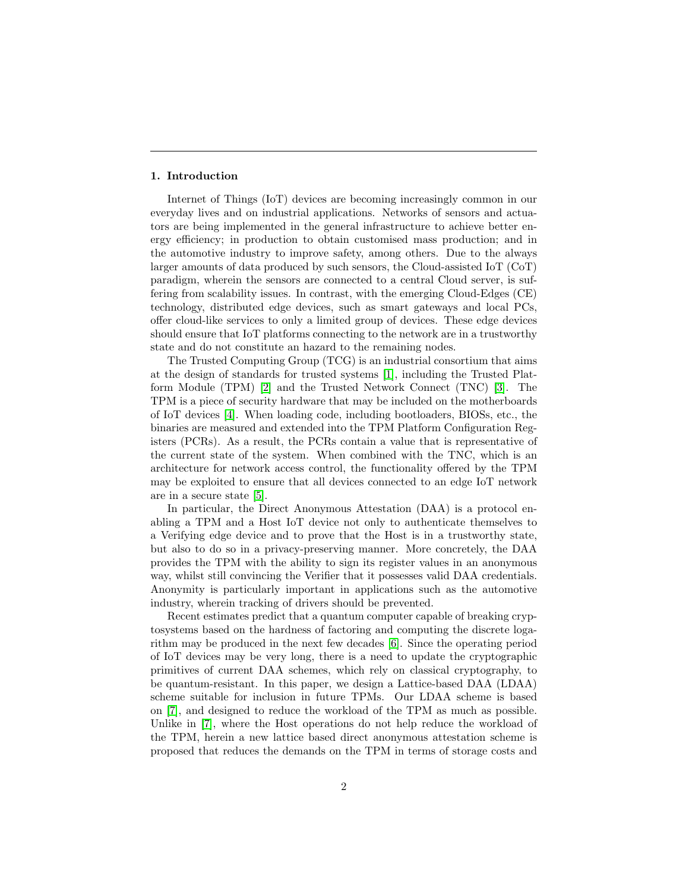## 1. Introduction

Internet of Things (IoT) devices are becoming increasingly common in our everyday lives and on industrial applications. Networks of sensors and actuators are being implemented in the general infrastructure to achieve better energy efficiency; in production to obtain customised mass production; and in the automotive industry to improve safety, among others. Due to the always larger amounts of data produced by such sensors, the Cloud-assisted IoT (CoT) paradigm, wherein the sensors are connected to a central Cloud server, is suffering from scalability issues. In contrast, with the emerging Cloud-Edges (CE) technology, distributed edge devices, such as smart gateways and local PCs, offer cloud-like services to only a limited group of devices. These edge devices should ensure that IoT platforms connecting to the network are in a trustworthy state and do not constitute an hazard to the remaining nodes.

The Trusted Computing Group (TCG) is an industrial consortium that aims at the design of standards for trusted systems [1], including the Trusted Platform Module (TPM) [2] and the Trusted Network Connect (TNC) [3]. The TPM is a piece of security hardware that may be included on the motherboards of IoT devices [4]. When loading code, including bootloaders, BIOSs, etc., the binaries are measured and extended into the TPM Platform Configuration Registers (PCRs). As a result, the PCRs contain a value that is representative of the current state of the system. When combined with the TNC, which is an architecture for network access control, the functionality offered by the TPM may be exploited to ensure that all devices connected to an edge IoT network are in a secure state [5].

In particular, the Direct Anonymous Attestation (DAA) is a protocol enabling a TPM and a Host IoT device not only to authenticate themselves to a Verifying edge device and to prove that the Host is in a trustworthy state, but also to do so in a privacy-preserving manner. More concretely, the DAA provides the TPM with the ability to sign its register values in an anonymous way, whilst still convincing the Verifier that it possesses valid DAA credentials. Anonymity is particularly important in applications such as the automotive industry, wherein tracking of drivers should be prevented.

Recent estimates predict that a quantum computer capable of breaking cryptosystems based on the hardness of factoring and computing the discrete logarithm may be produced in the next few decades [6]. Since the operating period of IoT devices may be very long, there is a need to update the cryptographic primitives of current DAA schemes, which rely on classical cryptography, to be quantum-resistant. In this paper, we design a Lattice-based DAA (LDAA) scheme suitable for inclusion in future TPMs. Our LDAA scheme is based on [7], and designed to reduce the workload of the TPM as much as possible. Unlike in [7], where the Host operations do not help reduce the workload of the TPM, herein a new lattice based direct anonymous attestation scheme is proposed that reduces the demands on the TPM in terms of storage costs and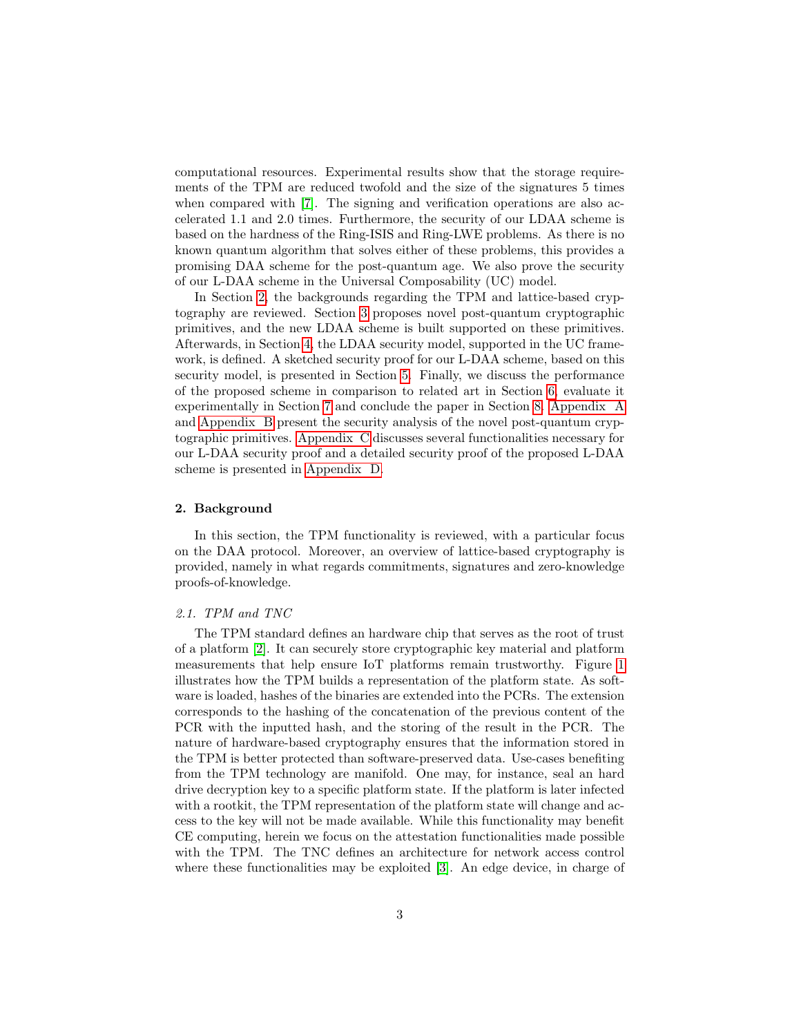computational resources. Experimental results show that the storage requirements of the TPM are reduced twofold and the size of the signatures 5 times when compared with [7]. The signing and verification operations are also accelerated 1.1 and 2.0 times. Furthermore, the security of our LDAA scheme is based on the hardness of the Ring-ISIS and Ring-LWE problems. As there is no known quantum algorithm that solves either of these problems, this provides a promising DAA scheme for the post-quantum age. We also prove the security of our L-DAA scheme in the Universal Composability (UC) model.

In Section 2, the backgrounds regarding the TPM and lattice-based cryptography are reviewed. Section 3 proposes novel post-quantum cryptographic primitives, and the new LDAA scheme is built supported on these primitives. Afterwards, in Section 4, the LDAA security model, supported in the UC framework, is defined. A sketched security proof for our L-DAA scheme, based on this security model, is presented in Section 5. Finally, we discuss the performance of the proposed scheme in comparison to related art in Section 6, evaluate it experimentally in Section 7 and conclude the paper in Section 8. Appendix A and Appendix B present the security analysis of the novel post-quantum cryptographic primitives. Appendix C discusses several functionalities necessary for our L-DAA security proof and a detailed security proof of the proposed L-DAA scheme is presented in Appendix D.

## 2. Background

In this section, the TPM functionality is reviewed, with a particular focus on the DAA protocol. Moreover, an overview of lattice-based cryptography is provided, namely in what regards commitments, signatures and zero-knowledge proofs-of-knowledge.

### 2.1. TPM and TNC

The TPM standard defines an hardware chip that serves as the root of trust of a platform [2]. It can securely store cryptographic key material and platform measurements that help ensure IoT platforms remain trustworthy. Figure 1 illustrates how the TPM builds a representation of the platform state. As software is loaded, hashes of the binaries are extended into the PCRs. The extension corresponds to the hashing of the concatenation of the previous content of the PCR with the inputted hash, and the storing of the result in the PCR. The nature of hardware-based cryptography ensures that the information stored in the TPM is better protected than software-preserved data. Use-cases benefiting from the TPM technology are manifold. One may, for instance, seal an hard drive decryption key to a specific platform state. If the platform is later infected with a rootkit, the TPM representation of the platform state will change and access to the key will not be made available. While this functionality may benefit CE computing, herein we focus on the attestation functionalities made possible with the TPM. The TNC defines an architecture for network access control where these functionalities may be exploited [3]. An edge device, in charge of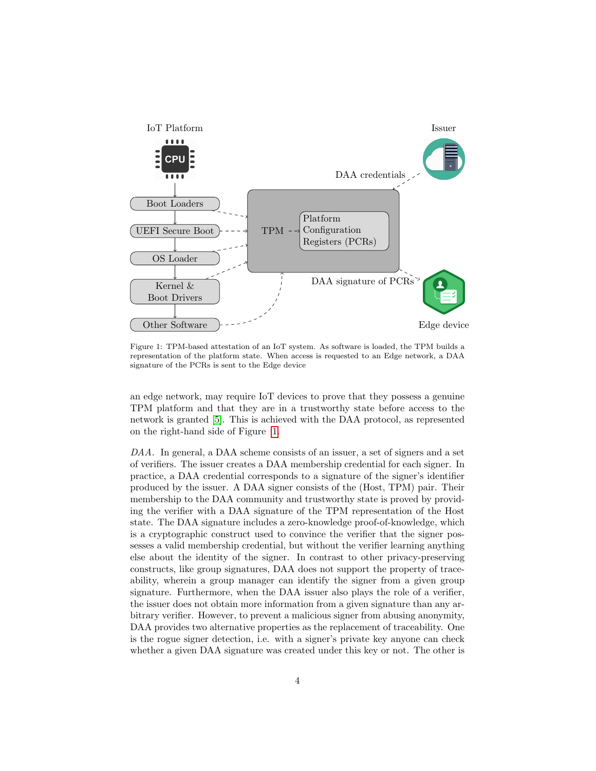Figure 1: TPM-based attestation of an IoT system. As software is loaded, the TPM builds a representation of the platform state. When access is requested to an Edge network, a DAA signature of the PCRs is sent to the Edge device

an edge network, may require IoT devices to prove that they possess a genuine TPM platform and that they are in a trustworthy state before access to the network is granted [5]. This is achieved with the DAA protocol, as represented on the right-hand side of Figure 1.

*DAA.* In general, a DAA scheme consists of an issuer, a set of signers and a set of verifiers. The issuer creates a DAA membership credential for each signer. In practice, a DAA credential corresponds to a signature of the signer's identifier produced by the issuer. A DAA signer consists of the (Host, TPM) pair. Their membership to the DAA community and trustworthy state is proved by providing the verifier with a DAA signature of the TPM representation of the Host state. The DAA signature includes a zero-knowledge proof-of-knowledge, which is a cryptographic construct used to convince the verifier that the signer possesses a valid membership credential, but without the verifier learning anything else about the identity of the signer. In contrast to other privacy-preserving constructs, like group signatures, DAA does not support the property of traceability, wherein a group manager can identify the signer from a given group signature. Furthermore, when the DAA issuer also plays the role of a verifier, the issuer does not obtain more information from a given signature than any arbitrary verifier. However, to prevent a malicious signer from abusing anonymity, DAA provides two alternative properties as the replacement of traceability. One is the rogue signer detection, i.e. with a signer's private key anyone can check whether a given DAA signature was created under this key or not. The other is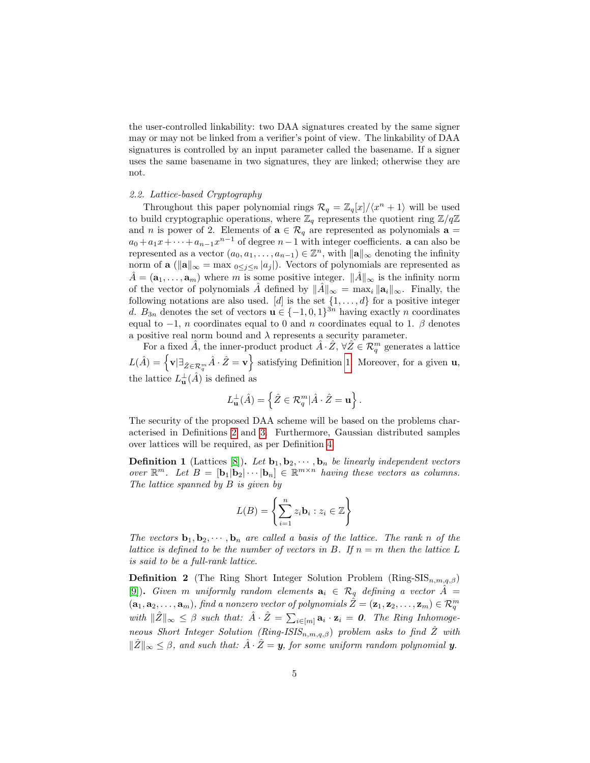the user-controlled linkability: two DAA signatures created by the same signer may or may not be linked from a verifier's point of view. The linkability of DAA signatures is controlled by an input parameter called the basename. If a signer uses the same basename in two signatures, they are linked; otherwise they are not.

### 2.2. Lattice-based Cryptography

Throughout this paper polynomial rings $\mathcal{R}_q = \mathbb{Z}_q[x]/\langle x^n + 1\rangle$ will be used to build cryptographic operations, where $\mathbb{Z}_q$ represents the quotient ring $\mathbb{Z}/q\mathbb{Z}$ and $n$ is power of 2. Elements of $\mathbf{a} \in \mathcal{R}_q$ are represented as polynomials $\mathbf{a} = a_0 + a_1 x + \cdots + a_{n-1}x^{n-1}$ of degree $n-1$ with integer coefficients. $\mathbf{a}$ can also be represented as a vector $(a_0, a_1, \ldots, a_{n-1}) \in \mathbb{Z}^n$, with $\|\mathbf{a}\|_\infty$ denoting the infinity norm of $\mathbf{a}$ ($\|\mathbf{a}\|_\infty = \max_{0 \le j \le n} |a_j|$). Vectors of polynomials are represented as $\hat{A} = (\mathbf{a}_1, \ldots, \mathbf{a}_m)$ where $m$ is some positive integer. $\|\hat{A}\|_\infty$ is the infinity norm of the vector of polynomials $\hat{A}$ defined by $\|\hat{A}\|_\infty = \max_i \|\mathbf{a}_i\|_\infty$. Finally, the following notations are also used. $[d]$ is the set $\{1, \ldots, d\}$ for a positive integer $d$. $B_{3n}$ denotes the set of vectors $\mathbf{u} \in \{-1, 0, 1\}^{3n}$ having exactly $n$ coordinates equal to $-1$, $n$ coordinates equal to 0 and $n$ coordinates equal to 1. $\beta$ denotes a positive real norm bound and $\lambda$ represents a security parameter.

For a fixed $\hat{A}$, the inner-product product $\hat{A} \cdot \hat{Z}$, $\forall \hat{Z} \in \mathcal{R}_q^m$ generates a lattice $L(\hat{A}) = \left\{\mathbf{v} | \exists_{\hat{Z} \in \mathcal{R}_q^m} \hat{A} \cdot \hat{Z} = \mathbf{v}\right\}$ satisfying Definition 1. Moreover, for a given $\mathbf{u}$, the lattice $L^{\perp}_{\mathbf{u}}(\hat{A})$ is defined as

$$L^{\perp}_{\mathbf{u}}(\hat{A}) = \left\{\hat{Z} \in \mathcal{R}_q^m | \hat{A} \cdot \hat{Z} = \mathbf{u}\right\}.$$

The security of the proposed DAA scheme will be based on the problems characterised in Definitions 2 and 3. Furthermore, Gaussian distributed samples over lattices will be required, as per Definition 4.

**Definition 1** (Lattices [8])**.** *Let $\mathbf{b}_1, \mathbf{b}_2, \cdots, \mathbf{b}_n$ be linearly independent vectors over $\mathbb{R}^m$. Let $B = [\mathbf{b}_1|\mathbf{b}_2|\cdots|\mathbf{b}_n] \in \mathbb{R}^{m\times n}$ having these vectors as columns. The lattice spanned by $B$ is given by*

$$L(B) = \left\{\sum_{i=1}^{n} z_i \mathbf{b}_i : z_i \in \mathbb{Z}\right\}$$

*The vectors $\mathbf{b}_1, \mathbf{b}_2, \cdots, \mathbf{b}_n$ are called a basis of the lattice. The rank $n$ of the lattice is defined to be the number of vectors in $B$. If $n = m$ then the lattice $L$ is said to be a full-rank lattice.*

**Definition 2** (The Ring Short Integer Solution Problem (Ring-SIS$_{n,m,q,\beta}$) [9])**.** *Given $m$ uniformly random elements $\mathbf{a}_i \in \mathcal{R}_q$ defining a vector $\hat{A} = (\mathbf{a}_1, \mathbf{a}_2, \ldots, \mathbf{a}_m)$, find a nonzero vector of polynomials $\hat{Z} = (\mathbf{z}_1, \mathbf{z}_2, \ldots, \mathbf{z}_m) \in \mathcal{R}_q^m$ with $\|\hat{Z}\|_\infty \le \beta$ such that: $\hat{A} \cdot \hat{Z} = \sum_{i\in[m]} \mathbf{a}_i \cdot \mathbf{z}_i = \mathbf{0}$. The Ring Inhomogeneous Short Integer Solution (Ring-ISIS$_{n,m,q,\beta}$) problem asks to find $\hat{Z}$ with $\|\hat{Z}\|_\infty \le \beta$, and such that: $\hat{A} \cdot \hat{Z} = \boldsymbol{y}$, for some uniform random polynomial $\boldsymbol{y}$.*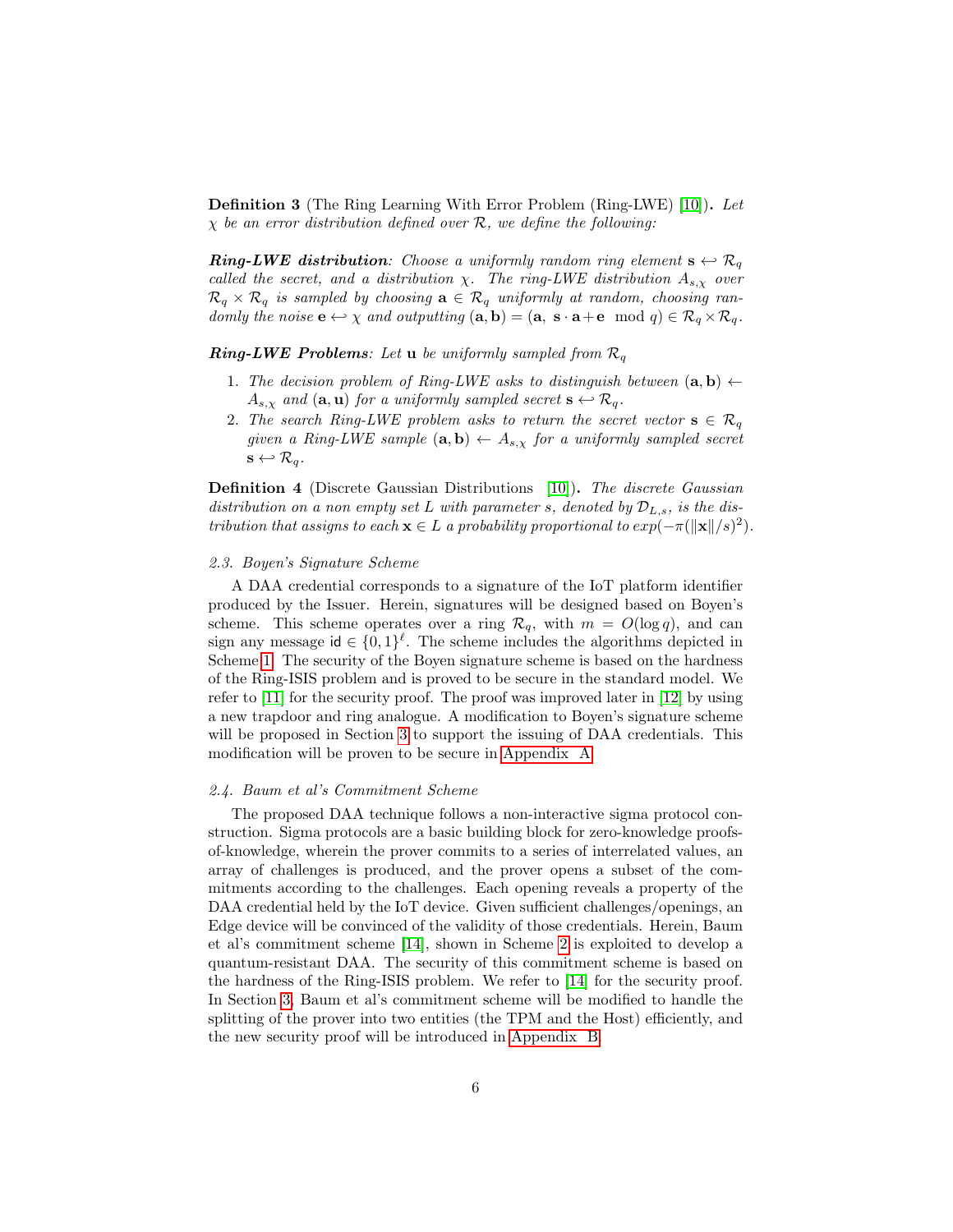**Definition 3** (The Ring Learning With Error Problem (Ring-LWE) [10]). *Let $\chi$ be an error distribution defined over $\mathcal{R}$, we define the following:*

***Ring-LWE distribution****: Choose a uniformly random ring element $\mathbf{s} \hookleftarrow \mathcal{R}_q$ called the secret, and a distribution $\chi$. The ring-LWE distribution $A_{s,\chi}$ over $\mathcal{R}_q \times \mathcal{R}_q$ is sampled by choosing $\mathbf{a} \in \mathcal{R}_q$ uniformly at random, choosing randomly the noise $\mathbf{e} \hookleftarrow \chi$ and outputting $(\mathbf{a}, \mathbf{b}) = (\mathbf{a},\ \mathbf{s} \cdot \mathbf{a} + \mathbf{e} \mod q) \in \mathcal{R}_q \times \mathcal{R}_q$.*

***Ring-LWE Problems****: Let $\mathbf{u}$ be uniformly sampled from $\mathcal{R}_q$*

1. *The decision problem of Ring-LWE asks to distinguish between $(\mathbf{a}, \mathbf{b}) \leftarrow A_{s,\chi}$ and $(\mathbf{a}, \mathbf{u})$ for a uniformly sampled secret $\mathbf{s} \hookleftarrow \mathcal{R}_q$.*
2. *The search Ring-LWE problem asks to return the secret vector $\mathbf{s} \in \mathcal{R}_q$ given a Ring-LWE sample $(\mathbf{a}, \mathbf{b}) \leftarrow A_{s,\chi}$ for a uniformly sampled secret $\mathbf{s} \hookleftarrow \mathcal{R}_q$.*

**Definition 4** (Discrete Gaussian Distributions [10]). *The discrete Gaussian distribution on a non empty set $L$ with parameter $s$, denoted by $\mathcal{D}_{L,s}$, is the distribution that assigns to each $\mathbf{x} \in L$ a probability proportional to $exp(-\pi(\|\mathbf{x}\|/s)^2)$.*

### *2.3. Boyen's Signature Scheme*

A DAA credential corresponds to a signature of the IoT platform identifier produced by the Issuer. Herein, signatures will be designed based on Boyen's scheme. This scheme operates over a ring $\mathcal{R}_q$, with $m = O(\log q)$, and can sign any message $\mathsf{id} \in \{0, 1\}^\ell$. The scheme includes the algorithms depicted in Scheme 1. The security of the Boyen signature scheme is based on the hardness of the Ring-ISIS problem and is proved to be secure in the standard model. We refer to [11] for the security proof. The proof was improved later in [12] by using a new trapdoor and ring analogue. A modification to Boyen's signature scheme will be proposed in Section 3 to support the issuing of DAA credentials. This modification will be proven to be secure in Appendix A.

### *2.4. Baum et al's Commitment Scheme*

The proposed DAA technique follows a non-interactive sigma protocol construction. Sigma protocols are a basic building block for zero-knowledge proofs-of-knowledge, wherein the prover commits to a series of interrelated values, an array of challenges is produced, and the prover opens a subset of the commitments according to the challenges. Each opening reveals a property of the DAA credential held by the IoT device. Given sufficient challenges/openings, an Edge device will be convinced of the validity of those credentials. Herein, Baum et al's commitment scheme [14], shown in Scheme 2 is exploited to develop a quantum-resistant DAA. The security of this commitment scheme is based on the hardness of the Ring-ISIS problem. We refer to [14] for the security proof. In Section 3, Baum et al's commitment scheme will be modified to handle the splitting of the prover into two entities (the TPM and the Host) efficiently, and the new security proof will be introduced in Appendix B.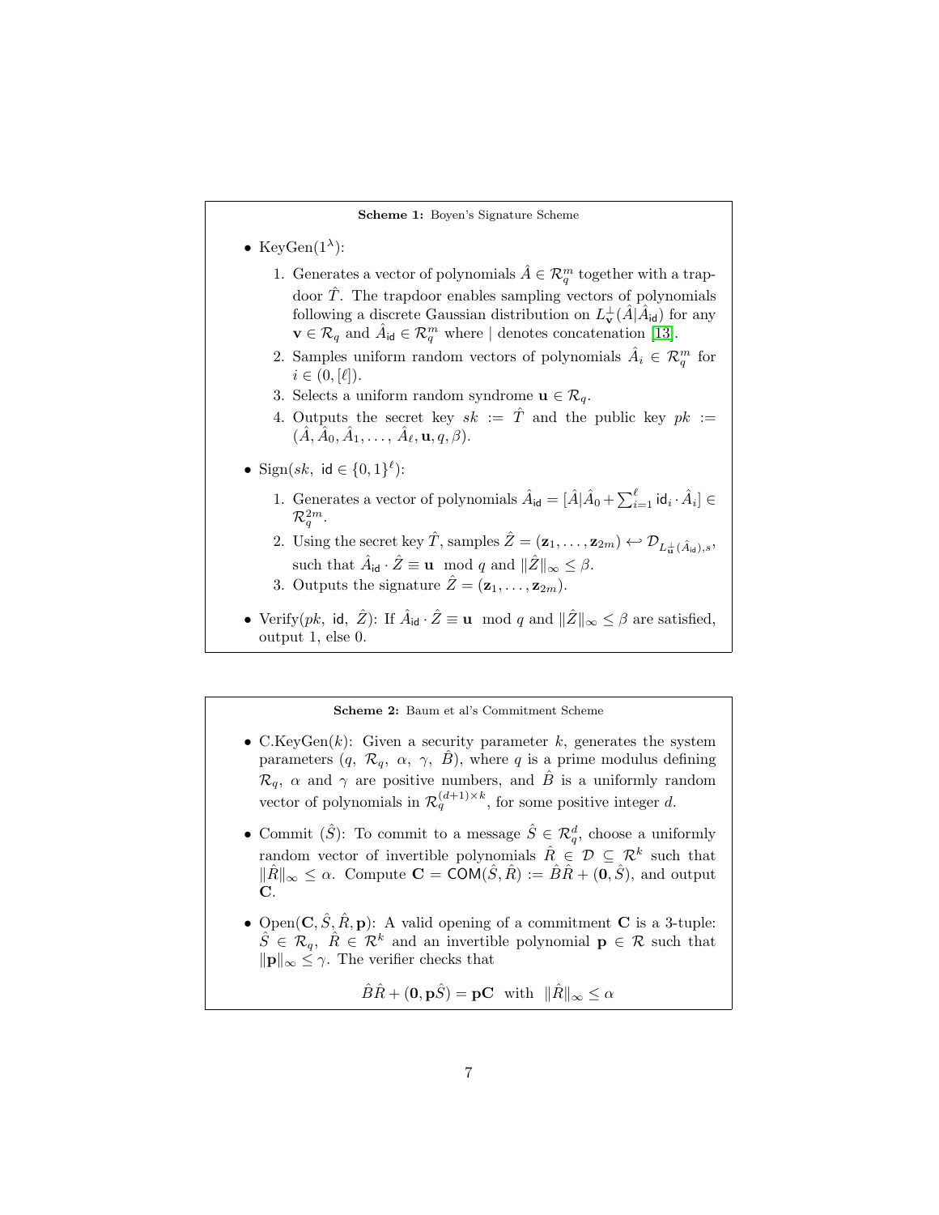**Scheme 1:** Boyen's Signature Scheme

- KeyGen($1^\lambda$):
  1. Generates a vector of polynomials $\hat{A} \in \mathcal{R}_q^m$ together with a trapdoor $\hat{T}$. The trapdoor enables sampling vectors of polynomials following a discrete Gaussian distribution on $L_{\mathbf{v}}^{\perp}(\hat{A}|\hat{A}_{\mathsf{id}})$ for any $\mathbf{v} \in \mathcal{R}_q$ and $\hat{A}_{\mathsf{id}} \in \mathcal{R}_q^m$ where $|$ denotes concatenation [13].
  2. Samples uniform random vectors of polynomials $\hat{A}_i \in \mathcal{R}_q^m$ for $i \in (0, [\ell])$.
  3. Selects a uniform random syndrome $\mathbf{u} \in \mathcal{R}_q$.
  4. Outputs the secret key $sk := \hat{T}$ and the public key $pk := (\hat{A}, \hat{A}_0, \hat{A}_1, \ldots, \hat{A}_\ell, \mathbf{u}, q, \beta)$.
- Sign($sk$, $\mathsf{id} \in \{0,1\}^\ell$):
  1. Generates a vector of polynomials $\hat{A}_{\mathsf{id}} = [\hat{A}|\hat{A}_0 + \sum_{i=1}^{\ell} \mathsf{id}_i \cdot \hat{A}_i] \in \mathcal{R}_q^{2m}$.
  2. Using the secret key $\hat{T}$, samples $\hat{Z} = (\mathbf{z}_1, \ldots, \mathbf{z}_{2m}) \hookleftarrow \mathcal{D}_{L_{\mathbf{u}}^{\perp}(\hat{A}_{\mathsf{id}}),s}$, such that $\hat{A}_{\mathsf{id}} \cdot \hat{Z} \equiv \mathbf{u} \mod q$ and $\|\hat{Z}\|_\infty \leq \beta$.
  3. Outputs the signature $\hat{Z} = (\mathbf{z}_1, \ldots, \mathbf{z}_{2m})$.
- Verify($pk$, $\mathsf{id}$, $\hat{Z}$): If $\hat{A}_{\mathsf{id}} \cdot \hat{Z} \equiv \mathbf{u} \mod q$ and $\|\hat{Z}\|_\infty \leq \beta$ are satisfied, output 1, else 0.

**Scheme 2:** Baum et al's Commitment Scheme

- C.KeyGen($k$): Given a security parameter $k$, generates the system parameters ($q$, $\mathcal{R}_q$, $\alpha$, $\gamma$, $\hat{B}$), where $q$ is a prime modulus defining $\mathcal{R}_q$, $\alpha$ and $\gamma$ are positive numbers, and $\hat{B}$ is a uniformly random vector of polynomials in $\mathcal{R}_q^{(d+1)\times k}$, for some positive integer $d$.
- Commit ($\hat{S}$): To commit to a message $\hat{S} \in \mathcal{R}_q^d$, choose a uniformly random vector of invertible polynomials $\hat{R} \in \mathcal{D} \subseteq \mathcal{R}^k$ such that $\|\hat{R}\|_\infty \leq \alpha$. Compute $\mathbf{C} = \mathsf{COM}(\hat{S}, \hat{R}) := \hat{B}\hat{R} + (\mathbf{0}, \hat{S})$, and output $\mathbf{C}$.
- Open($\mathbf{C}, \hat{S}, \hat{R}, \mathbf{p}$): A valid opening of a commitment $\mathbf{C}$ is a 3-tuple: $\hat{S} \in \mathcal{R}_q$, $\hat{R} \in \mathcal{R}^k$ and an invertible polynomial $\mathbf{p} \in \mathcal{R}$ such that $\|\mathbf{p}\|_\infty \leq \gamma$. The verifier checks that

$$\hat{B}\hat{R} + (\mathbf{0}, \mathbf{p}\hat{S}) = \mathbf{p}\mathbf{C} \text{ with } \|\hat{R}\|_\infty \leq \alpha$$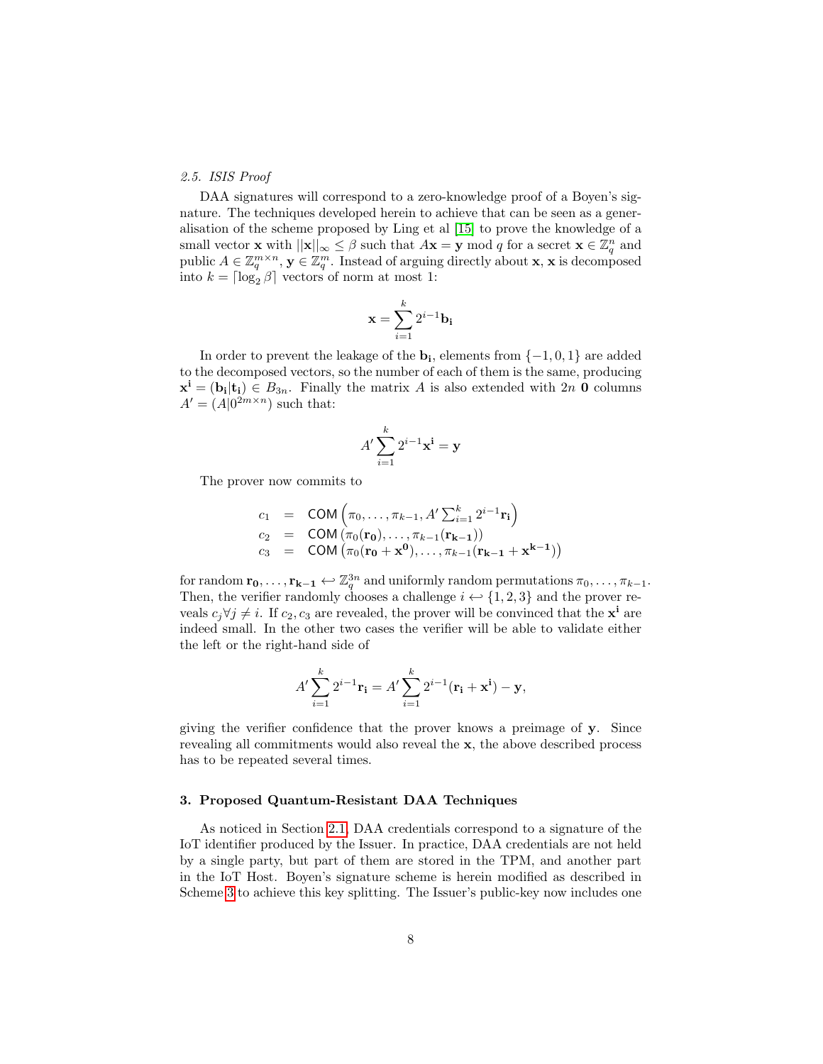### *2.5. ISIS Proof*

DAA signatures will correspond to a zero-knowledge proof of a Boyen's signature. The techniques developed herein to achieve that can be seen as a generalisation of the scheme proposed by Ling et al [15] to prove the knowledge of a small vector $\mathbf{x}$ with $||\mathbf{x}||_\infty \leq \beta$ such that $A\mathbf{x} = \mathbf{y} \bmod q$ for a secret $\mathbf{x} \in \mathbb{Z}_q^n$ and public $A \in \mathbb{Z}_q^{m \times n}$, $\mathbf{y} \in \mathbb{Z}_q^m$. Instead of arguing directly about $\mathbf{x}$, $\mathbf{x}$ is decomposed into $k = \lceil \log_2 \beta \rceil$ vectors of norm at most 1:

$$\mathbf{x} = \sum_{i=1}^{k} 2^{i-1} \mathbf{b_i}$$

In order to prevent the leakage of the $\mathbf{b_i}$, elements from $\{-1, 0, 1\}$ are added to the decomposed vectors, so the number of each of them is the same, producing $\mathbf{x^i} = (\mathbf{b_i}|\mathbf{t_i}) \in B_{3n}$. Finally the matrix $A$ is also extended with $2n$ $\mathbf{0}$ columns $A' = (A|0^{2m \times n})$ such that:

$$A' \sum_{i=1}^{k} 2^{i-1} \mathbf{x^i} = \mathbf{y}$$

The prover now commits to

$$\begin{aligned}
c_1 &= \mathsf{COM}\left(\pi_0, \ldots, \pi_{k-1}, A' \textstyle\sum_{i=1}^{k} 2^{i-1} \mathbf{r_i}\right) \\
c_2 &= \mathsf{COM}\left(\pi_0(\mathbf{r_0}), \ldots, \pi_{k-1}(\mathbf{r_{k-1}})\right) \\
c_3 &= \mathsf{COM}\left(\pi_0(\mathbf{r_0} + \mathbf{x^0}), \ldots, \pi_{k-1}(\mathbf{r_{k-1}} + \mathbf{x^{k-1}})\right)
\end{aligned}$$

for random $\mathbf{r_0}, \ldots, \mathbf{r_{k-1}} \hookleftarrow \mathbb{Z}_q^{3n}$ and uniformly random permutations $\pi_0, \ldots, \pi_{k-1}$. Then, the verifier randomly chooses a challenge $i \hookleftarrow \{1, 2, 3\}$ and the prover reveals $c_j \forall j \neq i$. If $c_2, c_3$ are revealed, the prover will be convinced that the $\mathbf{x^i}$ are indeed small. In the other two cases the verifier will be able to validate either the left or the right-hand side of

$$A' \sum_{i=1}^{k} 2^{i-1} \mathbf{r_i} = A' \sum_{i=1}^{k} 2^{i-1} (\mathbf{r_i} + \mathbf{x^i}) - \mathbf{y},$$

giving the verifier confidence that the prover knows a preimage of $\mathbf{y}$. Since revealing all commitments would also reveal the $\mathbf{x}$, the above described process has to be repeated several times.

## 3. Proposed Quantum-Resistant DAA Techniques

As noticed in Section 2.1, DAA credentials correspond to a signature of the IoT identifier produced by the Issuer. In practice, DAA credentials are not held by a single party, but part of them are stored in the TPM, and another part in the IoT Host. Boyen's signature scheme is herein modified as described in Scheme 3 to achieve this key splitting. The Issuer's public-key now includes one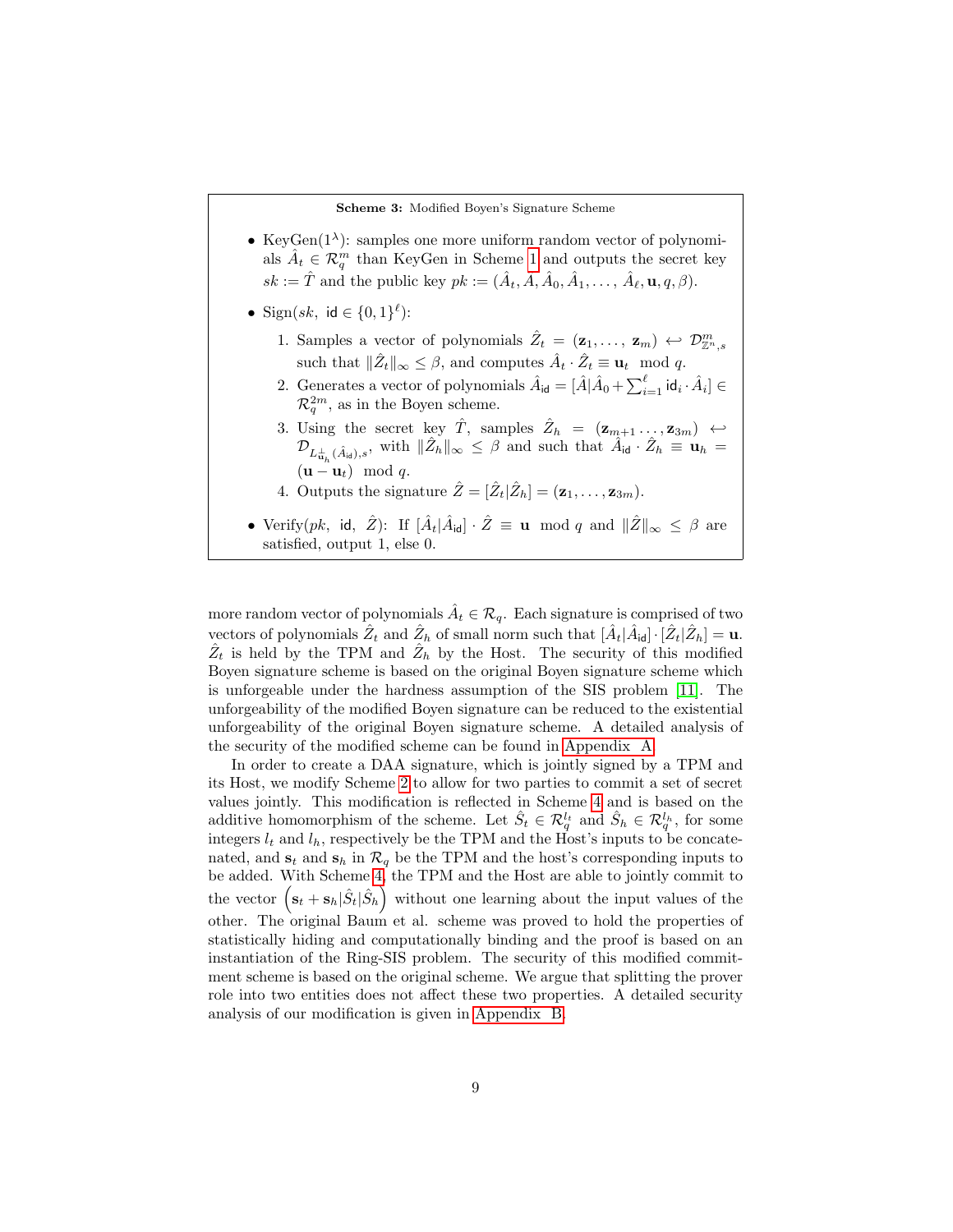**Scheme 3:** Modified Boyen's Signature Scheme

- KeyGen($1^\lambda$): samples one more uniform random vector of polynomials $\hat{A}_t \in \mathcal{R}_q^m$ than KeyGen in Scheme 1 and outputs the secret key $sk := \hat{T}$ and the public key $pk := (\hat{A}_t, \hat{A}, \hat{A}_0, \hat{A}_1, \ldots, \hat{A}_\ell, \mathbf{u}, q, \beta)$.
- Sign($sk$, $\mathsf{id} \in \{0,1\}^\ell$):
  1. Samples a vector of polynomials $\hat{Z}_t = (\mathbf{z}_1, \ldots, \mathbf{z}_m) \hookleftarrow \mathcal{D}^m_{\mathbb{Z}^n,s}$ such that $\|\hat{Z}_t\|_\infty \leq \beta$, and computes $\hat{A}_t \cdot \hat{Z}_t \equiv \mathbf{u}_t \mod q$.
  2. Generates a vector of polynomials $\hat{A}_{\mathsf{id}} = [\hat{A}|\hat{A}_0 + \sum_{i=1}^{\ell} \mathsf{id}_i \cdot \hat{A}_i] \in \mathcal{R}_q^{2m}$, as in the Boyen scheme.
  3. Using the secret key $\hat{T}$, samples $\hat{Z}_h = (\mathbf{z}_{m+1} \ldots, \mathbf{z}_{3m}) \hookleftarrow \mathcal{D}_{L^{\perp}_{\mathbf{u}_h}(\hat{A}_{\mathsf{id}}),s}$, with $\|\hat{Z}_h\|_\infty \leq \beta$ and such that $\hat{A}_{\mathsf{id}} \cdot \hat{Z}_h \equiv \mathbf{u}_h = (\mathbf{u} - \mathbf{u}_t) \mod q$.
  4. Outputs the signature $\hat{Z} = [\hat{Z}_t|\hat{Z}_h] = (\mathbf{z}_1, \ldots, \mathbf{z}_{3m})$.
- Verify($pk$, $\mathsf{id}$, $\hat{Z}$): If $[\hat{A}_t|\hat{A}_{\mathsf{id}}] \cdot \hat{Z} \equiv \mathbf{u} \mod q$ and $\|\hat{Z}\|_\infty \leq \beta$ are satisfied, output 1, else 0.

more random vector of polynomials $\hat{A}_t \in \mathcal{R}_q$. Each signature is comprised of two vectors of polynomials $\hat{Z}_t$ and $\hat{Z}_h$ of small norm such that $[\hat{A}_t|\hat{A}_{\mathsf{id}}] \cdot [\hat{Z}_t|\hat{Z}_h] = \mathbf{u}$. $\hat{Z}_t$ is held by the TPM and $\hat{Z}_h$ by the Host. The security of this modified Boyen signature scheme is based on the original Boyen signature scheme which is unforgeable under the hardness assumption of the SIS problem [11]. The unforgeability of the modified Boyen signature can be reduced to the existential unforgeability of the original Boyen signature scheme. A detailed analysis of the security of the modified scheme can be found in Appendix A.

In order to create a DAA signature, which is jointly signed by a TPM and its Host, we modify Scheme 2 to allow for two parties to commit a set of secret values jointly. This modification is reflected in Scheme 4 and is based on the additive homomorphism of the scheme. Let $\hat{S}_t \in \mathcal{R}_q^{l_t}$ and $\hat{S}_h \in \mathcal{R}_q^{l_h}$, for some integers $l_t$ and $l_h$, respectively be the TPM and the Host's inputs to be concatenated, and $\mathbf{s}_t$ and $\mathbf{s}_h$ in $\mathcal{R}_q$ be the TPM and the host's corresponding inputs to be added. With Scheme 4, the TPM and the Host are able to jointly commit to the vector $\left(\mathbf{s}_t + \mathbf{s}_h|\hat{S}_t|\hat{S}_h\right)$ without one learning about the input values of the other. The original Baum et al. scheme was proved to hold the properties of statistically hiding and computationally binding and the proof is based on an instantiation of the Ring-SIS problem. The security of this modified commitment scheme is based on the original scheme. We argue that splitting the prover role into two entities does not affect these two properties. A detailed security analysis of our modification is given in Appendix B.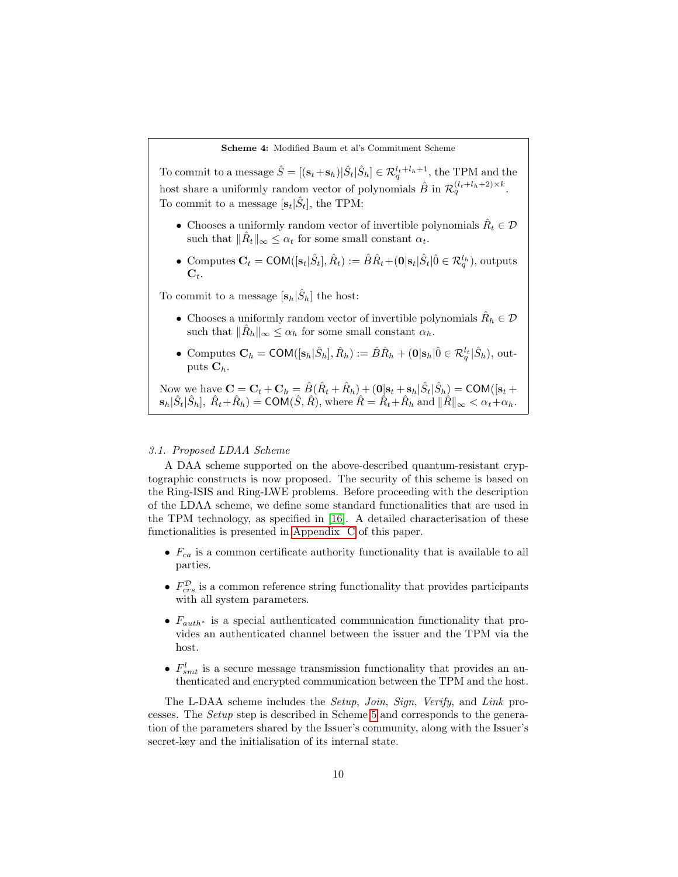**Scheme 4:** Modified Baum et al's Commitment Scheme

To commit to a message $\hat{S} = [(\mathbf{s}_t + \mathbf{s}_h)|\hat{S}_t|\hat{S}_h] \in \mathcal{R}_q^{l_t+l_h+1}$, the TPM and the host share a uniformly random vector of polynomials $\hat{B}$ in $\mathcal{R}_q^{(l_t+l_h+2)\times k}$.
To commit to a message $[\mathbf{s}_t|\hat{S}_t]$, the TPM:

- Chooses a uniformly random vector of invertible polynomials $\hat{R}_t \in \mathcal{D}$ such that $\|\hat{R}_t\|_\infty \leq \alpha_t$ for some small constant $\alpha_t$.
- Computes $\mathbf{C}_t = \mathsf{COM}([\mathbf{s}_t|\hat{S}_t], \hat{R}_t) := \hat{B}\hat{R}_t + (\mathbf{0}|\mathbf{s}_t|\hat{S}_t|\hat{0} \in \mathcal{R}_q^{l_h})$, outputs $\mathbf{C}_t$.

To commit to a message $[\mathbf{s}_h|\hat{S}_h]$ the host:

- Chooses a uniformly random vector of invertible polynomials $\hat{R}_h \in \mathcal{D}$ such that $\|\hat{R}_h\|_\infty \leq \alpha_h$ for some small constant $\alpha_h$.
- Computes $\mathbf{C}_h = \mathsf{COM}([\mathbf{s}_h|\hat{S}_h], \hat{R}_h) := \hat{B}\hat{R}_h + (\mathbf{0}|\mathbf{s}_h|\hat{0} \in \mathcal{R}_q^{l_t}|\hat{S}_h)$, outputs $\mathbf{C}_h$.

Now we have $\mathbf{C} = \mathbf{C}_t + \mathbf{C}_h = \hat{B}(\hat{R}_t + \hat{R}_h) + (\mathbf{0}|\mathbf{s}_t + \mathbf{s}_h|\hat{S}_t|\hat{S}_h) = \mathsf{COM}([\mathbf{s}_t + \mathbf{s}_h|\hat{S}_t|\hat{S}_h],\ \hat{R}_t + \hat{R}_h) = \mathsf{COM}(\hat{S}, \hat{R})$, where $\hat{R} = \hat{R}_t + \hat{R}_h$ and $\|\hat{R}\|_\infty < \alpha_t + \alpha_h$.

### 3.1. Proposed LDAA Scheme

A DAA scheme supported on the above-described quantum-resistant cryptographic constructs is now proposed. The security of this scheme is based on the Ring-ISIS and Ring-LWE problems. Before proceeding with the description of the LDAA scheme, we define some standard functionalities that are used in the TPM technology, as specified in [16]. A detailed characterisation of these functionalities is presented in Appendix C of this paper.

- $F_{ca}$ is a common certificate authority functionality that is available to all parties.
- $F_{crs}^{\mathcal{D}}$ is a common reference string functionality that provides participants with all system parameters.
- $F_{auth^*}$ is a special authenticated communication functionality that provides an authenticated channel between the issuer and the TPM via the host.
- $F_{smt}^{l}$ is a secure message transmission functionality that provides an authenticated and encrypted communication between the TPM and the host.

The L-DAA scheme includes the *Setup*, *Join*, *Sign*, *Verify*, and *Link* processes. The *Setup* step is described in Scheme 5 and corresponds to the generation of the parameters shared by the Issuer's community, along with the Issuer's secret-key and the initialisation of its internal state.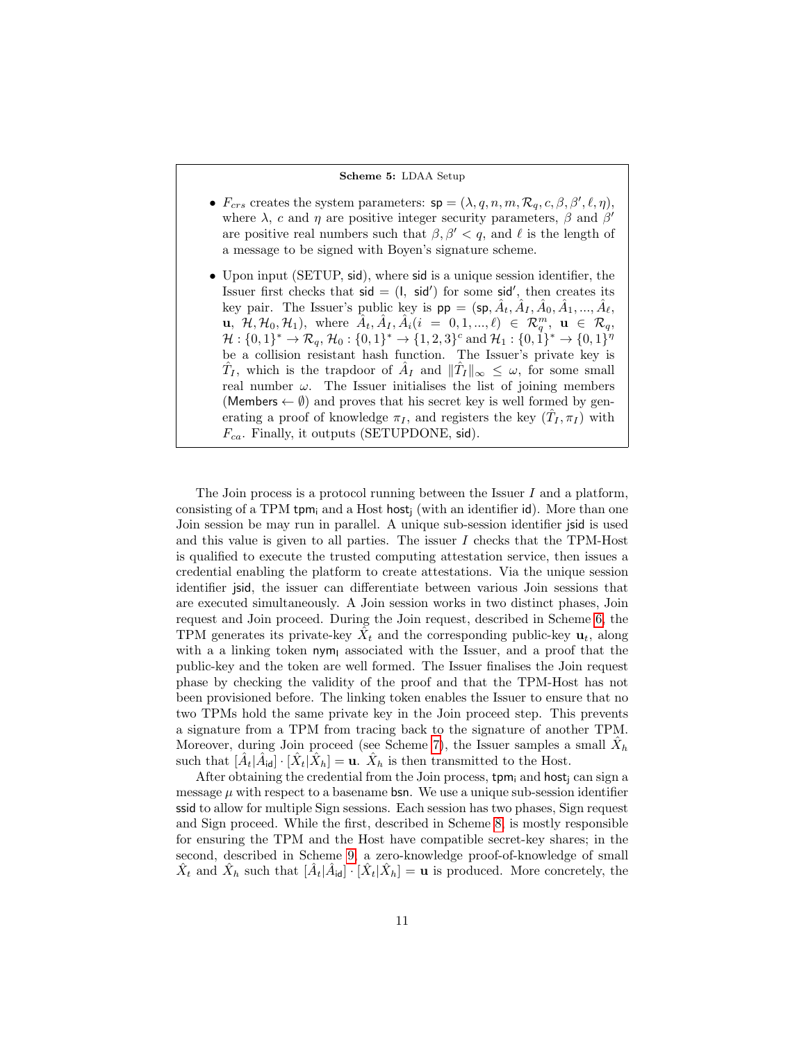**Scheme 5:** LDAA Setup

- $F_{crs}$ creates the system parameters: $\mathsf{sp} = (\lambda, q, n, m, \mathcal{R}_q, c, \beta, \beta', \ell, \eta)$, where $\lambda$, $c$ and $\eta$ are positive integer security parameters, $\beta$ and $\beta'$ are positive real numbers such that $\beta, \beta' < q$, and $\ell$ is the length of a message to be signed with Boyen's signature scheme.
- Upon input (SETUP, $\mathsf{sid}$), where $\mathsf{sid}$ is a unique session identifier, the Issuer first checks that $\mathsf{sid} = (\mathsf{I}, \mathsf{sid}')$ for some $\mathsf{sid}'$, then creates its key pair. The Issuer's public key is $\mathsf{pp} = (\mathsf{sp}, \hat{A}_t, \hat{A}_I, \hat{A}_0, \hat{A}_1, ..., \hat{A}_\ell,$ $\mathbf{u}, \mathcal{H}, \mathcal{H}_0, \mathcal{H}_1)$, where $\hat{A}_t, \hat{A}_I, \hat{A}_i (i = 0, 1, ..., \ell) \in \mathcal{R}_q^m$, $\mathbf{u} \in \mathcal{R}_q$, $\mathcal{H} : \{0,1\}^* \to \mathcal{R}_q$, $\mathcal{H}_0 : \{0,1\}^* \to \{1,2,3\}^c$ and $\mathcal{H}_1 : \{0,1\}^* \to \{0,1\}^\eta$ be a collision resistant hash function. The Issuer's private key is $\hat{T}_I$, which is the trapdoor of $\hat{A}_I$ and $\|\hat{T}_I\|_\infty \leq \omega$, for some small real number $\omega$. The Issuer initialises the list of joining members ($\mathsf{Members} \leftarrow \emptyset$) and proves that his secret key is well formed by generating a proof of knowledge $\pi_I$, and registers the key $(\hat{T}_I, \pi_I)$ with $F_{ca}$. Finally, it outputs (SETUPDONE, $\mathsf{sid}$).

The Join process is a protocol running between the Issuer $I$ and a platform, consisting of a TPM $\mathsf{tpm_i}$ and a Host $\mathsf{host_j}$ (with an identifier $\mathsf{id}$). More than one Join session be may run in parallel. A unique sub-session identifier $\mathsf{jsid}$ is used and this value is given to all parties. The issuer $I$ checks that the TPM-Host is qualified to execute the trusted computing attestation service, then issues a credential enabling the platform to create attestations. Via the unique session identifier $\mathsf{jsid}$, the issuer can differentiate between various Join sessions that are executed simultaneously. A Join session works in two distinct phases, Join request and Join proceed. During the Join request, described in Scheme 6, the TPM generates its private-key $\hat{X}_t$ and the corresponding public-key $\mathbf{u}_t$, along with a a linking token $\mathsf{nym_I}$ associated with the Issuer, and a proof that the public-key and the token are well formed. The Issuer finalises the Join request phase by checking the validity of the proof and that the TPM-Host has not been provisioned before. The linking token enables the Issuer to ensure that no two TPMs hold the same private key in the Join proceed step. This prevents a signature from a TPM from tracing back to the signature of another TPM. Moreover, during Join proceed (see Scheme 7), the Issuer samples a small $\hat{X}_h$ such that $[\hat{A}_t|\hat{A}_{\mathsf{id}}] \cdot [\hat{X}_t|\hat{X}_h] = \mathbf{u}$. $\hat{X}_h$ is then transmitted to the Host.

After obtaining the credential from the Join process, $\mathsf{tpm_i}$ and $\mathsf{host_j}$ can sign a message $\mu$ with respect to a basename $\mathsf{bsn}$. We use a unique sub-session identifier $\mathsf{ssid}$ to allow for multiple Sign sessions. Each session has two phases, Sign request and Sign proceed. While the first, described in Scheme 8, is mostly responsible for ensuring the TPM and the Host have compatible secret-key shares; in the second, described in Scheme 9, a zero-knowledge proof-of-knowledge of small $\hat{X}_t$ and $\hat{X}_h$ such that $[\hat{A}_t|\hat{A}_{\mathsf{id}}] \cdot [\hat{X}_t|\hat{X}_h] = \mathbf{u}$ is produced. More concretely, the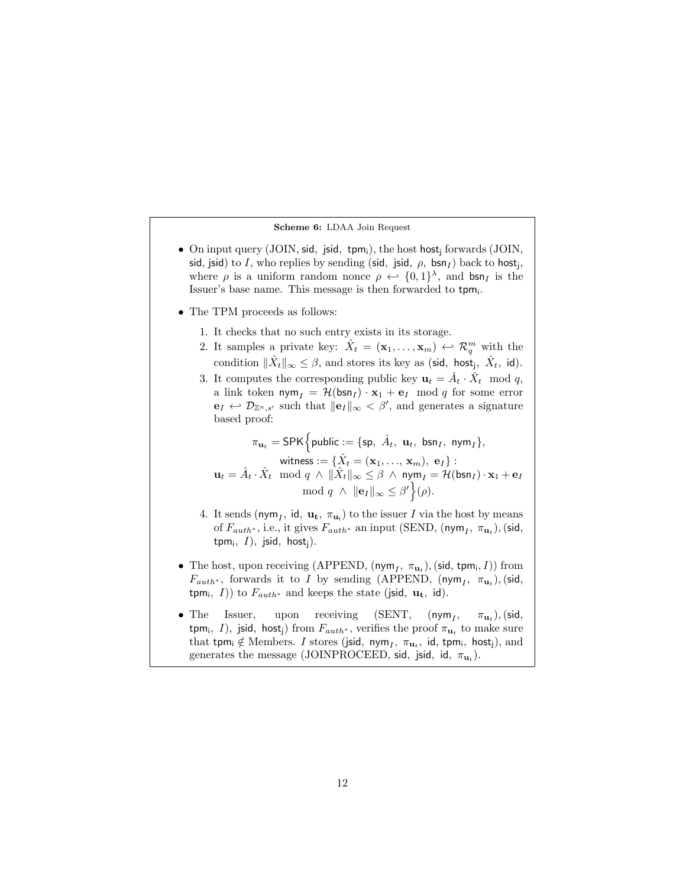**Scheme 6:** LDAA Join Request

- On input query (JOIN, $\mathsf{sid}$, $\mathsf{jsid}$, $\mathsf{tpm_i}$), the host $\mathsf{host_j}$ forwards (JOIN, $\mathsf{sid}$, $\mathsf{jsid}$) to $I$, who replies by sending ($\mathsf{sid}$, $\mathsf{jsid}$, $\rho$, $\mathsf{bsn}_I$) back to $\mathsf{host_j}$, where $\rho$ is a uniform random nonce $\rho \hookleftarrow \{0,1\}^\lambda$, and $\mathsf{bsn}_I$ is the Issuer's base name. This message is then forwarded to $\mathsf{tpm_i}$.

- The TPM proceeds as follows:
  1. It checks that no such entry exists in its storage.
  2. It samples a private key: $\hat{X}_t = (\mathbf{x}_1, \ldots, \mathbf{x}_m) \hookleftarrow \mathcal{R}_q^m$ with the condition $\|\hat{X}_t\|_\infty \leq \beta$, and stores its key as ($\mathsf{sid}$, $\mathsf{host_j}$, $\hat{X}_t$, $\mathsf{id}$).
  3. It computes the corresponding public key $\mathbf{u}_t = \hat{A}_t \cdot \hat{X}_t \mod q$, a link token $\mathsf{nym}_I = \mathcal{H}(\mathsf{bsn}_I) \cdot \mathbf{x}_1 + \mathbf{e}_I \mod q$ for some error $\mathbf{e}_I \hookleftarrow \mathcal{D}_{\mathbb{Z}^n, s'}$ such that $\|\mathbf{e}_I\|_\infty < \beta'$, and generates a signature based proof:

$$\pi_{\mathbf{u}_t} = \mathsf{SPK}\Big\{\mathsf{public} := \{\mathsf{sp},\ \hat{A}_t,\ \mathbf{u}_t,\ \mathsf{bsn}_I,\ \mathsf{nym}_I\},$$
$$\mathsf{witness} := \{\hat{X}_t = (\mathbf{x}_1, \ldots, \mathbf{x}_m),\ \mathbf{e}_I\} :$$
$$\mathbf{u}_t = \hat{A}_t \cdot \hat{X}_t \mod q \ \wedge\ \|\hat{X}_t\|_\infty \leq \beta \ \wedge\ \mathsf{nym}_I = \mathcal{H}(\mathsf{bsn}_I) \cdot \mathbf{x}_1 + \mathbf{e}_I$$
$$\mod q \ \wedge\ \|\mathbf{e}_I\|_\infty \leq \beta'\Big\}(\rho).$$

  4. It sends ($\mathsf{nym}_I$, $\mathsf{id}$, $\mathbf{u_t}$, $\pi_{\mathbf{u_t}}$) to the issuer $I$ via the host by means of $F_{auth^*}$, i.e., it gives $F_{auth^*}$ an input (SEND, ($\mathsf{nym}_I$, $\pi_{\mathbf{u}_t}$), ($\mathsf{sid}$, $\mathsf{tpm_i}$, $I$), $\mathsf{jsid}$, $\mathsf{host_j}$).

- The host, upon receiving (APPEND, ($\mathsf{nym}_I$, $\pi_{\mathbf{u}_t}$), ($\mathsf{sid}$, $\mathsf{tpm_i}$, $I$)) from $F_{auth^*}$, forwards it to $I$ by sending (APPEND, ($\mathsf{nym}_I$, $\pi_{\mathbf{u}_t}$), ($\mathsf{sid}$, $\mathsf{tpm_i}$, $I$)) to $F_{auth^*}$ and keeps the state ($\mathsf{jsid}$, $\mathbf{u_t}$, $\mathsf{id}$).

- The Issuer, upon receiving (SENT, ($\mathsf{nym}_I$, $\pi_{\mathbf{u}_t}$), ($\mathsf{sid}$, $\mathsf{tpm_i}$, $I$), $\mathsf{jsid}$, $\mathsf{host_j}$) from $F_{auth^*}$, verifies the proof $\pi_{\mathbf{u}_t}$ to make sure that $\mathsf{tpm_i} \notin$ Members. $I$ stores ($\mathsf{jsid}$, $\mathsf{nym}_I$, $\pi_{\mathbf{u}_t}$, $\mathsf{id}$, $\mathsf{tpm_i}$, $\mathsf{host_j}$), and generates the message (JOINPROCEED, $\mathsf{sid}$, $\mathsf{jsid}$, $\mathsf{id}$, $\pi_{\mathbf{u}_t}$).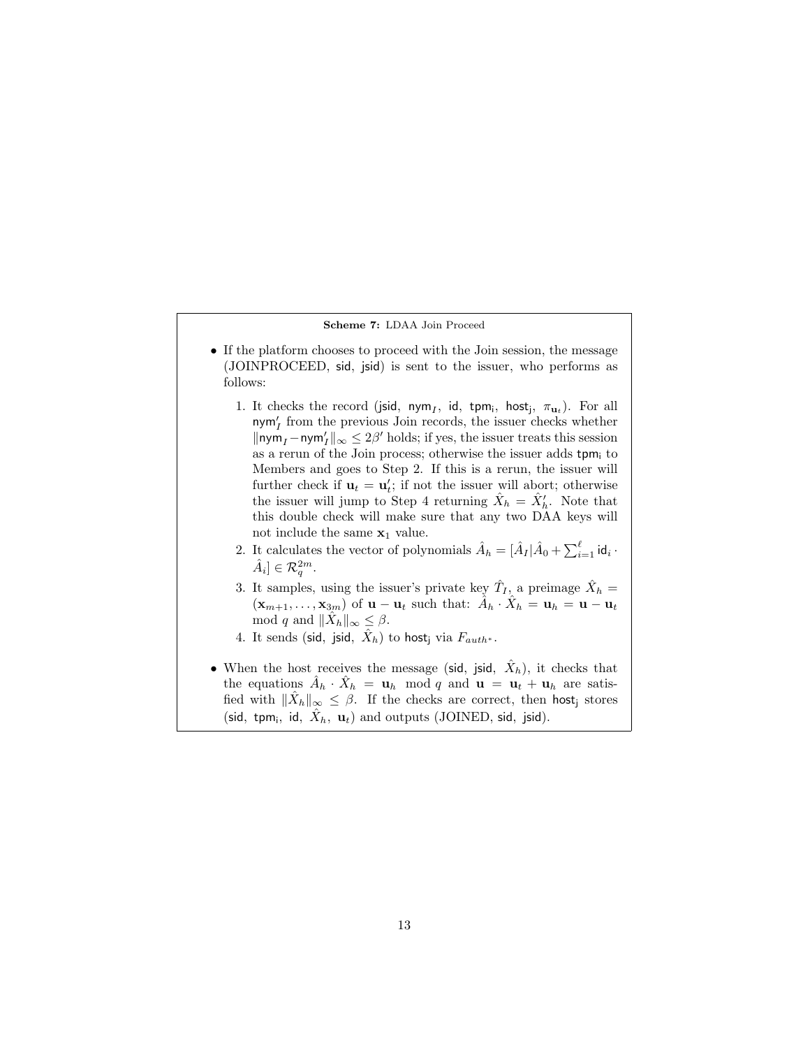**Scheme 7:** LDAA Join Proceed

- If the platform chooses to proceed with the Join session, the message (JOINPROCEED, $\mathsf{sid}$, $\mathsf{jsid}$) is sent to the issuer, who performs as follows:

  1. It checks the record ($\mathsf{jsid}$, $\mathsf{nym}_I$, $\mathsf{id}$, $\mathsf{tpm_i}$, $\mathsf{host_j}$, $\pi_{\mathbf{u}_t}$). For all $\mathsf{nym}'_I$ from the previous Join records, the issuer checks whether $\|\mathsf{nym}_I - \mathsf{nym}'_I\|_\infty \leq 2\beta'$ holds; if yes, the issuer treats this session as a rerun of the Join process; otherwise the issuer adds $\mathsf{tpm_i}$ to Members and goes to Step 2. If this is a rerun, the issuer will further check if $\mathbf{u}_t = \mathbf{u}'_t$; if not the issuer will abort; otherwise the issuer will jump to Step 4 returning $\hat{X}_h = \hat{X}'_h$. Note that this double check will make sure that any two DAA keys will not include the same $\mathbf{x}_1$ value.
  2. It calculates the vector of polynomials $\hat{A}_h = [\hat{A}_I | \hat{A}_0 + \sum_{i=1}^{\ell} \mathsf{id}_i \cdot \hat{A}_i] \in \mathcal{R}_q^{2m}$.
  3. It samples, using the issuer's private key $\hat{T}_I$, a preimage $\hat{X}_h = (\mathbf{x}_{m+1}, \ldots, \mathbf{x}_{3m})$ of $\mathbf{u} - \mathbf{u}_t$ such that: $\hat{A}_h \cdot \hat{X}_h = \mathbf{u}_h = \mathbf{u} - \mathbf{u}_t \mod q$ and $\|\hat{X}_h\|_\infty \leq \beta$.
  4. It sends ($\mathsf{sid}$, $\mathsf{jsid}$, $\hat{X}_h$) to $\mathsf{host_j}$ via $F_{auth*}$.

- When the host receives the message ($\mathsf{sid}$, $\mathsf{jsid}$, $\hat{X}_h$), it checks that the equations $\hat{A}_h \cdot \hat{X}_h = \mathbf{u}_h \mod q$ and $\mathbf{u} = \mathbf{u}_t + \mathbf{u}_h$ are satisfied with $\|\hat{X}_h\|_\infty \leq \beta$. If the checks are correct, then $\mathsf{host_j}$ stores ($\mathsf{sid}$, $\mathsf{tpm_i}$, $\mathsf{id}$, $\hat{X}_h$, $\mathbf{u}_t$) and outputs (JOINED, $\mathsf{sid}$, $\mathsf{jsid}$).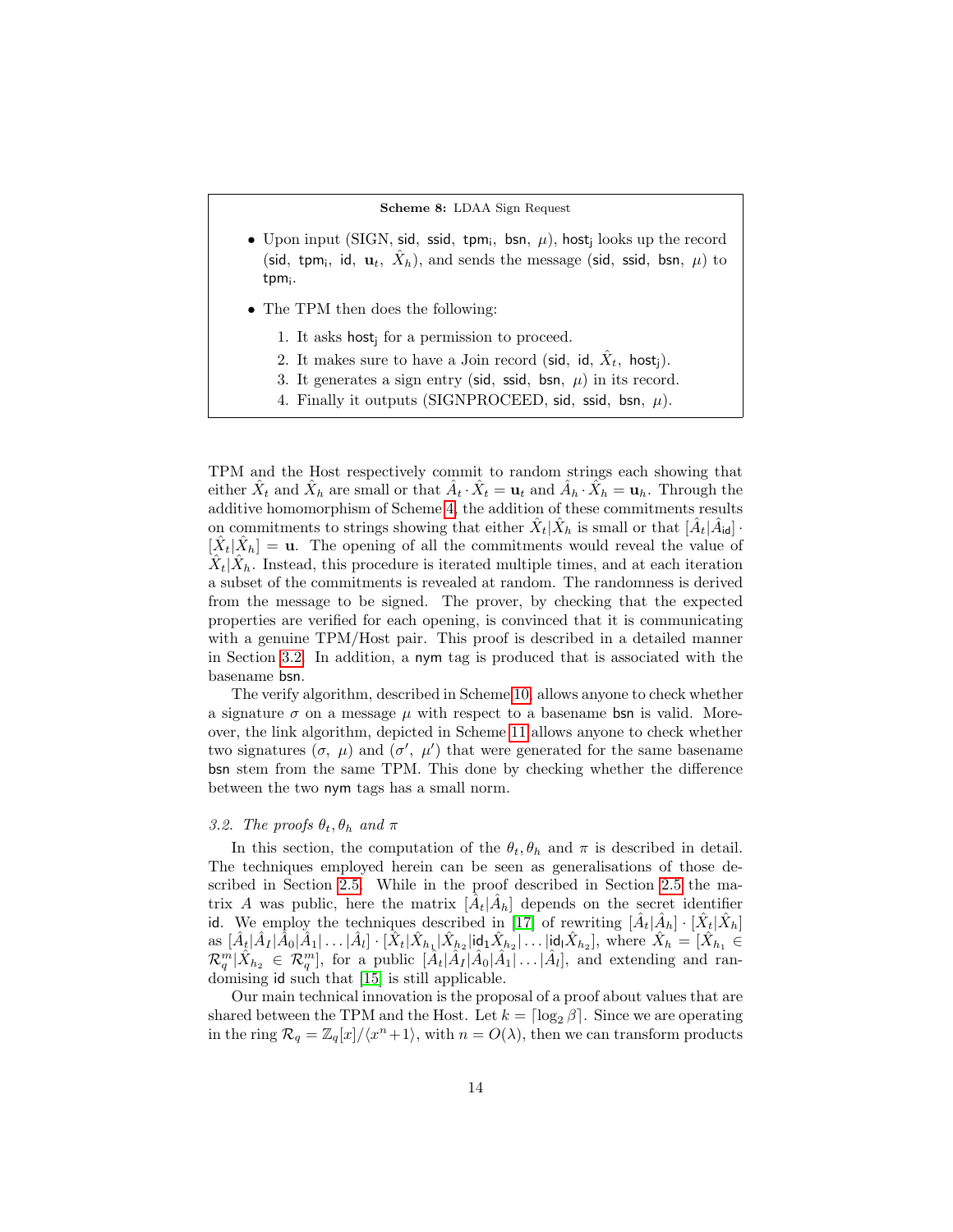**Scheme 8:** LDAA Sign Request

- Upon input (SIGN, sid, ssid, $\mathsf{tpm_i}$, bsn, $\mu$), $\mathsf{host_j}$ looks up the record (sid, $\mathsf{tpm_i}$, id, $\mathbf{u}_t$, $\hat{X}_h$), and sends the message (sid, ssid, bsn, $\mu$) to $\mathsf{tpm_i}$.
- The TPM then does the following:
  1. It asks $\mathsf{host_j}$ for a permission to proceed.
  2. It makes sure to have a Join record (sid, id, $\hat{X}_t$, $\mathsf{host_j}$).
  3. It generates a sign entry (sid, ssid, bsn, $\mu$) in its record.
  4. Finally it outputs (SIGNPROCEED, sid, ssid, bsn, $\mu$).

TPM and the Host respectively commit to random strings each showing that either $\hat{X}_t$ and $\hat{X}_h$ are small or that $\hat{A}_t \cdot \hat{X}_t = \mathbf{u}_t$ and $\hat{A}_h \cdot \hat{X}_h = \mathbf{u}_h$. Through the additive homomorphism of Scheme 4, the addition of these commitments results on commitments to strings showing that either $\hat{X}_t|\hat{X}_h$ is small or that $[\hat{A}_t|\hat{A}_{\mathsf{id}}] \cdot [\hat{X}_t|\hat{X}_h] = \mathbf{u}$. The opening of all the commitments would reveal the value of $\hat{X}_t|\hat{X}_h$. Instead, this procedure is iterated multiple times, and at each iteration a subset of the commitments is revealed at random. The randomness is derived from the message to be signed. The prover, by checking that the expected properties are verified for each opening, is convinced that it is communicating with a genuine TPM/Host pair. This proof is described in a detailed manner in Section 3.2. In addition, a nym tag is produced that is associated with the basename bsn.

The verify algorithm, described in Scheme 10, allows anyone to check whether a signature $\sigma$ on a message $\mu$ with respect to a basename bsn is valid. Moreover, the link algorithm, depicted in Scheme 11 allows anyone to check whether two signatures $(\sigma,\ \mu)$ and $(\sigma',\ \mu')$ that were generated for the same basename bsn stem from the same TPM. This done by checking whether the difference between the two nym tags has a small norm.

### *3.2. The proofs $\theta_t, \theta_h$ and $\pi$*

In this section, the computation of the $\theta_t, \theta_h$ and $\pi$ is described in detail. The techniques employed herein can be seen as generalisations of those described in Section 2.5. While in the proof described in Section 2.5 the matrix $A$ was public, here the matrix $[\hat{A}_t|\hat{A}_h]$ depends on the secret identifier id. We employ the techniques described in [17] of rewriting $[\hat{A}_t|\hat{A}_h] \cdot [\hat{X}_t|\hat{X}_h]$ as $[\hat{A}_t|\hat{A}_I|\hat{A}_0|\hat{A}_1|\dots|\hat{A}_l] \cdot [\hat{X}_t|\hat{X}_{h_1}|\hat{X}_{h_2}|\mathsf{id}_1\hat{X}_{h_2}|\dots|\mathsf{id}_l\hat{X}_{h_2}]$, where $\hat{X}_h = [\hat{X}_{h_1} \in \mathcal{R}_q^m|\hat{X}_{h_2} \in \mathcal{R}_q^m]$, for a public $[\hat{A}_t|\hat{A}_I|\hat{A}_0|\hat{A}_1|\dots|\hat{A}_l]$, and extending and randomising id such that [15] is still applicable.

Our main technical innovation is the proposal of a proof about values that are shared between the TPM and the Host. Let $k = \lceil \log_2 \beta \rceil$. Since we are operating in the ring $\mathcal{R}_q = \mathbb{Z}_q[x]/\langle x^n + 1 \rangle$, with $n = O(\lambda)$, then we can transform products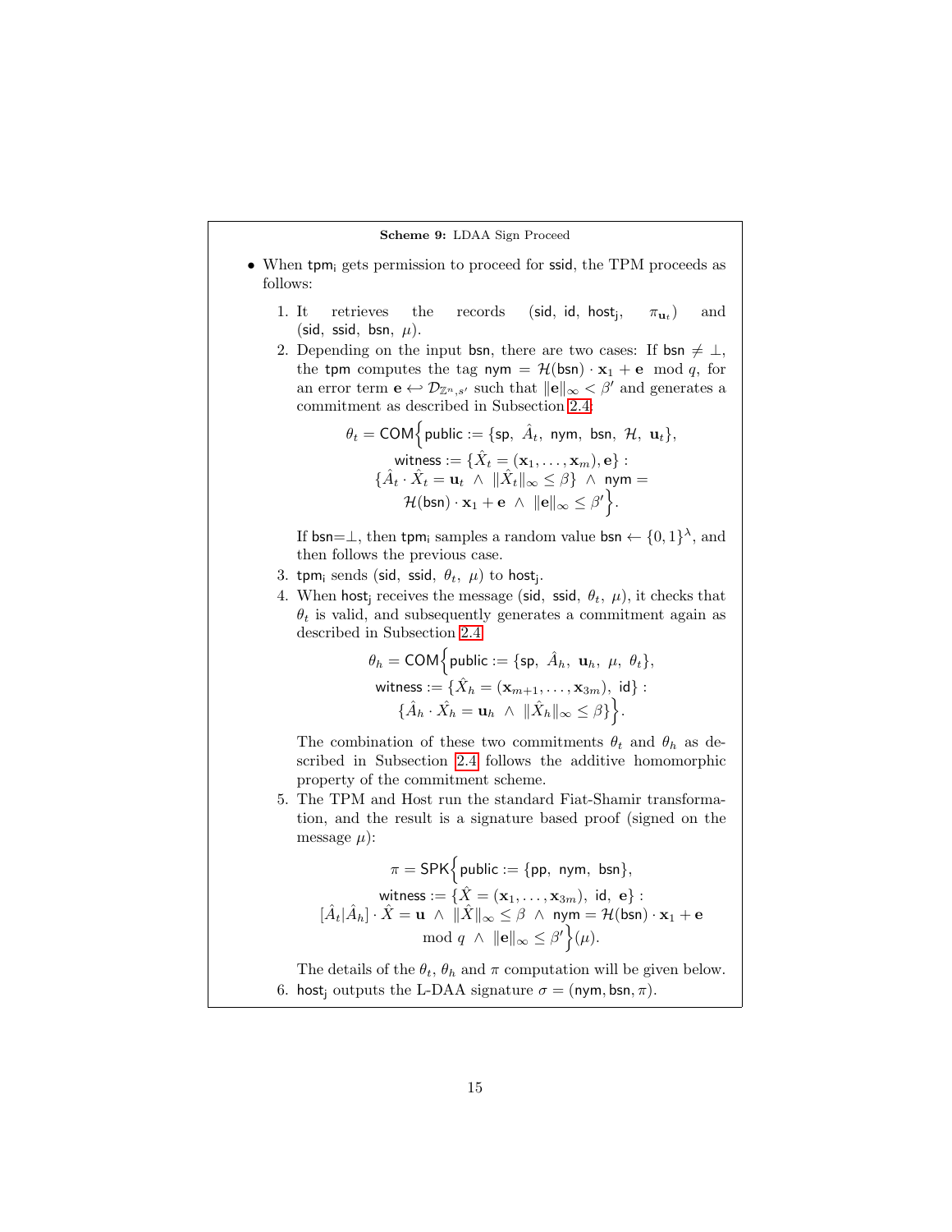**Scheme 9:** LDAA Sign Proceed

- When $\mathsf{tpm_i}$ gets permission to proceed for $\mathsf{ssid}$, the TPM proceeds as follows:

  1. It retrieves the records $(\mathsf{sid},\ \mathsf{id},\ \mathsf{host_j},\ \pi_{\mathbf{u}_t})$ and $(\mathsf{sid},\ \mathsf{ssid},\ \mathsf{bsn},\ \mu)$.
  2. Depending on the input $\mathsf{bsn}$, there are two cases: If $\mathsf{bsn} \neq \perp$, the $\mathsf{tpm}$ computes the tag $\mathsf{nym} = \mathcal{H}(\mathsf{bsn}) \cdot \mathbf{x}_1 + \mathbf{e} \mod q$, for an error term $\mathbf{e} \hookleftarrow \mathcal{D}_{\mathbb{Z}^n, s'}$ such that $\|\mathbf{e}\|_\infty < \beta'$ and generates a commitment as described in Subsection 2.4:

     $$\theta_t = \mathsf{COM}\Big\{\mathsf{public} := \{\mathsf{sp},\ \hat{A}_t,\ \mathsf{nym},\ \mathsf{bsn},\ \mathcal{H},\ \mathbf{u}_t\}, \\ \mathsf{witness} := \{\hat{X}_t = (\mathbf{x}_1, \ldots, \mathbf{x}_m), \mathbf{e}\} : \\ \{\hat{A}_t \cdot \hat{X}_t = \mathbf{u}_t \ \wedge\ \|\hat{X}_t\|_\infty \leq \beta\} \ \wedge\ \mathsf{nym} = \\ \mathcal{H}(\mathsf{bsn}) \cdot \mathbf{x}_1 + \mathbf{e} \ \wedge\ \|\mathbf{e}\|_\infty \leq \beta'\Big\}.$$

     If $\mathsf{bsn}=\perp$, then $\mathsf{tpm_i}$ samples a random value $\mathsf{bsn} \leftarrow \{0,1\}^\lambda$, and then follows the previous case.
  3. $\mathsf{tpm_i}$ sends $(\mathsf{sid},\ \mathsf{ssid},\ \theta_t,\ \mu)$ to $\mathsf{host_j}$.
  4. When $\mathsf{host_j}$ receives the message $(\mathsf{sid},\ \mathsf{ssid},\ \theta_t,\ \mu)$, it checks that $\theta_t$ is valid, and subsequently generates a commitment again as described in Subsection 2.4:

     $$\theta_h = \mathsf{COM}\Big\{\mathsf{public} := \{\mathsf{sp},\ \hat{A}_h,\ \mathbf{u}_h,\ \mu,\ \theta_t\}, \\ \mathsf{witness} := \{\hat{X}_h = (\mathbf{x}_{m+1}, \ldots, \mathbf{x}_{3m}),\ \mathsf{id}\} : \\ \{\hat{A}_h \cdot \hat{X}_h = \mathbf{u}_h \ \wedge\ \|\hat{X}_h\|_\infty \leq \beta\}\Big\}.$$

     The combination of these two commitments $\theta_t$ and $\theta_h$ as described in Subsection 2.4 follows the additive homomorphic property of the commitment scheme.
  5. The TPM and Host run the standard Fiat-Shamir transformation, and the result is a signature based proof (signed on the message $\mu$):

     $$\pi = \mathsf{SPK}\Big\{\mathsf{public} := \{\mathsf{pp},\ \mathsf{nym},\ \mathsf{bsn}\}, \\ \mathsf{witness} := \{\hat{X} = (\mathbf{x}_1, \ldots, \mathbf{x}_{3m}),\ \mathsf{id},\ \mathbf{e}\} : \\ [\hat{A}_t|\hat{A}_h] \cdot \hat{X} = \mathbf{u} \ \wedge\ \|\hat{X}\|_\infty \leq \beta \ \wedge\ \mathsf{nym} = \mathcal{H}(\mathsf{bsn}) \cdot \mathbf{x}_1 + \mathbf{e} \\ \mod q \ \wedge\ \|\mathbf{e}\|_\infty \leq \beta'\Big\}(\mu).$$

     The details of the $\theta_t$, $\theta_h$ and $\pi$ computation will be given below.
  6. $\mathsf{host_j}$ outputs the L-DAA signature $\sigma = (\mathsf{nym}, \mathsf{bsn}, \pi)$.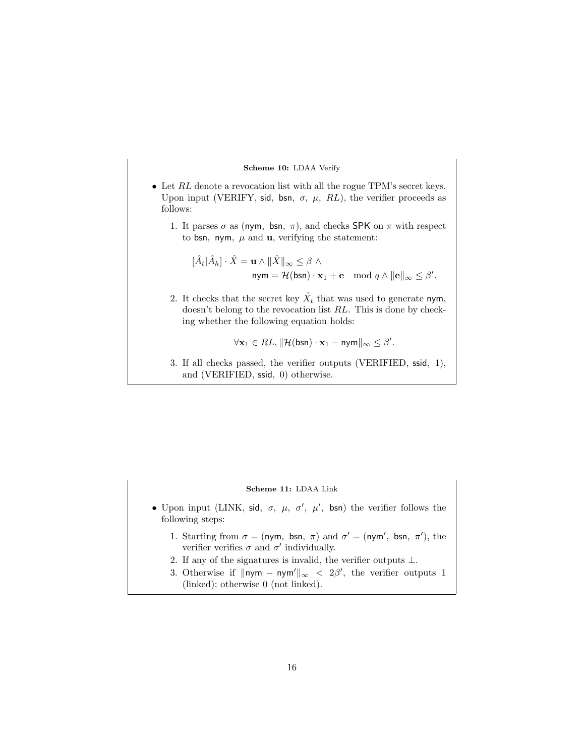**Scheme 10:** LDAA Verify

- Let $RL$ denote a revocation list with all the rogue TPM's secret keys. Upon input (VERIFY, $\mathsf{sid}$, $\mathsf{bsn}$, $\sigma$, $\mu$, $RL$), the verifier proceeds as follows:

  1. It parses $\sigma$ as ($\mathsf{nym}$, $\mathsf{bsn}$, $\pi$), and checks $\mathsf{SPK}$ on $\pi$ with respect to $\mathsf{bsn}$, $\mathsf{nym}$, $\mu$ and $\mathbf{u}$, verifying the statement:

  $$[\hat{A}_t|\hat{A}_h] \cdot \hat{X} = \mathbf{u} \wedge \|\hat{X}\|_\infty \leq \beta \wedge \\ \mathsf{nym} = \mathcal{H}(\mathsf{bsn}) \cdot \mathbf{x}_1 + \mathbf{e} \mod q \wedge \|\mathbf{e}\|_\infty \leq \beta'.$$

  2. It checks that the secret key $\hat{X}_t$ that was used to generate $\mathsf{nym}$, doesn't belong to the revocation list $RL$. This is done by checking whether the following equation holds:

  $$\forall \mathbf{x}_1 \in RL, \|\mathcal{H}(\mathsf{bsn}) \cdot \mathbf{x}_1 - \mathsf{nym}\|_\infty \leq \beta'.$$

  3. If all checks passed, the verifier outputs (VERIFIED, $\mathsf{ssid}$, 1), and (VERIFIED, $\mathsf{ssid}$, 0) otherwise.

**Scheme 11:** LDAA Link

- Upon input (LINK, $\mathsf{sid}$, $\sigma$, $\mu$, $\sigma'$, $\mu'$, $\mathsf{bsn}$) the verifier follows the following steps:

  1. Starting from $\sigma = (\mathsf{nym}, \mathsf{bsn}, \pi)$ and $\sigma' = (\mathsf{nym}', \mathsf{bsn}, \pi')$, the verifier verifies $\sigma$ and $\sigma'$ individually.
  2. If any of the signatures is invalid, the verifier outputs $\perp$.
  3. Otherwise if $\|\mathsf{nym} - \mathsf{nym}'\|_\infty < 2\beta'$, the verifier outputs 1 (linked); otherwise 0 (not linked).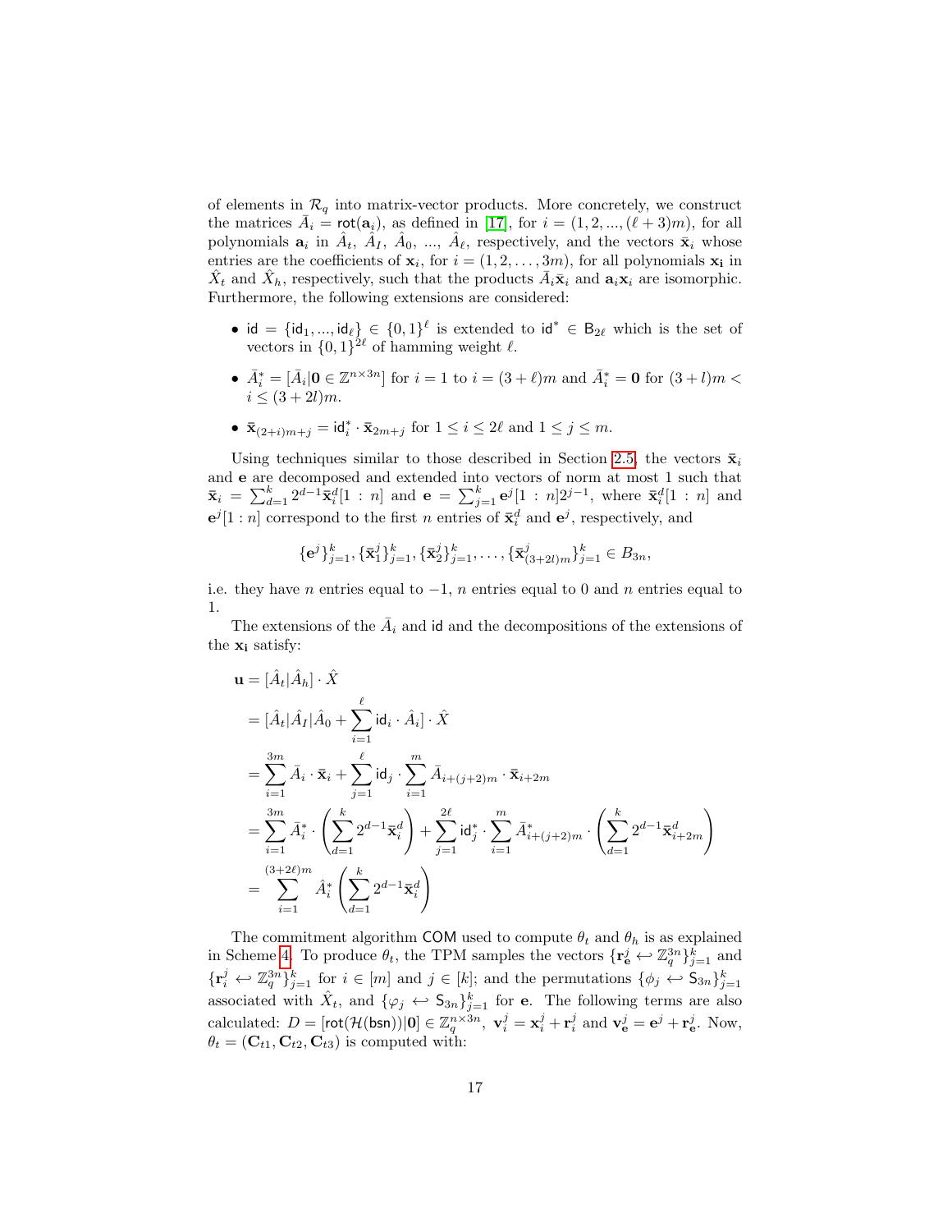of elements in $\mathcal{R}_q$ into matrix-vector products. More concretely, we construct the matrices $\bar{A}_i = \mathsf{rot}(\mathbf{a}_i)$, as defined in [17], for $i = (1, 2, ..., (\ell+3)m)$, for all polynomials $\mathbf{a}_i$ in $\hat{A}_t$, $\hat{A}_I$, $\hat{A}_0$, ..., $\hat{A}_\ell$, respectively, and the vectors $\bar{\mathbf{x}}_i$ whose entries are the coefficients of $\mathbf{x}_i$, for $i = (1, 2, \ldots, 3m)$, for all polynomials $\mathbf{x_i}$ in $\hat{X}_t$ and $\hat{X}_h$, respectively, such that the products $\bar{A}_i\bar{\mathbf{x}}_i$ and $\mathbf{a}_i\mathbf{x}_i$ are isomorphic. Furthermore, the following extensions are considered:

- $\mathsf{id} = \{\mathsf{id}_1, ..., \mathsf{id}_\ell\} \in \{0,1\}^\ell$ is extended to $\mathsf{id}^* \in \mathsf{B}_{2\ell}$ which is the set of vectors in $\{0,1\}^{2\ell}$ of hamming weight $\ell$.
- $\bar{A}^*_i = [\bar{A}_i | \mathbf{0} \in \mathbb{Z}^{n\times 3n}]$ for $i = 1$ to $i = (3+\ell)m$ and $\bar{A}^*_i = \mathbf{0}$ for $(3+l)m < i \leq (3+2l)m$.
- $\bar{\mathbf{x}}_{(2+i)m+j} = \mathsf{id}^*_i \cdot \bar{\mathbf{x}}_{2m+j}$ for $1 \leq i \leq 2\ell$ and $1 \leq j \leq m$.

Using techniques similar to those described in Section 2.5, the vectors $\bar{\mathbf{x}}_i$ and $\mathbf{e}$ are decomposed and extended into vectors of norm at most 1 such that $\bar{\mathbf{x}}_i = \sum_{d=1}^{k} 2^{d-1}\bar{\mathbf{x}}^d_i[1:n]$ and $\mathbf{e} = \sum_{j=1}^{k} \mathbf{e}^j[1:n]2^{j-1}$, where $\bar{\mathbf{x}}^d_i[1:n]$ and $\mathbf{e}^j[1:n]$ correspond to the first $n$ entries of $\bar{\mathbf{x}}^d_i$ and $\mathbf{e}^j$, respectively, and

$$\{\mathbf{e}^j\}_{j=1}^k, \{\bar{\mathbf{x}}^j_1\}_{j=1}^k, \{\bar{\mathbf{x}}^j_2\}_{j=1}^k, \ldots, \{\bar{\mathbf{x}}^j_{(3+2l)m}\}_{j=1}^k \in B_{3n},$$

i.e. they have $n$ entries equal to $-1$, $n$ entries equal to 0 and $n$ entries equal to 1.

The extensions of the $\bar{A}_i$ and $\mathsf{id}$ and the decompositions of the extensions of the $\mathbf{x_i}$ satisfy:

$$\begin{aligned}
\mathbf{u} &= [\hat{A}_t|\hat{A}_h] \cdot \hat{X} \\
&= [\hat{A}_t|\hat{A}_I|\hat{A}_0 + \sum_{i=1}^{\ell} \mathsf{id}_i \cdot \hat{A}_i] \cdot \hat{X} \\
&= \sum_{i=1}^{3m} \bar{A}_i \cdot \bar{\mathbf{x}}_i + \sum_{j=1}^{\ell} \mathsf{id}_j \cdot \sum_{i=1}^{m} \bar{A}_{i+(j+2)m} \cdot \bar{\mathbf{x}}_{i+2m} \\
&= \sum_{i=1}^{3m} \bar{A}^*_i \cdot \left(\sum_{d=1}^{k} 2^{d-1}\bar{\mathbf{x}}^d_i\right) + \sum_{j=1}^{2\ell} \mathsf{id}^*_j \cdot \sum_{i=1}^{m} \bar{A}^*_{i+(j+2)m} \cdot \left(\sum_{d=1}^{k} 2^{d-1}\bar{\mathbf{x}}^d_{i+2m}\right) \\
&= \sum_{i=1}^{(3+2\ell)m} \hat{A}^*_i \left(\sum_{d=1}^{k} 2^{d-1}\bar{\mathbf{x}}^d_i\right)
\end{aligned}$$

The commitment algorithm $\mathsf{COM}$ used to compute $\theta_t$ and $\theta_h$ is as explained in Scheme 4. To produce $\theta_t$, the TPM samples the vectors $\{\mathbf{r}^j_{\mathbf{e}} \hookleftarrow \mathbb{Z}_q^{3n}\}_{j=1}^k$ and $\{\mathbf{r}^j_i \hookleftarrow \mathbb{Z}_q^{3n}\}_{j=1}^k$ for $i \in [m]$ and $j \in [k]$; and the permutations $\{\phi_j \hookleftarrow \mathsf{S}_{3n}\}_{j=1}^k$ associated with $\hat{X}_t$, and $\{\varphi_j \hookleftarrow \mathsf{S}_{3n}\}_{j=1}^k$ for $\mathbf{e}$. The following terms are also calculated: $D = [\mathsf{rot}(\mathcal{H}(\mathsf{bsn}))|\mathbf{0}] \in \mathbb{Z}_q^{n\times 3n}$, $\mathbf{v}^j_i = \mathbf{x}^j_i + \mathbf{r}^j_i$ and $\mathbf{v}^j_{\mathbf{e}} = \mathbf{e}^j + \mathbf{r}^j_{\mathbf{e}}$. Now, $\theta_t = (\mathbf{C}_{t1}, \mathbf{C}_{t2}, \mathbf{C}_{t3})$ is computed with: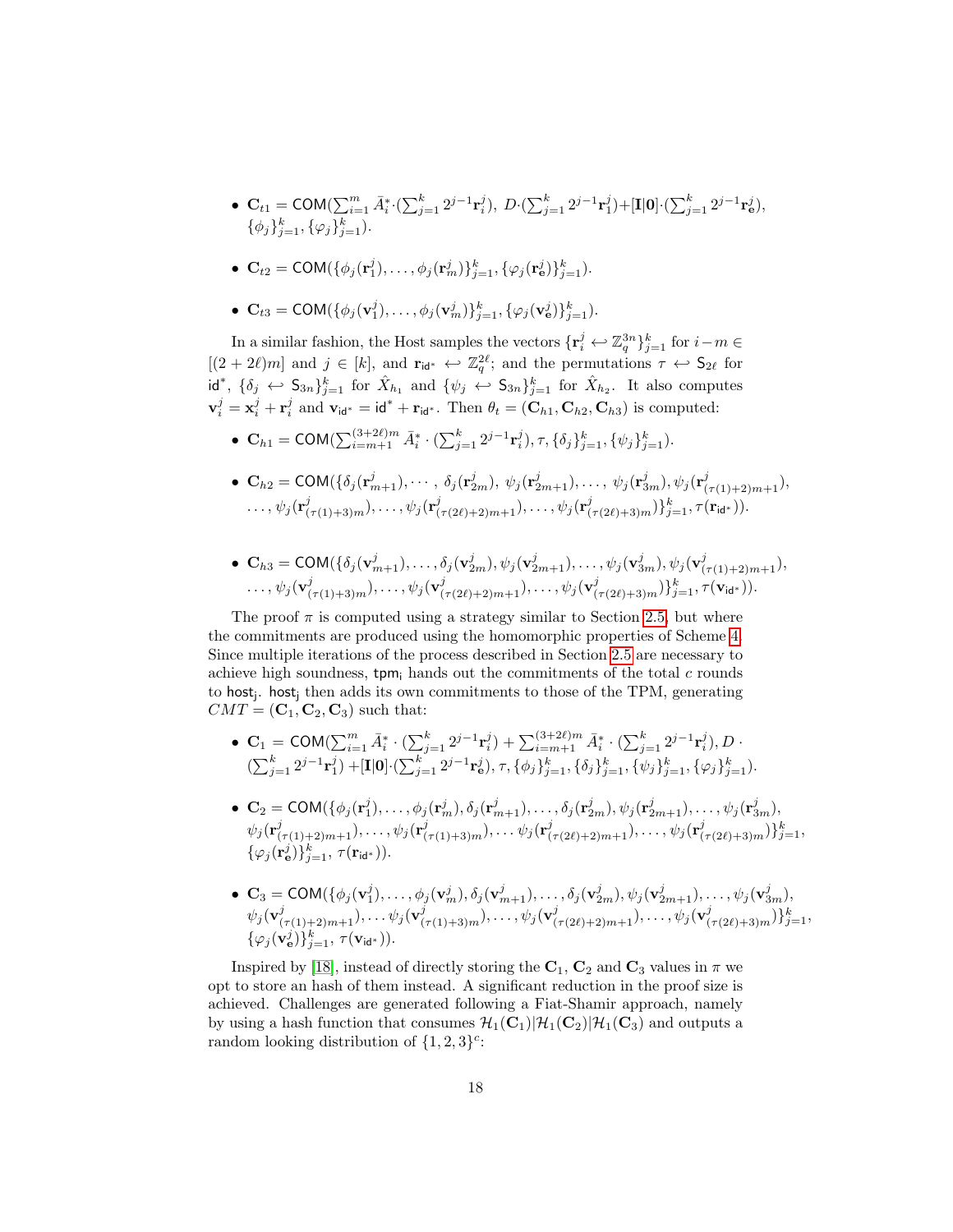- $\mathbf{C}_{t1} = \mathsf{COM}(\sum_{i=1}^{m} \bar{A}_i^* \cdot (\sum_{j=1}^{k} 2^{j-1}\mathbf{r}_i^j),\ D \cdot (\sum_{j=1}^{k} 2^{j-1}\mathbf{r}_1^j) + [\mathbf{I}|\mathbf{0}] \cdot (\sum_{j=1}^{k} 2^{j-1}\mathbf{r}_{\mathbf{e}}^j),$ $\{\phi_j\}_{j=1}^k, \{\varphi_j\}_{j=1}^k)$.

- $\mathbf{C}_{t2} = \mathsf{COM}(\{\phi_j(\mathbf{r}_1^j), \ldots, \phi_j(\mathbf{r}_m^j)\}_{j=1}^k, \{\varphi_j(\mathbf{r}_{\mathbf{e}}^j)\}_{j=1}^k)$.

- $\mathbf{C}_{t3} = \mathsf{COM}(\{\phi_j(\mathbf{v}_1^j), \ldots, \phi_j(\mathbf{v}_m^j)\}_{j=1}^k, \{\varphi_j(\mathbf{v}_{\mathbf{e}}^j)\}_{j=1}^k)$.

In a similar fashion, the Host samples the vectors $\{\mathbf{r}_i^j \hookleftarrow \mathbb{Z}_q^{3n}\}_{j=1}^k$ for $i - m \in [(2+2\ell)m]$ and $j \in [k]$, and $\mathbf{r}_{\mathsf{id}^*} \hookleftarrow \mathbb{Z}_q^{2\ell}$; and the permutations $\tau \hookleftarrow \mathsf{S}_{2\ell}$ for $\mathsf{id}^*$, $\{\delta_j \hookleftarrow \mathsf{S}_{3n}\}_{j=1}^k$ for $\hat{X}_{h_1}$ and $\{\psi_j \hookleftarrow \mathsf{S}_{3n}\}_{j=1}^k$ for $\hat{X}_{h_2}$. It also computes $\mathbf{v}_i^j = \mathbf{x}_i^j + \mathbf{r}_i^j$ and $\mathbf{v}_{\mathsf{id}^*} = \mathsf{id}^* + \mathbf{r}_{\mathsf{id}^*}$. Then $\theta_t = (\mathbf{C}_{h1}, \mathbf{C}_{h2}, \mathbf{C}_{h3})$ is computed:

- $\mathbf{C}_{h1} = \mathsf{COM}(\sum_{i=m+1}^{(3+2\ell)m} \bar{A}_i^* \cdot (\sum_{j=1}^{k} 2^{j-1}\mathbf{r}_i^j), \tau, \{\delta_j\}_{j=1}^k, \{\psi_j\}_{j=1}^k)$.

- $\mathbf{C}_{h2} = \mathsf{COM}(\{\delta_j(\mathbf{r}_{m+1}^j), \cdots,\ \delta_j(\mathbf{r}_{2m}^j),\ \psi_j(\mathbf{r}_{2m+1}^j), \ldots, \psi_j(\mathbf{r}_{3m}^j), \psi_j(\mathbf{r}_{(\tau(1)+2)m+1}^j),$ $\ldots, \psi_j(\mathbf{r}_{(\tau(1)+3)m}^j), \ldots, \psi_j(\mathbf{r}_{(\tau(2\ell)+2)m+1}^j), \ldots, \psi_j(\mathbf{r}_{(\tau(2\ell)+3)m}^j)\}_{j=1}^k, \tau(\mathbf{r}_{\mathsf{id}^*}))$.

- $\mathbf{C}_{h3} = \mathsf{COM}(\{\delta_j(\mathbf{v}_{m+1}^j), \ldots, \delta_j(\mathbf{v}_{2m}^j), \psi_j(\mathbf{v}_{2m+1}^j), \ldots, \psi_j(\mathbf{v}_{3m}^j), \psi_j(\mathbf{v}_{(\tau(1)+2)m+1}^j),$ $\ldots, \psi_j(\mathbf{v}_{(\tau(1)+3)m}^j), \ldots, \psi_j(\mathbf{v}_{(\tau(2\ell)+2)m+1}^j), \ldots, \psi_j(\mathbf{v}_{(\tau(2\ell)+3)m}^j)\}_{j=1}^k, \tau(\mathbf{v}_{\mathsf{id}^*}))$.

The proof $\pi$ is computed using a strategy similar to Section 2.5, but where the commitments are produced using the homomorphic properties of Scheme 4. Since multiple iterations of the process described in Section 2.5 are necessary to achieve high soundness, $\mathsf{tpm_i}$ hands out the commitments of the total $c$ rounds to $\mathsf{host_j}$. $\mathsf{host_j}$ then adds its own commitments to those of the TPM, generating $CMT = (\mathbf{C}_1, \mathbf{C}_2, \mathbf{C}_3)$ such that:

- $\mathbf{C}_1 = \mathsf{COM}(\sum_{i=1}^{m} \bar{A}_i^* \cdot (\sum_{j=1}^{k} 2^{j-1}\mathbf{r}_i^j) + \sum_{i=m+1}^{(3+2\ell)m} \bar{A}_i^* \cdot (\sum_{j=1}^{k} 2^{j-1}\mathbf{r}_i^j), D \cdot (\sum_{j=1}^{k} 2^{j-1}\mathbf{r}_1^j) + [\mathbf{I}|\mathbf{0}] \cdot (\sum_{j=1}^{k} 2^{j-1}\mathbf{r}_{\mathbf{e}}^j), \tau, \{\phi_j\}_{j=1}^k, \{\delta_j\}_{j=1}^k, \{\psi_j\}_{j=1}^k, \{\varphi_j\}_{j=1}^k)$.

- $\mathbf{C}_2 = \mathsf{COM}(\{\phi_j(\mathbf{r}_1^j), \ldots, \phi_j(\mathbf{r}_m^j), \delta_j(\mathbf{r}_{m+1}^j), \ldots, \delta_j(\mathbf{r}_{2m}^j), \psi_j(\mathbf{r}_{2m+1}^j), \ldots, \psi_j(\mathbf{r}_{3m}^j),$ $\psi_j(\mathbf{r}_{(\tau(1)+2)m+1}^j), \ldots, \psi_j(\mathbf{r}_{(\tau(1)+3)m}^j), \ldots \psi_j(\mathbf{r}_{(\tau(2\ell)+2)m+1}^j), \ldots, \psi_j(\mathbf{r}_{(\tau(2\ell)+3)m}^j)\}_{j=1}^k,$ $\{\varphi_j(\mathbf{r}_{\mathbf{e}}^j)\}_{j=1}^k, \tau(\mathbf{r}_{\mathsf{id}^*}))$.

- $\mathbf{C}_3 = \mathsf{COM}(\{\phi_j(\mathbf{v}_1^j), \ldots, \phi_j(\mathbf{v}_m^j), \delta_j(\mathbf{v}_{m+1}^j), \ldots, \delta_j(\mathbf{v}_{2m}^j), \psi_j(\mathbf{v}_{2m+1}^j), \ldots, \psi_j(\mathbf{v}_{3m}^j),$ $\psi_j(\mathbf{v}_{(\tau(1)+2)m+1}^j), \ldots \psi_j(\mathbf{v}_{(\tau(1)+3)m}^j), \ldots, \psi_j(\mathbf{v}_{(\tau(2\ell)+2)m+1}^j), \ldots, \psi_j(\mathbf{v}_{(\tau(2\ell)+3)m}^j)\}_{j=1}^k,$ $\{\varphi_j(\mathbf{v}_{\mathbf{e}}^j)\}_{j=1}^k, \tau(\mathbf{v}_{\mathsf{id}^*}))$.

Inspired by [18], instead of directly storing the $\mathbf{C}_1$, $\mathbf{C}_2$ and $\mathbf{C}_3$ values in $\pi$ we opt to store an hash of them instead. A significant reduction in the proof size is achieved. Challenges are generated following a Fiat-Shamir approach, namely by using a hash function that consumes $\mathcal{H}_1(\mathbf{C}_1)|\mathcal{H}_1(\mathbf{C}_2)|\mathcal{H}_1(\mathbf{C}_3)$ and outputs a random looking distribution of $\{1, 2, 3\}^c$: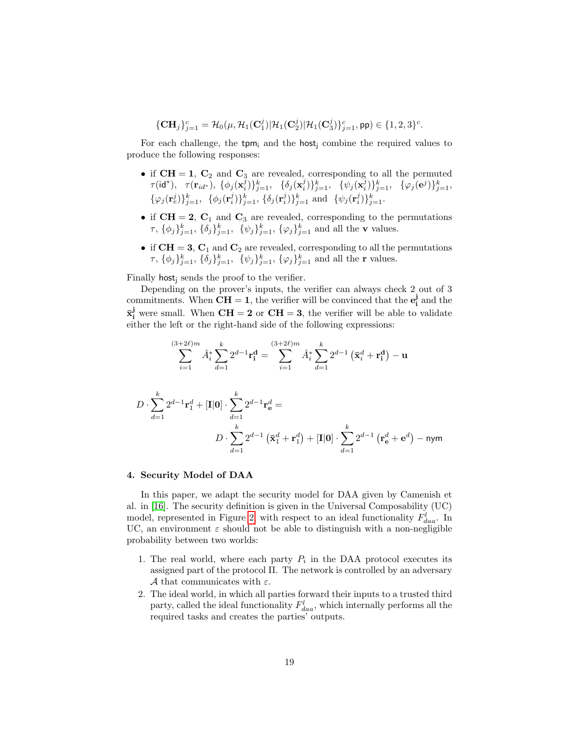$$\{\mathbf{CH}_j\}_{j=1}^{c} = \mathcal{H}_0(\mu, \mathcal{H}_1(\mathbf{C}_1^j)|\mathcal{H}_1(\mathbf{C}_2^j)|\mathcal{H}_1(\mathbf{C}_3^j)\}_{j=1}^{c}, \mathsf{pp}) \in \{1,2,3\}^c.$$

For each challenge, the $\mathsf{tpm_i}$ and the $\mathsf{host_j}$ combine the required values to produce the following responses:

- if $\mathbf{CH} = \mathbf{1}$, $\mathbf{C}_2$ and $\mathbf{C}_3$ are revealed, corresponding to all the permuted $\tau(\mathsf{id}^*)$, $\tau(\mathbf{r}_{id^*})$, $\{\phi_j(\mathbf{x}_i^j)\}_{j=1}^k$, $\{\delta_j(\mathbf{x}_i^j)\}_{j=1}^k$, $\{\psi_j(\mathbf{x}_i^j)\}_{j=1}^k$, $\{\varphi_j(\mathbf{e}^j)\}_{j=1}^k$, $\{\varphi_j(\mathbf{r}_e^j)\}_{j=1}^k$, $\{\phi_j(\mathbf{r}_i^j)\}_{j=1}^k$, $\{\delta_j(\mathbf{r}_i^j)\}_{j=1}^k$ and $\{\psi_j(\mathbf{r}_i^j)\}_{j=1}^k$.
- if $\mathbf{CH} = \mathbf{2}$, $\mathbf{C}_1$ and $\mathbf{C}_3$ are revealed, corresponding to the permutations $\tau$, $\{\phi_j\}_{j=1}^k$, $\{\delta_j\}_{j=1}^k$, $\{\psi_j\}_{j=1}^k$, $\{\varphi_j\}_{j=1}^k$ and all the $\mathbf{v}$ values.
- if $\mathbf{CH} = \mathbf{3}$, $\mathbf{C}_1$ and $\mathbf{C}_2$ are revealed, corresponding to all the permutations $\tau$, $\{\phi_j\}_{j=1}^k$, $\{\delta_j\}_{j=1}^k$, $\{\psi_j\}_{j=1}^k$, $\{\varphi_j\}_{j=1}^k$ and all the $\mathbf{r}$ values.

Finally $\mathsf{host_j}$ sends the proof to the verifier.

Depending on the prover's inputs, the verifier can always check 2 out of 3 commitments. When $\mathbf{CH} = \mathbf{1}$, the verifier will be convinced that the $\mathbf{e_i^j}$ and the $\bar{\mathbf{x}}_\mathbf{i}^\mathbf{j}$ were small. When $\mathbf{CH} = \mathbf{2}$ or $\mathbf{CH} = \mathbf{3}$, the verifier will be able to validate either the left or the right-hand side of the following expressions:

$$\sum_{i=1}^{(3+2\ell)m} \hat{A}_i^* \sum_{d=1}^{k} 2^{d-1}\mathbf{r_i^d} = \sum_{i=1}^{(3+2\ell)m} \hat{A}_i^* \sum_{d=1}^{k} 2^{d-1}\left(\bar{\mathbf{x}}_i^d + \mathbf{r_i^d}\right) - \mathbf{u}$$

$$D \cdot \sum_{d=1}^{k} 2^{d-1}\mathbf{r}_1^d + [\mathbf{I}|\mathbf{0}] \cdot \sum_{d=1}^{k} 2^{d-1}\mathbf{r}_\mathbf{e}^d = D \cdot \sum_{d=1}^{k} 2^{d-1}\left(\bar{\mathbf{x}}_1^d + \mathbf{r}_1^d\right) + [\mathbf{I}|\mathbf{0}] \cdot \sum_{d=1}^{k} 2^{d-1}\left(\mathbf{r}_\mathbf{e}^d + \mathbf{e}^d\right) - \mathsf{nym}$$

#### 4. Security Model of DAA

In this paper, we adapt the security model for DAA given by Camenish et al. in [16]. The security definition is given in the Universal Composability (UC) model, represented in Figure 2, with respect to an ideal functionality $F_{daa}^l$. In UC, an environment $\varepsilon$ should not be able to distinguish with a non-negligible probability between two worlds:

1. The real world, where each party $P_i$ in the DAA protocol executes its assigned part of the protocol $\Pi$. The network is controlled by an adversary $\mathcal{A}$ that communicates with $\varepsilon$.
2. The ideal world, in which all parties forward their inputs to a trusted third party, called the ideal functionality $F_{daa}^l$, which internally performs all the required tasks and creates the parties' outputs.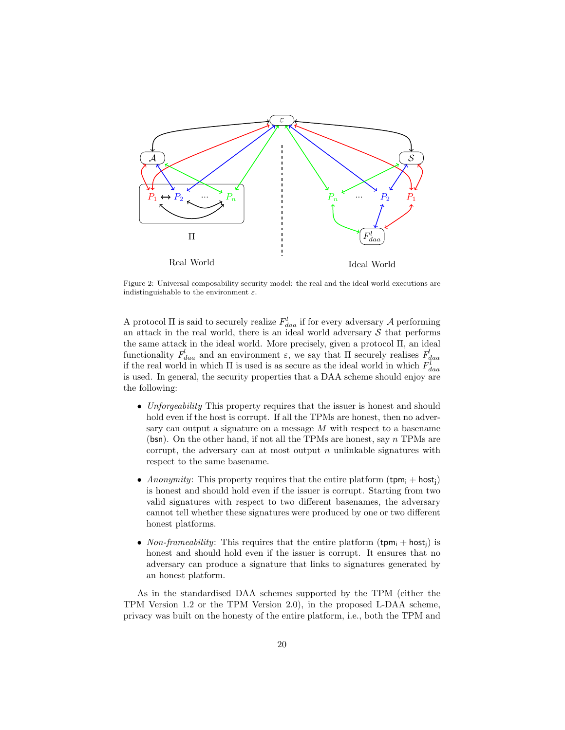Figure 2: Universal composability security model: the real and the ideal world executions are indistinguishable to the environment $\varepsilon$.

A protocol $\Pi$ is said to securely realize $F^{l}_{daa}$ if for every adversary $\mathcal{A}$ performing an attack in the real world, there is an ideal world adversary $\mathcal{S}$ that performs the same attack in the ideal world. More precisely, given a protocol $\Pi$, an ideal functionality $F^{l}_{daa}$ and an environment $\varepsilon$, we say that $\Pi$ securely realises $F^{l}_{daa}$ if the real world in which $\Pi$ is used is as secure as the ideal world in which $F^{l}_{daa}$ is used. In general, the security properties that a DAA scheme should enjoy are the following:

- *Unforgeability* This property requires that the issuer is honest and should hold even if the host is corrupt. If all the TPMs are honest, then no adversary can output a signature on a message $M$ with respect to a basename ($\mathsf{bsn}$). On the other hand, if not all the TPMs are honest, say $n$ TPMs are corrupt, the adversary can at most output $n$ unlinkable signatures with respect to the same basename.

- *Anonymity*: This property requires that the entire platform ($\mathsf{tpm_i} + \mathsf{host_j}$) is honest and should hold even if the issuer is corrupt. Starting from two valid signatures with respect to two different basenames, the adversary cannot tell whether these signatures were produced by one or two different honest platforms.

- *Non-frameability*: This requires that the entire platform ($\mathsf{tpm_i} + \mathsf{host_j}$) is honest and should hold even if the issuer is corrupt. It ensures that no adversary can produce a signature that links to signatures generated by an honest platform.

As in the standardised DAA schemes supported by the TPM (either the TPM Version 1.2 or the TPM Version 2.0), in the proposed L-DAA scheme, privacy was built on the honesty of the entire platform, i.e., both the TPM and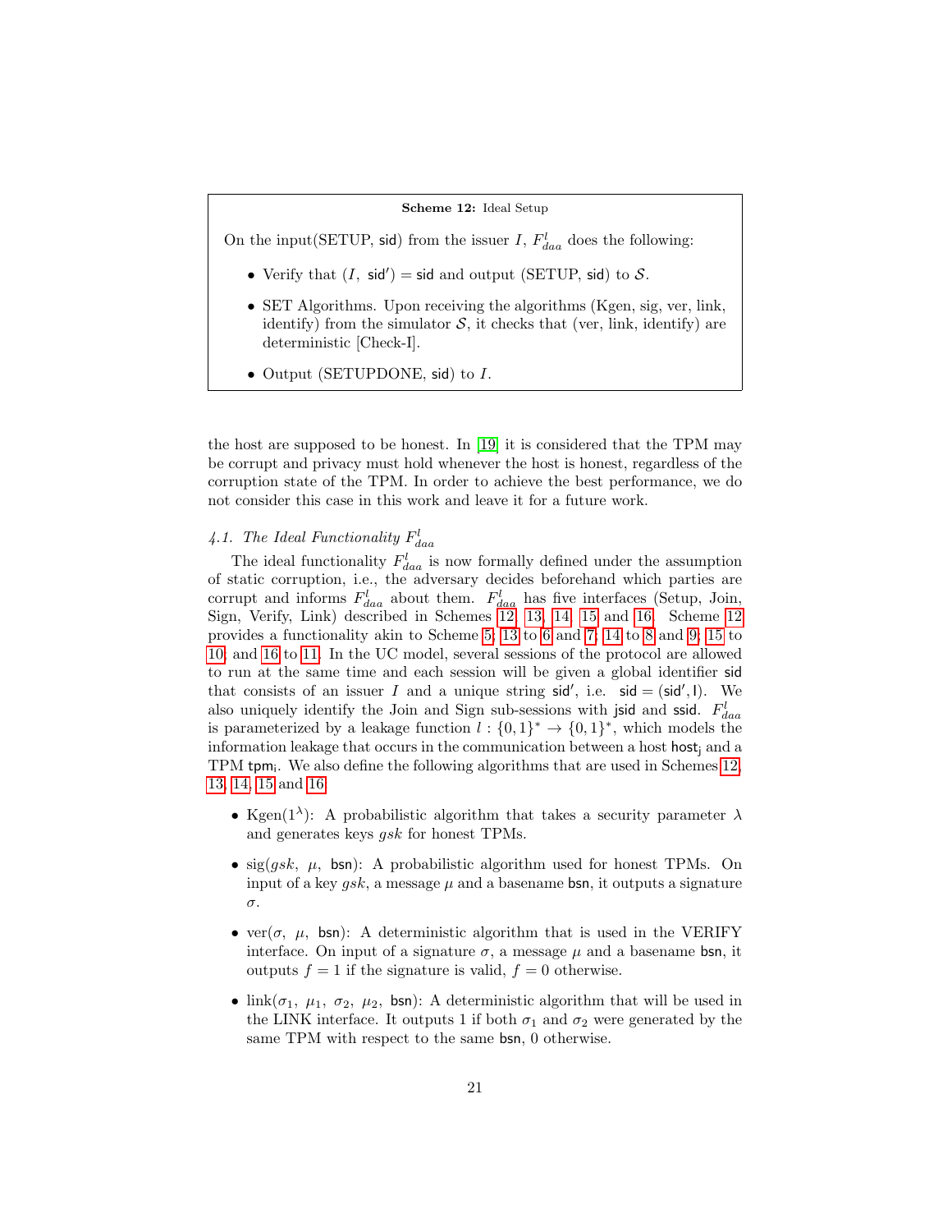**Scheme 12:** Ideal Setup

On the input(SETUP, $\mathsf{sid}$) from the issuer $I$, $F^l_{daa}$ does the following:

- Verify that $(I,\ \mathsf{sid}') = \mathsf{sid}$ and output (SETUP, $\mathsf{sid}$) to $\mathcal{S}$.
- SET Algorithms. Upon receiving the algorithms (Kgen, sig, ver, link, identify) from the simulator $\mathcal{S}$, it checks that (ver, link, identify) are deterministic [Check-I].
- Output (SETUPDONE, $\mathsf{sid}$) to $I$.

the host are supposed to be honest. In [19] it is considered that the TPM may be corrupt and privacy must hold whenever the host is honest, regardless of the corruption state of the TPM. In order to achieve the best performance, we do not consider this case in this work and leave it for a future work.

### 4.1. The Ideal Functionality $F^l_{daa}$

The ideal functionality $F^l_{daa}$ is now formally defined under the assumption of static corruption, i.e., the adversary decides beforehand which parties are corrupt and informs $F^l_{daa}$ about them. $F^l_{daa}$ has five interfaces (Setup, Join, Sign, Verify, Link) described in Schemes 12, 13, 14, 15 and 16. Scheme 12 provides a functionality akin to Scheme 5; 13 to 6 and 7; 14 to 8 and 9; 15 to 10; and 16 to 11. In the UC model, several sessions of the protocol are allowed to run at the same time and each session will be given a global identifier $\mathsf{sid}$ that consists of an issuer $I$ and a unique string $\mathsf{sid}'$, i.e. $\mathsf{sid} = (\mathsf{sid}', \mathsf{I})$. We also uniquely identify the Join and Sign sub-sessions with $\mathsf{jsid}$ and $\mathsf{ssid}$. $F^l_{daa}$ is parameterized by a leakage function $l : \{0,1\}^* \to \{0,1\}^*$, which models the information leakage that occurs in the communication between a host $\mathsf{host_j}$ and a TPM $\mathsf{tpm_i}$. We also define the following algorithms that are used in Schemes 12, 13, 14, 15 and 16.

- Kgen($1^\lambda$): A probabilistic algorithm that takes a security parameter $\lambda$ and generates keys $gsk$ for honest TPMs.
- sig($gsk$, $\mu$, $\mathsf{bsn}$): A probabilistic algorithm used for honest TPMs. On input of a key $gsk$, a message $\mu$ and a basename $\mathsf{bsn}$, it outputs a signature $\sigma$.
- ver($\sigma$, $\mu$, $\mathsf{bsn}$): A deterministic algorithm that is used in the VERIFY interface. On input of a signature $\sigma$, a message $\mu$ and a basename $\mathsf{bsn}$, it outputs $f = 1$ if the signature is valid, $f = 0$ otherwise.
- link($\sigma_1$, $\mu_1$, $\sigma_2$, $\mu_2$, $\mathsf{bsn}$): A deterministic algorithm that will be used in the LINK interface. It outputs 1 if both $\sigma_1$ and $\sigma_2$ were generated by the same TPM with respect to the same $\mathsf{bsn}$, 0 otherwise.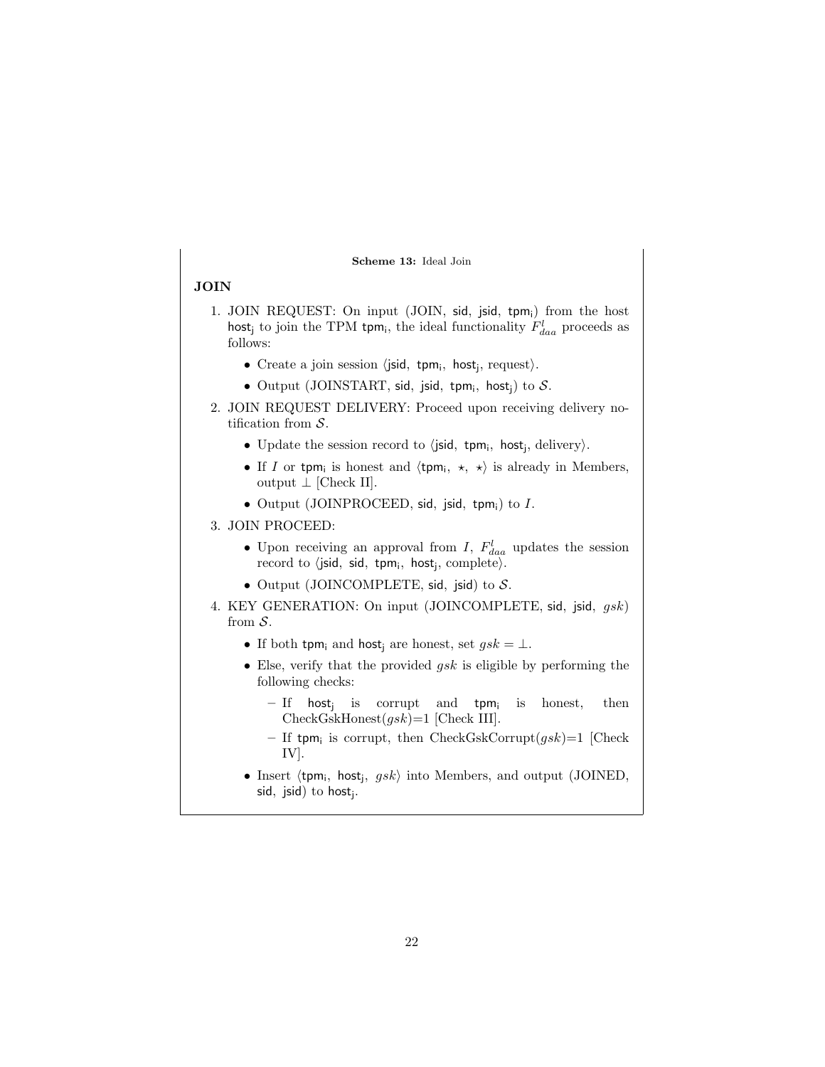**Scheme 13:** Ideal Join

**JOIN**

1. JOIN REQUEST: On input (JOIN, $\mathsf{sid}$, $\mathsf{jsid}$, $\mathsf{tpm_i}$) from the host $\mathsf{host_j}$ to join the TPM $\mathsf{tpm_i}$, the ideal functionality $F^l_{daa}$ proceeds as follows:
   - Create a join session $\langle \mathsf{jsid},\ \mathsf{tpm_i},\ \mathsf{host_j}, \text{request}\rangle$.
   - Output (JOINSTART, $\mathsf{sid}$, $\mathsf{jsid}$, $\mathsf{tpm_i}$, $\mathsf{host_j}$) to $\mathcal{S}$.
2. JOIN REQUEST DELIVERY: Proceed upon receiving delivery notification from $\mathcal{S}$.
   - Update the session record to $\langle \mathsf{jsid},\ \mathsf{tpm_i},\ \mathsf{host_j}, \text{delivery}\rangle$.
   - If $I$ or $\mathsf{tpm_i}$ is honest and $\langle \mathsf{tpm_i},\ \star,\ \star\rangle$ is already in Members, output $\perp$ [Check II].
   - Output (JOINPROCEED, $\mathsf{sid}$, $\mathsf{jsid}$, $\mathsf{tpm_i}$) to $I$.
3. JOIN PROCEED:
   - Upon receiving an approval from $I$, $F^l_{daa}$ updates the session record to $\langle \mathsf{jsid},\ \mathsf{sid},\ \mathsf{tpm_i},\ \mathsf{host_j}, \text{complete}\rangle$.
   - Output (JOINCOMPLETE, $\mathsf{sid}$, $\mathsf{jsid}$) to $\mathcal{S}$.
4. KEY GENERATION: On input (JOINCOMPLETE, $\mathsf{sid}$, $\mathsf{jsid}$, $gsk$) from $\mathcal{S}$.
   - If both $\mathsf{tpm_i}$ and $\mathsf{host_j}$ are honest, set $gsk = \perp$.
   - Else, verify that the provided $gsk$ is eligible by performing the following checks:
     - If $\mathsf{host_j}$ is corrupt and $\mathsf{tpm_i}$ is honest, then CheckGskHonest($gsk$)=1 [Check III].
     - If $\mathsf{tpm_i}$ is corrupt, then CheckGskCorrupt($gsk$)=1 [Check IV].
   - Insert $\langle \mathsf{tpm_i},\ \mathsf{host_j},\ gsk\rangle$ into Members, and output (JOINED, $\mathsf{sid}$, $\mathsf{jsid}$) to $\mathsf{host_j}$.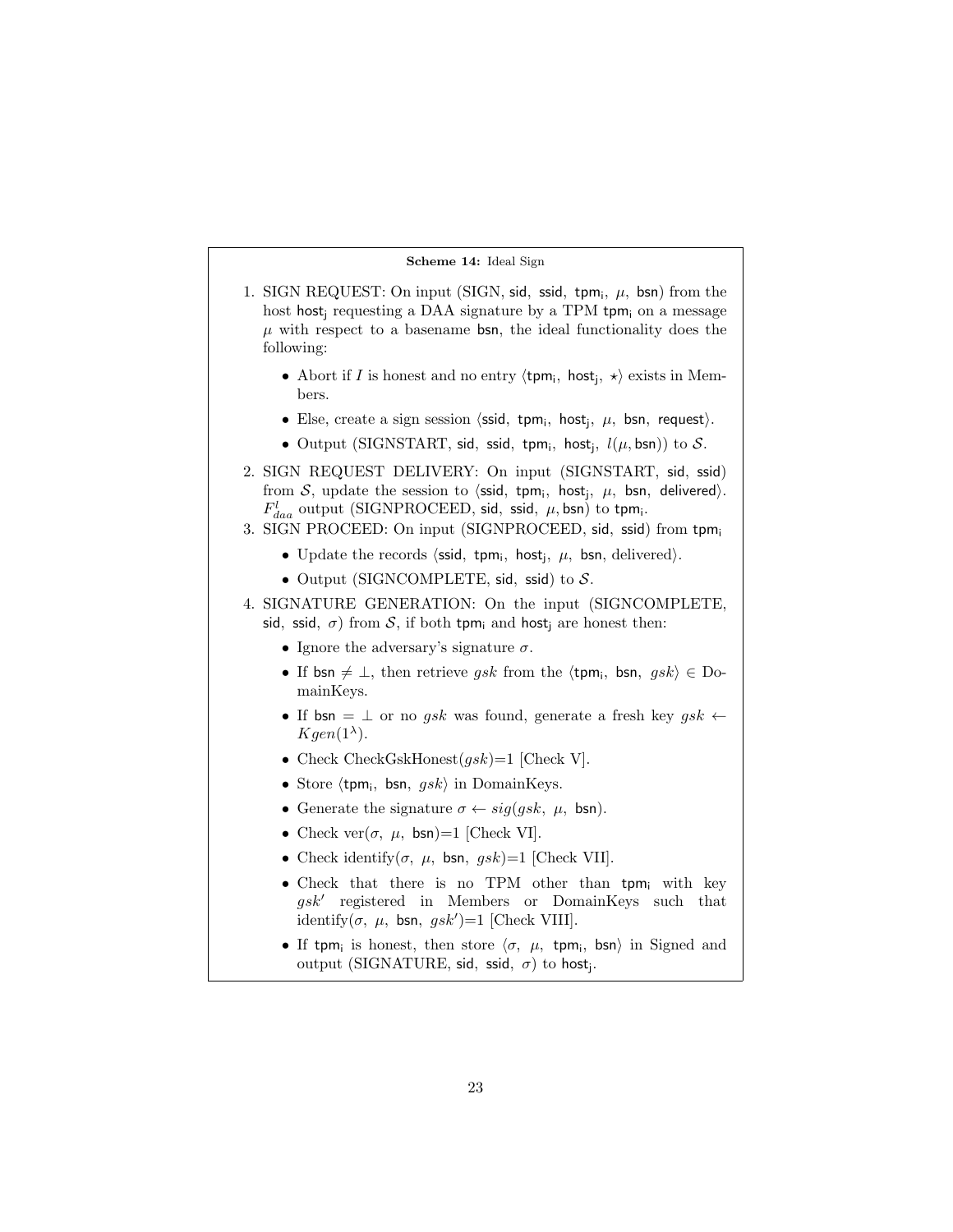**Scheme 14:** Ideal Sign

1. SIGN REQUEST: On input (SIGN, sid, ssid, $\mathsf{tpm_i}$, $\mu$, bsn) from the host $\mathsf{host_j}$ requesting a DAA signature by a TPM $\mathsf{tpm_i}$ on a message $\mu$ with respect to a basename bsn, the ideal functionality does the following:
   - Abort if $I$ is honest and no entry $\langle \mathsf{tpm_i}, \mathsf{host_j}, \star \rangle$ exists in Members.
   - Else, create a sign session $\langle$ssid, $\mathsf{tpm_i}$, $\mathsf{host_j}$, $\mu$, bsn, request$\rangle$.
   - Output (SIGNSTART, sid, ssid, $\mathsf{tpm_i}$, $\mathsf{host_j}$, $l(\mu, \mathsf{bsn})$) to $\mathcal{S}$.
2. SIGN REQUEST DELIVERY: On input (SIGNSTART, sid, ssid) from $\mathcal{S}$, update the session to $\langle$ssid, $\mathsf{tpm_i}$, $\mathsf{host_j}$, $\mu$, bsn, delivered$\rangle$. $F^{l}_{daa}$ output (SIGNPROCEED, sid, ssid, $\mu$, bsn) to $\mathsf{tpm_i}$.
3. SIGN PROCEED: On input (SIGNPROCEED, sid, ssid) from $\mathsf{tpm_i}$
   - Update the records $\langle$ssid, $\mathsf{tpm_i}$, $\mathsf{host_j}$, $\mu$, bsn, delivered$\rangle$.
   - Output (SIGNCOMPLETE, sid, ssid) to $\mathcal{S}$.
4. SIGNATURE GENERATION: On the input (SIGNCOMPLETE, sid, ssid, $\sigma$) from $\mathcal{S}$, if both $\mathsf{tpm_i}$ and $\mathsf{host_j}$ are honest then:
   - Ignore the adversary's signature $\sigma$.
   - If bsn $\neq \perp$, then retrieve $gsk$ from the $\langle \mathsf{tpm_i}, \mathsf{bsn}, gsk \rangle \in$ DomainKeys.
   - If bsn $= \perp$ or no $gsk$ was found, generate a fresh key $gsk \leftarrow Kgen(1^{\lambda})$.
   - Check CheckGskHonest($gsk$)=1 [Check V].
   - Store $\langle \mathsf{tpm_i}, \mathsf{bsn}, gsk \rangle$ in DomainKeys.
   - Generate the signature $\sigma \leftarrow sig(gsk, \mu, \mathsf{bsn})$.
   - Check ver($\sigma$, $\mu$, bsn)=1 [Check VI].
   - Check identify($\sigma$, $\mu$, bsn, $gsk$)=1 [Check VII].
   - Check that there is no TPM other than $\mathsf{tpm_i}$ with key $gsk'$ registered in Members or DomainKeys such that identify($\sigma$, $\mu$, bsn, $gsk'$)=1 [Check VIII].
   - If $\mathsf{tpm_i}$ is honest, then store $\langle \sigma, \mu, \mathsf{tpm_i}, \mathsf{bsn} \rangle$ in Signed and output (SIGNATURE, sid, ssid, $\sigma$) to $\mathsf{host_j}$.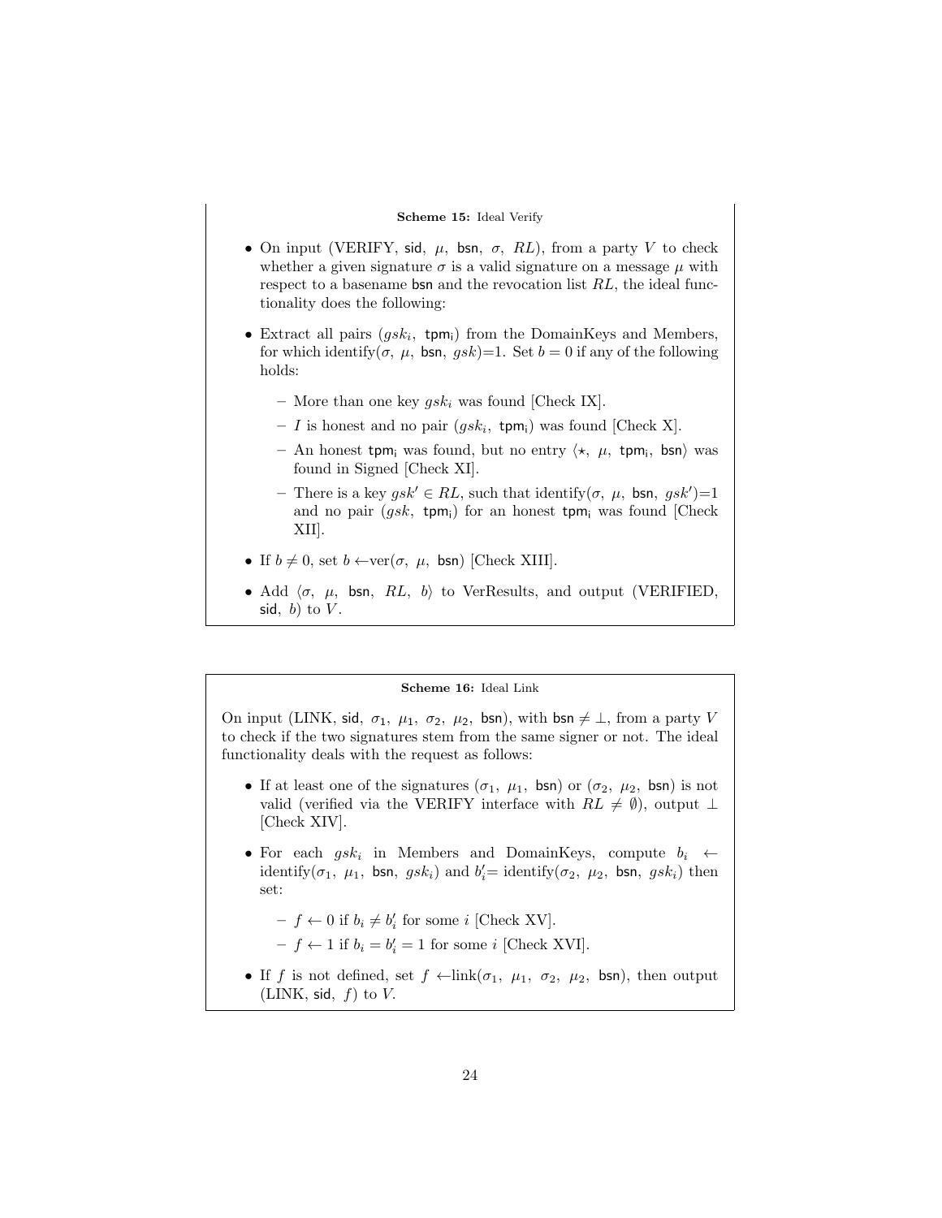**Scheme 15:** Ideal Verify

- On input (VERIFY, sid, $\mu$, bsn, $\sigma$, $RL$), from a party $V$ to check whether a given signature $\sigma$ is a valid signature on a message $\mu$ with respect to a basename bsn and the revocation list $RL$, the ideal functionality does the following:
- Extract all pairs ($gsk_i$, $\mathsf{tpm_i}$) from the DomainKeys and Members, for which identify($\sigma$, $\mu$, bsn, $gsk$)=1. Set $b = 0$ if any of the following holds:
  - More than one key $gsk_i$ was found [Check IX].
  - $I$ is honest and no pair ($gsk_i$, $\mathsf{tpm_i}$) was found [Check X].
  - An honest $\mathsf{tpm_i}$ was found, but no entry $\langle \star,\ \mu,\ \mathsf{tpm_i},\ \mathsf{bsn} \rangle$ was found in Signed [Check XI].
  - There is a key $gsk' \in RL$, such that identify($\sigma$, $\mu$, bsn, $gsk'$)=1 and no pair ($gsk$, $\mathsf{tpm_i}$) for an honest $\mathsf{tpm_i}$ was found [Check XII].
- If $b \neq 0$, set $b \leftarrow$ver($\sigma$, $\mu$, bsn) [Check XIII].
- Add $\langle \sigma,\ \mu,\ \mathsf{bsn},\ RL,\ b \rangle$ to VerResults, and output (VERIFIED, sid, $b$) to $V$.

**Scheme 16:** Ideal Link

On input (LINK, sid, $\sigma_1$, $\mu_1$, $\sigma_2$, $\mu_2$, bsn), with bsn $\neq \perp$, from a party $V$ to check if the two signatures stem from the same signer or not. The ideal functionality deals with the request as follows:

- If at least one of the signatures ($\sigma_1$, $\mu_1$, bsn) or ($\sigma_2$, $\mu_2$, bsn) is not valid (verified via the VERIFY interface with $RL \neq \emptyset$), output $\perp$ [Check XIV].
- For each $gsk_i$ in Members and DomainKeys, compute $b_i \leftarrow$ identify($\sigma_1$, $\mu_1$, bsn, $gsk_i$) and $b_i'$= identify($\sigma_2$, $\mu_2$, bsn, $gsk_i$) then set:
  - $f \leftarrow 0$ if $b_i \neq b_i'$ for some $i$ [Check XV].
  - $f \leftarrow 1$ if $b_i = b_i' = 1$ for some $i$ [Check XVI].
- If $f$ is not defined, set $f \leftarrow$link($\sigma_1$, $\mu_1$, $\sigma_2$, $\mu_2$, bsn), then output (LINK, sid, $f$) to $V$.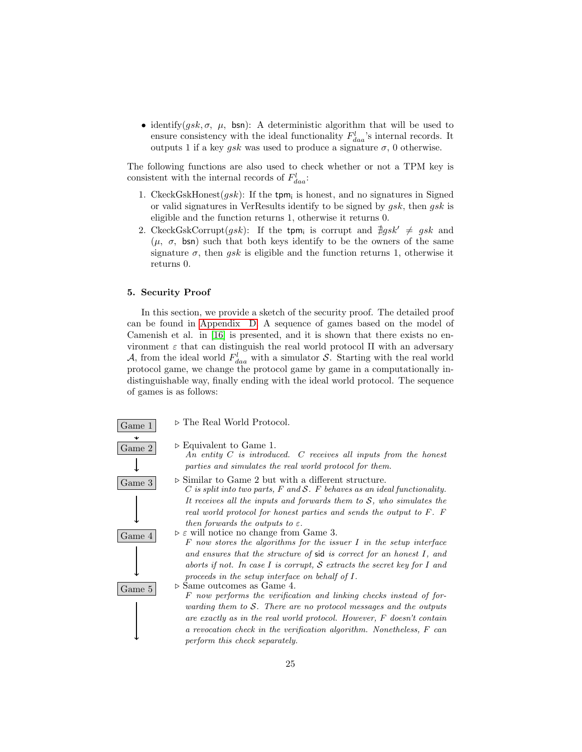- identify($gsk, \sigma,\ \mu,\ \mathsf{bsn}$): A deterministic algorithm that will be used to ensure consistency with the ideal functionality $F^l_{daa}$'s internal records. It outputs 1 if a key $gsk$ was used to produce a signature $\sigma$, 0 otherwise.

The following functions are also used to check whether or not a TPM key is consistent with the internal records of $F^l_{daa}$:

1. CkeckGskHonest($gsk$): If the $\mathsf{tpm_i}$ is honest, and no signatures in Signed or valid signatures in VerResults identify to be signed by $gsk$, then $gsk$ is eligible and the function returns 1, otherwise it returns 0.
2. CkeckGskCorrupt($gsk$): If the $\mathsf{tpm_i}$ is corrupt and $\nexists gsk' \neq gsk$ and ($\mu,\ \sigma,\ \mathsf{bsn}$) such that both keys identify to be the owners of the same signature $\sigma$, then $gsk$ is eligible and the function returns 1, otherwise it returns 0.

### 5. Security Proof

In this section, we provide a sketch of the security proof. The detailed proof can be found in Appendix D. A sequence of games based on the model of Camenish et al. in [16] is presented, and it is shown that there exists no environment $\varepsilon$ that can distinguish the real world protocol $\Pi$ with an adversary $\mathcal{A}$, from the ideal world $F^l_{daa}$ with a simulator $\mathcal{S}$. Starting with the real world protocol game, we change the protocol game by game in a computationally indistinguishable way, finally ending with the ideal world protocol. The sequence of games is as follows:

**Game 1** ▷ The Real World Protocol.

**Game 2** ▷ Equivalent to Game 1.
*An entity $C$ is introduced. $C$ receives all inputs from the honest parties and simulates the real world protocol for them.*

**Game 3** ▷ Similar to Game 2 but with a different structure.
*$C$ is split into two parts, $F$ and $\mathcal{S}$. $F$ behaves as an ideal functionality. It receives all the inputs and forwards them to $\mathcal{S}$, who simulates the real world protocol for honest parties and sends the output to $F$. $F$ then forwards the outputs to $\varepsilon$.*

**Game 4** ▷ $\varepsilon$ will notice no change from Game 3.
*$F$ now stores the algorithms for the issuer $I$ in the setup interface and ensures that the structure of $\mathsf{sid}$ is correct for an honest $I$, and aborts if not. In case $I$ is corrupt, $\mathcal{S}$ extracts the secret key for $I$ and proceeds in the setup interface on behalf of $I$.*

**Game 5** ▷ Same outcomes as Game 4.
*$F$ now performs the verification and linking checks instead of forwarding them to $\mathcal{S}$. There are no protocol messages and the outputs are exactly as in the real world protocol. However, $F$ doesn't contain a revocation check in the verification algorithm. Nonetheless, $F$ can perform this check separately.*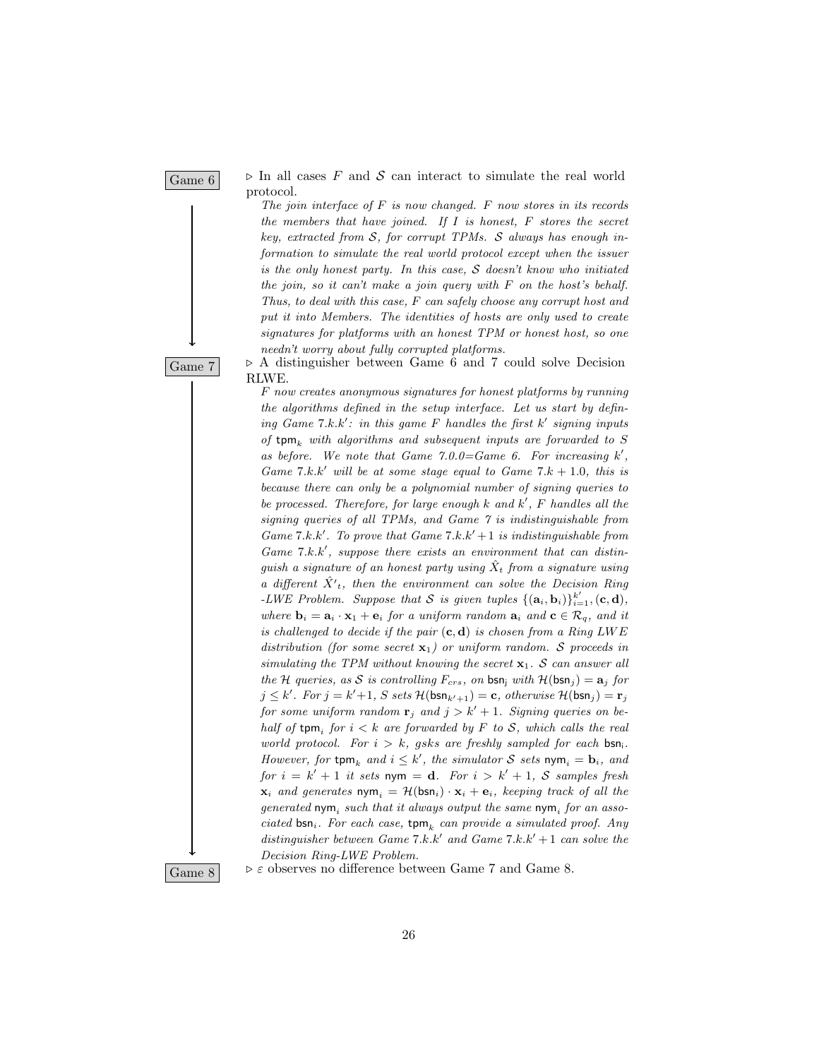**Game 6**

▷ In all cases $F$ and $\mathcal{S}$ can interact to simulate the real world protocol.

*The join interface of $F$ is now changed. $F$ now stores in its records the members that have joined. If $I$ is honest, $F$ stores the secret key, extracted from $\mathcal{S}$, for corrupt TPMs. $\mathcal{S}$ always has enough information to simulate the real world protocol except when the issuer is the only honest party. In this case, $\mathcal{S}$ doesn't know who initiated the join, so it can't make a join query with $F$ on the host's behalf. Thus, to deal with this case, $F$ can safely choose any corrupt host and put it into Members. The identities of hosts are only used to create signatures for platforms with an honest TPM or honest host, so one needn't worry about fully corrupted platforms.*

**Game 7**

▷ A distinguisher between Game 6 and 7 could solve Decision RLWE.

*$F$ now creates anonymous signatures for honest platforms by running the algorithms defined in the setup interface. Let us start by defining Game $7.k.k'$: in this game $F$ handles the first $k'$ signing inputs of $\mathsf{tpm}_k$ with algorithms and subsequent inputs are forwarded to $S$ as before. We note that Game 7.0.0=Game 6. For increasing $k'$, Game $7.k.k'$ will be at some stage equal to Game $7.k+1.0$, this is because there can only be a polynomial number of signing queries to be processed. Therefore, for large enough $k$ and $k'$, $F$ handles all the signing queries of all TPMs, and Game 7 is indistinguishable from Game $7.k.k'$. To prove that Game $7.k.k'+1$ is indistinguishable from Game $7.k.k'$, suppose there exists an environment that can distinguish a signature of an honest party using $\hat{X}_t$ from a signature using a different $\hat{X}'_t$, then the environment can solve the Decision Ring -LWE Problem. Suppose that $\mathcal{S}$ is given tuples $\{(\mathbf{a}_i, \mathbf{b}_i)\}_{i=1}^{k'}, (\mathbf{c}, \mathbf{d})$, where $\mathbf{b}_i = \mathbf{a}_i \cdot \mathbf{x}_1 + \mathbf{e}_i$ for a uniform random $\mathbf{a}_i$ and $\mathbf{c} \in \mathcal{R}_q$, and it is challenged to decide if the pair $(\mathbf{c}, \mathbf{d})$ is chosen from a Ring LWE distribution (for some secret $\mathbf{x}_1$) or uniform random. $\mathcal{S}$ proceeds in simulating the TPM without knowing the secret $\mathbf{x}_1$. $\mathcal{S}$ can answer all the $\mathcal{H}$ queries, as $\mathcal{S}$ is controlling $F_{crs}$, on $\mathsf{bsn}_j$ with $\mathcal{H}(\mathsf{bsn}_j) = \mathbf{a}_j$ for $j \leq k'$. For $j = k'+1$, $S$ sets $\mathcal{H}(\mathsf{bsn}_{k'+1}) = \mathbf{c}$, otherwise $\mathcal{H}(\mathsf{bsn}_j) = \mathbf{r}_j$ for some uniform random $\mathbf{r}_j$ and $j > k'+1$. Signing queries on behalf of $\mathsf{tpm}_i$ for $i < k$ are forwarded by $F$ to $\mathcal{S}$, which calls the real world protocol. For $i > k$, gsks are freshly sampled for each $\mathsf{bsn}_i$. However, for $\mathsf{tpm}_k$ and $i \leq k'$, the simulator $\mathcal{S}$ sets $\mathsf{nym}_i = \mathbf{b}_i$, and for $i = k'+1$ it sets $\mathsf{nym} = \mathbf{d}$. For $i > k'+1$, $\mathcal{S}$ samples fresh $\mathbf{x}_i$ and generates $\mathsf{nym}_i = \mathcal{H}(\mathsf{bsn}_i) \cdot \mathbf{x}_i + \mathbf{e}_i$, keeping track of all the generated $\mathsf{nym}_i$ such that it always output the same $\mathsf{nym}_i$ for an associated $\mathsf{bsn}_i$. For each case, $\mathsf{tpm}_k$ can provide a simulated proof. Any distinguisher between Game $7.k.k'$ and Game $7.k.k'+1$ can solve the Decision Ring-LWE Problem.*

**Game 8**

▷ $\varepsilon$ observes no difference between Game 7 and Game 8.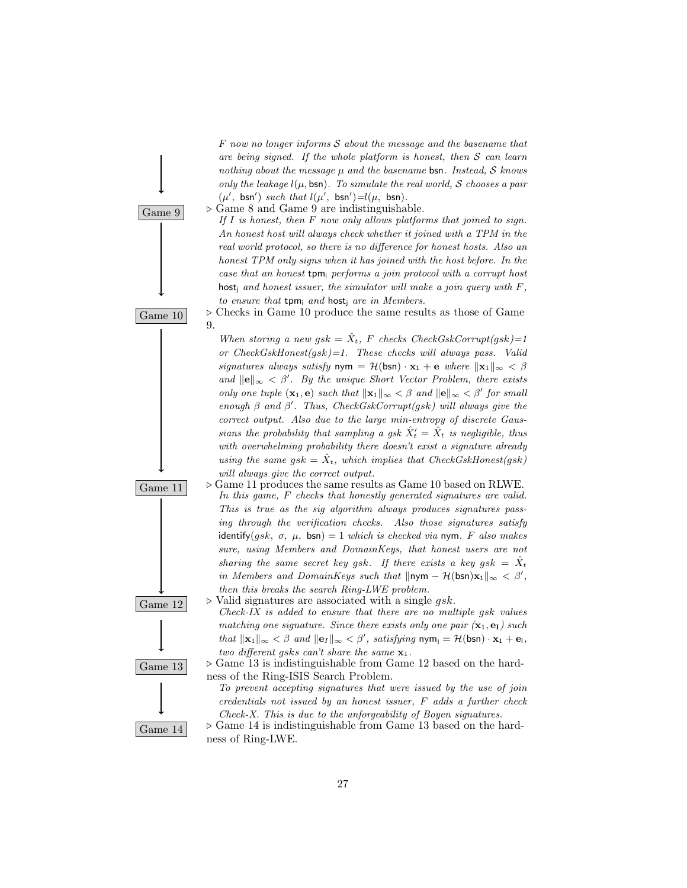*F now no longer informs $\mathcal{S}$ about the message and the basename that are being signed. If the whole platform is honest, then $\mathcal{S}$ can learn nothing about the message $\mu$ and the basename* bsn*. Instead, $\mathcal{S}$ knows only the leakage $l(\mu, \mathsf{bsn})$. To simulate the real world, $\mathcal{S}$ chooses a pair $(\mu', \mathsf{bsn}')$ such that $l(\mu', \mathsf{bsn}')=l(\mu, \mathsf{bsn})$.*

**Game 9**

▷ Game 8 and Game 9 are indistinguishable.

*If I is honest, then F now only allows platforms that joined to sign. An honest host will always check whether it joined with a TPM in the real world protocol, so there is no difference for honest hosts. Also an honest TPM only signs when it has joined with the host before. In the case that an honest* $\mathsf{tpm}_i$ *performs a join protocol with a corrupt host* $\mathsf{host}_j$ *and honest issuer, the simulator will make a join query with F, to ensure that* $\mathsf{tpm}_i$ *and* $\mathsf{host}_j$ *are in Members.*

**Game 10**

▷ Checks in Game 10 produce the same results as those of Game 9.

*When storing a new $gsk = \hat{X}_t$, F checks CheckGskCorrupt(gsk)=1 or CheckGskHonest(gsk)=1. These checks will always pass. Valid signatures always satisfy $\mathsf{nym} = \mathcal{H}(\mathsf{bsn}) \cdot \mathbf{x}_1 + \mathbf{e}$ where $\|\mathbf{x}_1\|_\infty < \beta$ and $\|\mathbf{e}\|_\infty < \beta'$. By the unique Short Vector Problem, there exists only one tuple $(\mathbf{x}_1, \mathbf{e})$ such that $\|\mathbf{x}_1\|_\infty < \beta$ and $\|\mathbf{e}\|_\infty < \beta'$ for small enough $\beta$ and $\beta'$. Thus, CheckGskCorrupt(gsk) will always give the correct output. Also due to the large min-entropy of discrete Gaussians the probability that sampling a gsk $\hat{X}'_t = \hat{X}_t$ is negligible, thus with overwhelming probability there doesn't exist a signature already using the same $gsk = \hat{X}_t$, which implies that CheckGskHonest(gsk) will always give the correct output.*

**Game 11**

▷ Game 11 produces the same results as Game 10 based on RLWE.

*In this game, F checks that honestly generated signatures are valid. This is true as the sig algorithm always produces signatures passing through the verification checks. Also those signatures satisfy* $\mathsf{identify}(gsk, \sigma, \mu, \mathsf{bsn}) = 1$ *which is checked via* nym*. F also makes sure, using Members and DomainKeys, that honest users are not sharing the same secret key gsk. If there exists a key $gsk = \hat{X}_t$ in Members and DomainKeys such that $\|\mathsf{nym} - \mathcal{H}(\mathsf{bsn})\mathbf{x}_1\|_\infty < \beta'$, then this breaks the search Ring-LWE problem.*

**Game 12**

▷ Valid signatures are associated with a single $gsk$.

*Check-IX is added to ensure that there are no multiple gsk values matching one signature. Since there exists only one pair $(\mathbf{x}_1, \mathbf{e}_I)$ such that $\|\mathbf{x}_1\|_\infty < \beta$ and $\|\mathbf{e}_I\|_\infty < \beta'$, satisfying $\mathsf{nym}_I = \mathcal{H}(\mathsf{bsn}) \cdot \mathbf{x}_1 + \mathbf{e}_I$, two different gsks can't share the same $\mathbf{x}_1$.*

**Game 13**

▷ Game 13 is indistinguishable from Game 12 based on the hardness of the Ring-ISIS Search Problem.

*To prevent accepting signatures that were issued by the use of join credentials not issued by an honest issuer, F adds a further check Check-X. This is due to the unforgeability of Boyen signatures.*

**Game 14**

▷ Game 14 is indistinguishable from Game 13 based on the hardness of Ring-LWE.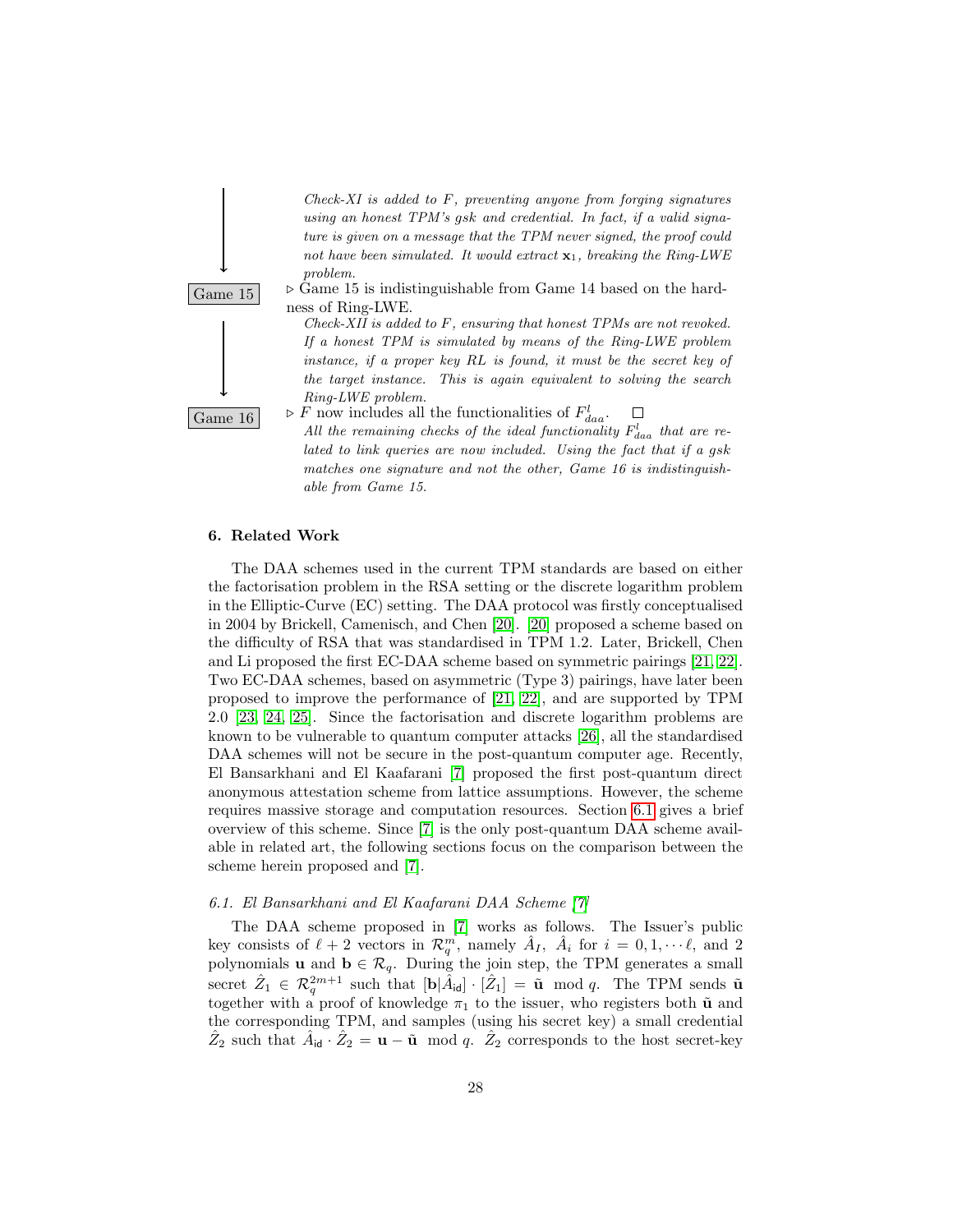*Check-XI is added to $F$, preventing anyone from forging signatures using an honest TPM's gsk and credential. In fact, if a valid signature is given on a message that the TPM never signed, the proof could not have been simulated. It would extract $\mathbf{x}_1$, breaking the Ring-LWE problem.*

**Game 15** ▷ Game 15 is indistinguishable from Game 14 based on the hardness of Ring-LWE.

*Check-XII is added to $F$, ensuring that honest TPMs are not revoked. If a honest TPM is simulated by means of the Ring-LWE problem instance, if a proper key RL is found, it must be the secret key of the target instance. This is again equivalent to solving the search Ring-LWE problem.*

**Game 16** ▷ $F$ now includes all the functionalities of $F^l_{daa}$. □

*All the remaining checks of the ideal functionality $F^l_{daa}$ that are related to link queries are now included. Using the fact that if a gsk matches one signature and not the other, Game 16 is indistinguishable from Game 15.*

## 6. Related Work

The DAA schemes used in the current TPM standards are based on either the factorisation problem in the RSA setting or the discrete logarithm problem in the Elliptic-Curve (EC) setting. The DAA protocol was firstly conceptualised in 2004 by Brickell, Camenisch, and Chen [20]. [20] proposed a scheme based on the difficulty of RSA that was standardised in TPM 1.2. Later, Brickell, Chen and Li proposed the first EC-DAA scheme based on symmetric pairings [21, 22]. Two EC-DAA schemes, based on asymmetric (Type 3) pairings, have later been proposed to improve the performance of [21, 22], and are supported by TPM 2.0 [23, 24, 25]. Since the factorisation and discrete logarithm problems are known to be vulnerable to quantum computer attacks [26], all the standardised DAA schemes will not be secure in the post-quantum computer age. Recently, El Bansarkhani and El Kaafarani [7] proposed the first post-quantum direct anonymous attestation scheme from lattice assumptions. However, the scheme requires massive storage and computation resources. Section 6.1 gives a brief overview of this scheme. Since [7] is the only post-quantum DAA scheme available in related art, the following sections focus on the comparison between the scheme herein proposed and [7].

### 6.1. El Bansarkhani and El Kaafarani DAA Scheme [7]

The DAA scheme proposed in [7] works as follows. The Issuer's public key consists of $\ell + 2$ vectors in $\mathcal{R}_q^m$, namely $\hat{A}_I$, $\hat{A}_i$ for $i = 0, 1, \cdots \ell$, and 2 polynomials $\mathbf{u}$ and $\mathbf{b} \in \mathcal{R}_q$. During the join step, the TPM generates a small secret $\hat{Z}_1 \in \mathcal{R}_q^{2m+1}$ such that $[\mathbf{b}|\hat{A}_{\mathsf{id}}] \cdot [\hat{Z}_1] = \tilde{\mathbf{u}} \mod q$. The TPM sends $\tilde{\mathbf{u}}$ together with a proof of knowledge $\pi_1$ to the issuer, who registers both $\tilde{\mathbf{u}}$ and the corresponding TPM, and samples (using his secret key) a small credential $\hat{Z}_2$ such that $\hat{A}_{\mathsf{id}} \cdot \hat{Z}_2 = \mathbf{u} - \tilde{\mathbf{u}} \mod q$. $\hat{Z}_2$ corresponds to the host secret-key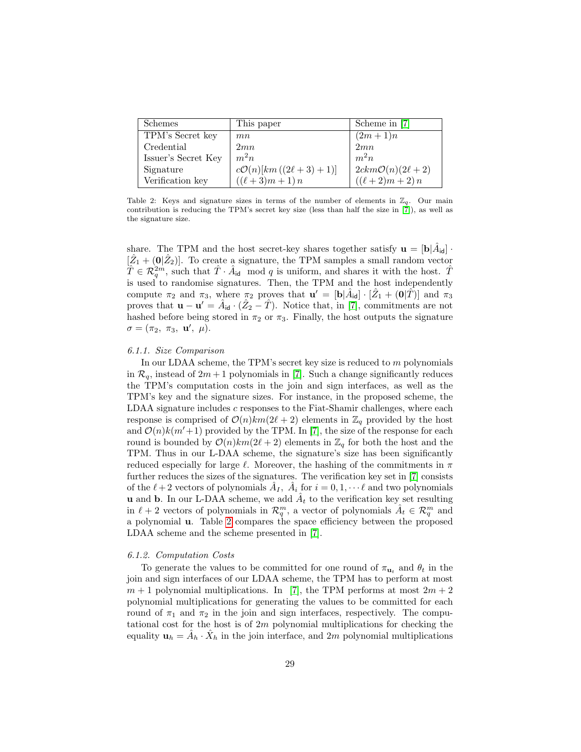| Schemes | This paper | Scheme in [7] |
|---|---|---|
| TPM's Secret key | $mn$ | $(2m+1)n$ |
| Credential | $2mn$ | $2mn$ |
| Issuer's Secret Key | $m^2n$ | $m^2n$ |
| Signature | $c\mathcal{O}(n)[km\,((2\ell+3)+1)]$ | $2ckm\mathcal{O}(n)(2\ell+2)$ |
| Verification key | $((\ell+3)m+1)\,n$ | $((\ell+2)m+2)\,n$ |

Table 2: Keys and signature sizes in terms of the number of elements in $\mathbb{Z}_q$. Our main contribution is reducing the TPM's secret key size (less than half the size in [7]), as well as the signature size.

share. The TPM and the host secret-key shares together satisfy $\mathbf{u} = [\mathbf{b}|\hat{A}_{\mathsf{id}}] \cdot [\hat{Z}_1 + (\mathbf{0}|\hat{Z}_2)]$. To create a signature, the TPM samples a small random vector $\hat{T} \in \mathcal{R}_q^{2m}$, such that $\hat{T} \cdot \hat{A}_{\mathsf{id}} \mod q$ is uniform, and shares it with the host. $\hat{T}$ is used to randomise signatures. Then, the TPM and the host independently compute $\pi_2$ and $\pi_3$, where $\pi_2$ proves that $\mathbf{u}' = [\mathbf{b}|\hat{A}_{\mathsf{id}}] \cdot [\hat{Z}_1 + (\mathbf{0}|\hat{T})]$ and $\pi_3$ proves that $\mathbf{u} - \mathbf{u}' = \hat{A}_{\mathsf{id}} \cdot (\hat{Z}_2 - \hat{T})$. Notice that, in [7], commitments are not hashed before being stored in $\pi_2$ or $\pi_3$. Finally, the host outputs the signature $\sigma = (\pi_2,\ \pi_3,\ \mathbf{u}',\ \mu)$.

### 6.1.1. Size Comparison

In our LDAA scheme, the TPM's secret key size is reduced to $m$ polynomials in $\mathcal{R}_q$, instead of $2m+1$ polynomials in [7]. Such a change significantly reduces the TPM's computation costs in the join and sign interfaces, as well as the TPM's key and the signature sizes. For instance, in the proposed scheme, the LDAA signature includes $c$ responses to the Fiat-Shamir challenges, where each response is comprised of $\mathcal{O}(n)km(2\ell+2)$ elements in $\mathbb{Z}_q$ provided by the host and $\mathcal{O}(n)k(m'+1)$ provided by the TPM. In [7], the size of the response for each round is bounded by $\mathcal{O}(n)km(2\ell+2)$ elements in $\mathbb{Z}_q$ for both the host and the TPM. Thus in our L-DAA scheme, the signature's size has been significantly reduced especially for large $\ell$. Moreover, the hashing of the commitments in $\pi$ further reduces the sizes of the signatures. The verification key set in [7] consists of the $\ell+2$ vectors of polynomials $\hat{A}_I,\ \hat{A}_i$ for $i = 0, 1, \cdots \ell$ and two polynomials $\mathbf{u}$ and $\mathbf{b}$. In our L-DAA scheme, we add $\hat{A}_t$ to the verification key set resulting in $\ell+2$ vectors of polynomials in $\mathcal{R}_q^m$, a vector of polynomials $\hat{A}_t \in \mathcal{R}_q^m$ and a polynomial $\mathbf{u}$. Table 2 compares the space efficiency between the proposed LDAA scheme and the scheme presented in [7].

### 6.1.2. Computation Costs

To generate the values to be committed for one round of $\pi_{\mathbf{u}_t}$ and $\theta_t$ in the join and sign interfaces of our LDAA scheme, the TPM has to perform at most $m+1$ polynomial multiplications. In [7], the TPM performs at most $2m+2$ polynomial multiplications for generating the values to be committed for each round of $\pi_1$ and $\pi_2$ in the join and sign interfaces, respectively. The computational cost for the host is of $2m$ polynomial multiplications for checking the equality $\mathbf{u}_h = \hat{A}_h \cdot \hat{X}_h$ in the join interface, and $2m$ polynomial multiplications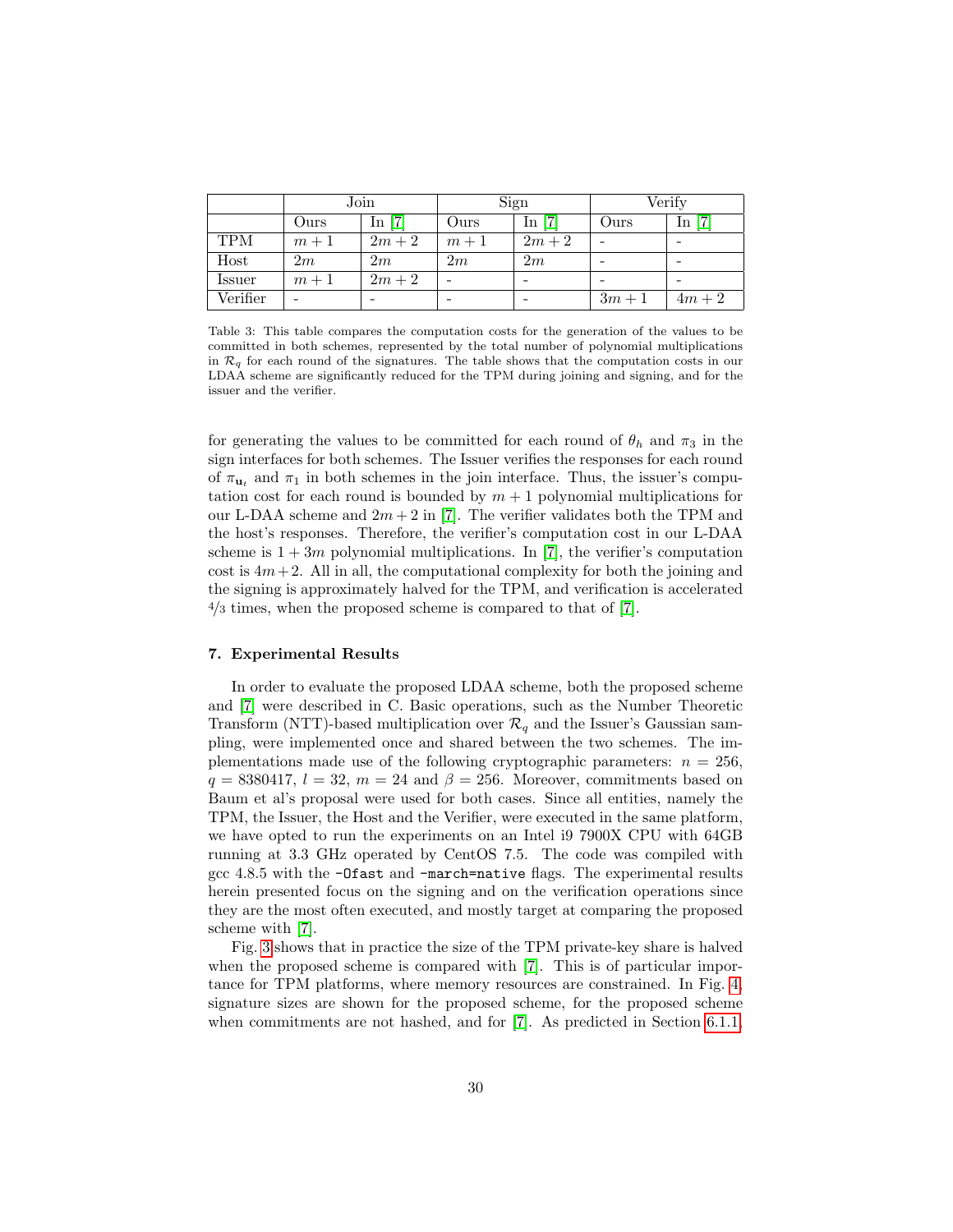| | Join | | Sign | | Verify | |
|---|---|---|---|---|---|---|
| | Ours | In [7] | Ours | In [7] | Ours | In [7] |
| TPM | $m+1$ | $2m+2$ | $m+1$ | $2m+2$ | - | - |
| Host | $2m$ | $2m$ | $2m$ | $2m$ | - | - |
| Issuer | $m+1$ | $2m+2$ | - | - | - | - |
| Verifier | - | - | - | - | $3m+1$ | $4m+2$ |

Table 3: This table compares the computation costs for the generation of the values to be committed in both schemes, represented by the total number of polynomial multiplications in $\mathcal{R}_q$ for each round of the signatures. The table shows that the computation costs in our LDAA scheme are significantly reduced for the TPM during joining and signing, and for the issuer and the verifier.

for generating the values to be committed for each round of $\theta_h$ and $\pi_3$ in the sign interfaces for both schemes. The Issuer verifies the responses for each round of $\pi_{\mathbf{u}_t}$ and $\pi_1$ in both schemes in the join interface. Thus, the issuer's computation cost for each round is bounded by $m+1$ polynomial multiplications for our L-DAA scheme and $2m+2$ in [7]. The verifier validates both the TPM and the host's responses. Therefore, the verifier's computation cost in our L-DAA scheme is $1+3m$ polynomial multiplications. In [7], the verifier's computation cost is $4m+2$. All in all, the computational complexity for both the joining and the signing is approximately halved for the TPM, and verification is accelerated $4/3$ times, when the proposed scheme is compared to that of [7].

### 7. Experimental Results

In order to evaluate the proposed LDAA scheme, both the proposed scheme and [7] were described in C. Basic operations, such as the Number Theoretic Transform (NTT)-based multiplication over $\mathcal{R}_q$ and the Issuer's Gaussian sampling, were implemented once and shared between the two schemes. The implementations made use of the following cryptographic parameters: $n = 256$, $q = 8380417$, $l = 32$, $m = 24$ and $\beta = 256$. Moreover, commitments based on Baum et al's proposal were used for both cases. Since all entities, namely the TPM, the Issuer, the Host and the Verifier, were executed in the same platform, we have opted to run the experiments on an Intel i9 7900X CPU with 64GB running at 3.3 GHz operated by CentOS 7.5. The code was compiled with gcc 4.8.5 with the `-Ofast` and `-march=native` flags. The experimental results herein presented focus on the signing and on the verification operations since they are the most often executed, and mostly target at comparing the proposed scheme with [7].

Fig. 3 shows that in practice the size of the TPM private-key share is halved when the proposed scheme is compared with [7]. This is of particular importance for TPM platforms, where memory resources are constrained. In Fig. 4, signature sizes are shown for the proposed scheme, for the proposed scheme when commitments are not hashed, and for [7]. As predicted in Section 6.1.1,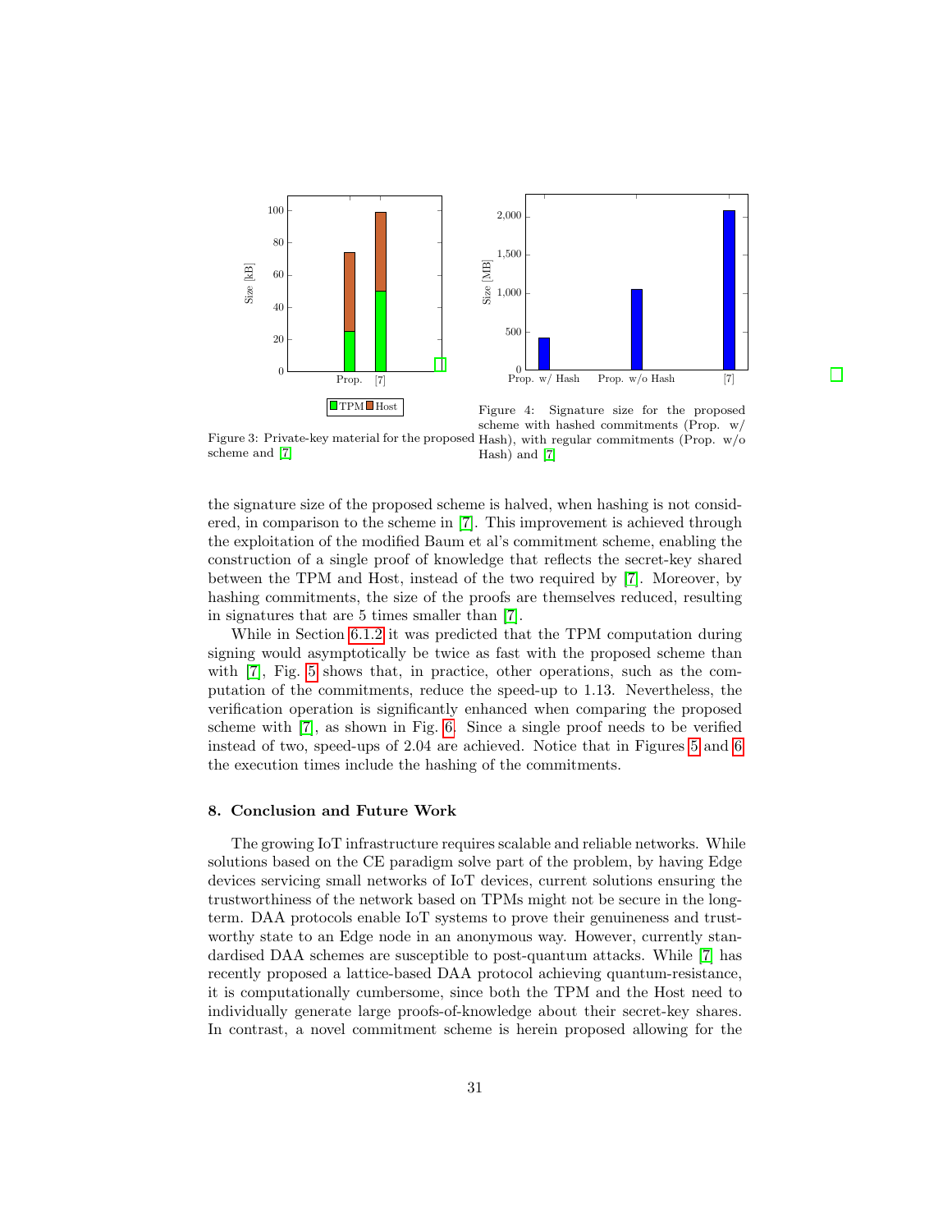Figure 3: Private-key material for the proposed scheme and [7]

Figure 4: Signature size for the proposed scheme with hashed commitments (Prop. w/ Hash), with regular commitments (Prop. w/o Hash) and [7]

the signature size of the proposed scheme is halved, when hashing is not considered, in comparison to the scheme in [7]. This improvement is achieved through the exploitation of the modified Baum et al's commitment scheme, enabling the construction of a single proof of knowledge that reflects the secret-key shared between the TPM and Host, instead of the two required by [7]. Moreover, by hashing commitments, the size of the proofs are themselves reduced, resulting in signatures that are 5 times smaller than [7].

While in Section 6.1.2 it was predicted that the TPM computation during signing would asymptotically be twice as fast with the proposed scheme than with [7], Fig. 5 shows that, in practice, other operations, such as the computation of the commitments, reduce the speed-up to 1.13. Nevertheless, the verification operation is significantly enhanced when comparing the proposed scheme with [7], as shown in Fig. 6. Since a single proof needs to be verified instead of two, speed-ups of 2.04 are achieved. Notice that in Figures 5 and 6 the execution times include the hashing of the commitments.

## 8. Conclusion and Future Work

The growing IoT infrastructure requires scalable and reliable networks. While solutions based on the CE paradigm solve part of the problem, by having Edge devices servicing small networks of IoT devices, current solutions ensuring the trustworthiness of the network based on TPMs might not be secure in the long-term. DAA protocols enable IoT systems to prove their genuineness and trustworthy state to an Edge node in an anonymous way. However, currently standardised DAA schemes are susceptible to post-quantum attacks. While [7] has recently proposed a lattice-based DAA protocol achieving quantum-resistance, it is computationally cumbersome, since both the TPM and the Host need to individually generate large proofs-of-knowledge about their secret-key shares. In contrast, a novel commitment scheme is herein proposed allowing for the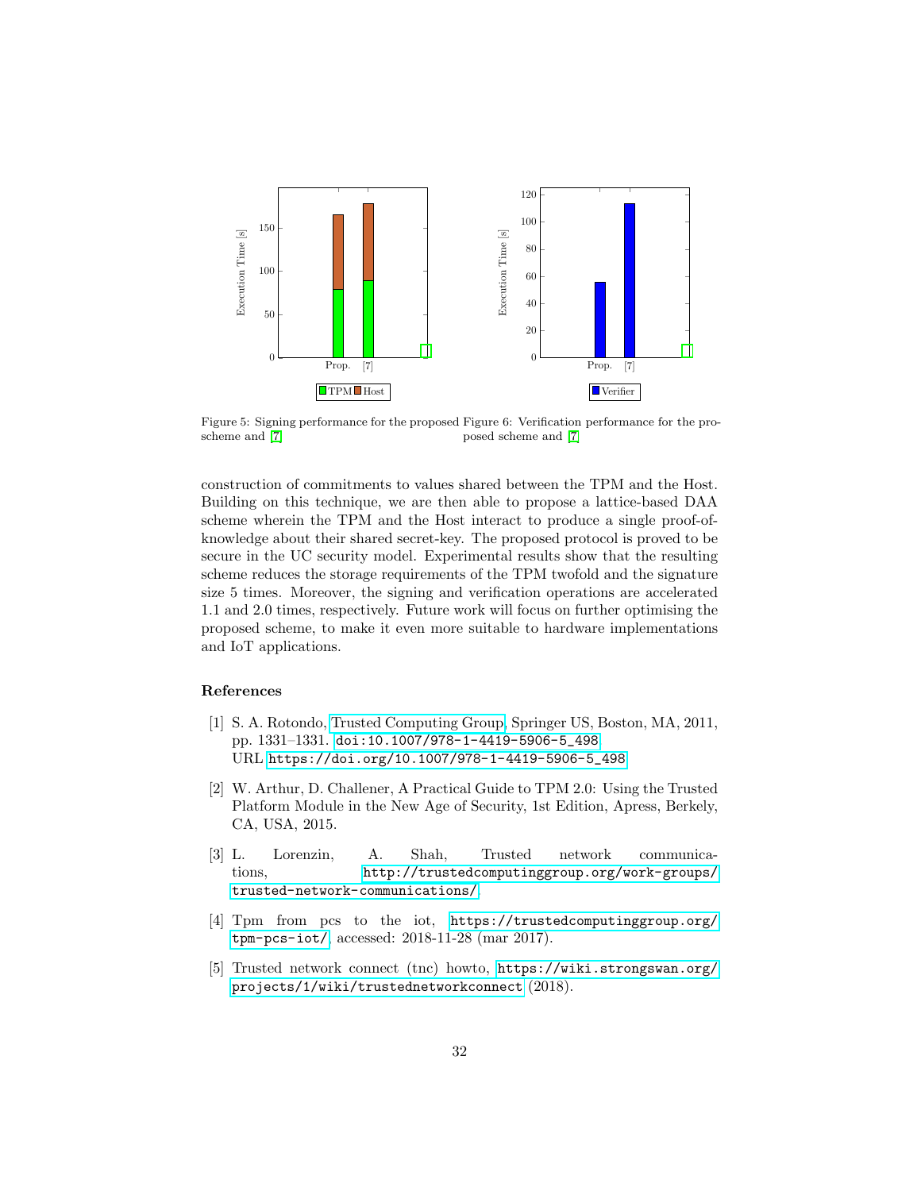Figure 5: Signing performance for the proposed scheme and [7]

Figure 6: Verification performance for the proposed scheme and [7]

construction of commitments to values shared between the TPM and the Host. Building on this technique, we are then able to propose a lattice-based DAA scheme wherein the TPM and the Host interact to produce a single proof-of-knowledge about their shared secret-key. The proposed protocol is proved to be secure in the UC security model. Experimental results show that the resulting scheme reduces the storage requirements of the TPM twofold and the signature size 5 times. Moreover, the signing and verification operations are accelerated 1.1 and 2.0 times, respectively. Future work will focus on further optimising the proposed scheme, to make it even more suitable to hardware implementations and IoT applications.

## References

[1] S. A. Rotondo, Trusted Computing Group, Springer US, Boston, MA, 2011, pp. 1331–1331. doi:10.1007/978-1-4419-5906-5_498. URL https://doi.org/10.1007/978-1-4419-5906-5_498

[2] W. Arthur, D. Challener, A Practical Guide to TPM 2.0: Using the Trusted Platform Module in the New Age of Security, 1st Edition, Apress, Berkely, CA, USA, 2015.

[3] L. Lorenzin, A. Shah, Trusted network communications, http://trustedcomputinggroup.org/work-groups/trusted-network-communications/.

[4] Tpm from pcs to the iot, https://trustedcomputinggroup.org/tpm-pcs-iot/, accessed: 2018-11-28 (mar 2017).

[5] Trusted network connect (tnc) howto, https://wiki.strongswan.org/projects/1/wiki/trustednetworkconnect (2018).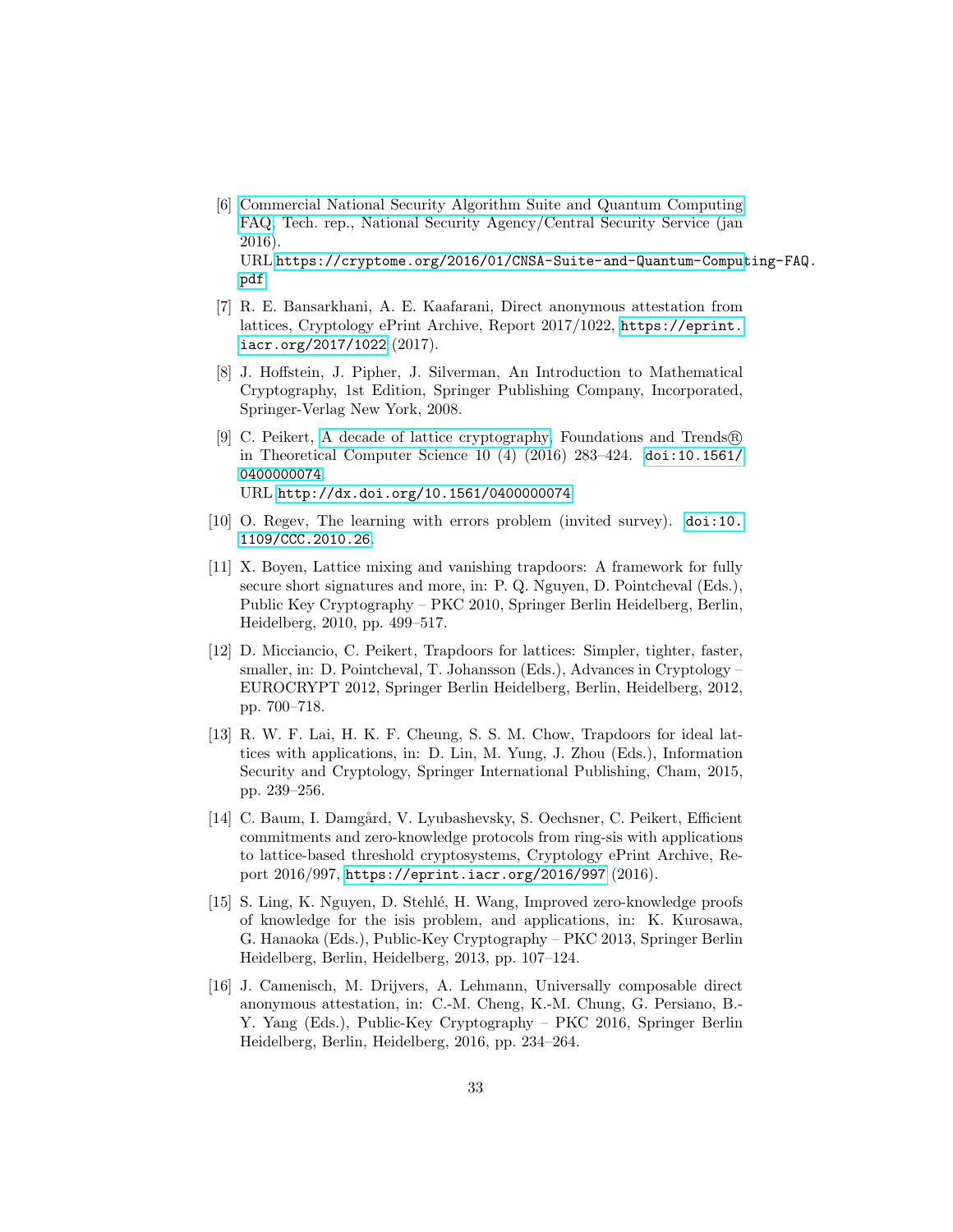[6] Commercial National Security Algorithm Suite and Quantum Computing FAQ, Tech. rep., National Security Agency/Central Security Service (jan 2016).
URL https://cryptome.org/2016/01/CNSA-Suite-and-Quantum-Computing-FAQ.pdf

[7] R. E. Bansarkhani, A. E. Kaafarani, Direct anonymous attestation from lattices, Cryptology ePrint Archive, Report 2017/1022, https://eprint.iacr.org/2017/1022 (2017).

[8] J. Hoffstein, J. Pipher, J. Silverman, An Introduction to Mathematical Cryptography, 1st Edition, Springer Publishing Company, Incorporated, Springer-Verlag New York, 2008.

[9] C. Peikert, A decade of lattice cryptography, Foundations and Trends® in Theoretical Computer Science 10 (4) (2016) 283–424. doi:10.1561/0400000074.
URL http://dx.doi.org/10.1561/0400000074

[10] O. Regev, The learning with errors problem (invited survey). doi:10.1109/CCC.2010.26.

[11] X. Boyen, Lattice mixing and vanishing trapdoors: A framework for fully secure short signatures and more, in: P. Q. Nguyen, D. Pointcheval (Eds.), Public Key Cryptography – PKC 2010, Springer Berlin Heidelberg, Berlin, Heidelberg, 2010, pp. 499–517.

[12] D. Micciancio, C. Peikert, Trapdoors for lattices: Simpler, tighter, faster, smaller, in: D. Pointcheval, T. Johansson (Eds.), Advances in Cryptology – EUROCRYPT 2012, Springer Berlin Heidelberg, Berlin, Heidelberg, 2012, pp. 700–718.

[13] R. W. F. Lai, H. K. F. Cheung, S. S. M. Chow, Trapdoors for ideal lattices with applications, in: D. Lin, M. Yung, J. Zhou (Eds.), Information Security and Cryptology, Springer International Publishing, Cham, 2015, pp. 239–256.

[14] C. Baum, I. Damgård, V. Lyubashevsky, S. Oechsner, C. Peikert, Efficient commitments and zero-knowledge protocols from ring-sis with applications to lattice-based threshold cryptosystems, Cryptology ePrint Archive, Report 2016/997, https://eprint.iacr.org/2016/997 (2016).

[15] S. Ling, K. Nguyen, D. Stehlé, H. Wang, Improved zero-knowledge proofs of knowledge for the isis problem, and applications, in: K. Kurosawa, G. Hanaoka (Eds.), Public-Key Cryptography – PKC 2013, Springer Berlin Heidelberg, Berlin, Heidelberg, 2013, pp. 107–124.

[16] J. Camenisch, M. Drijvers, A. Lehmann, Universally composable direct anonymous attestation, in: C.-M. Cheng, K.-M. Chung, G. Persiano, B.-Y. Yang (Eds.), Public-Key Cryptography – PKC 2016, Springer Berlin Heidelberg, Berlin, Heidelberg, 2016, pp. 234–264.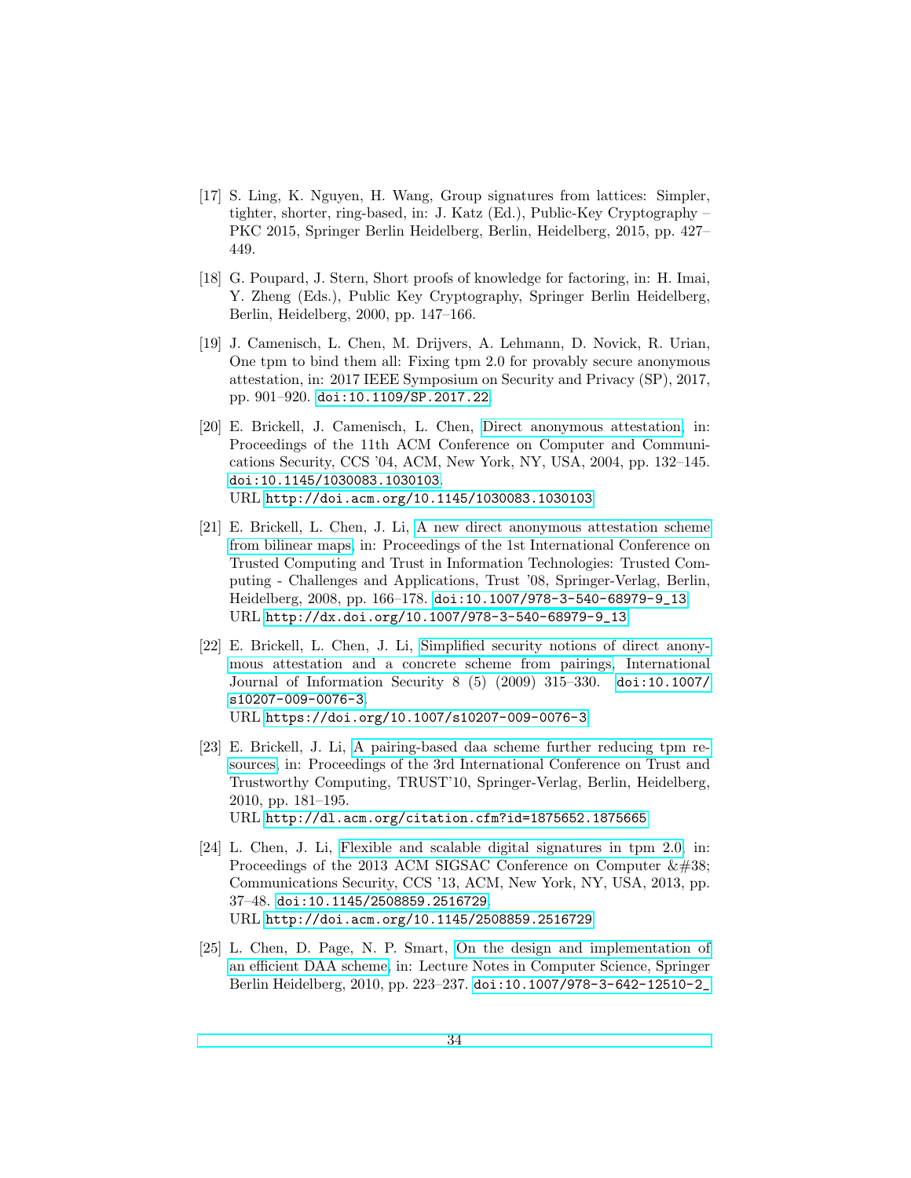[17] S. Ling, K. Nguyen, H. Wang, Group signatures from lattices: Simpler, tighter, shorter, ring-based, in: J. Katz (Ed.), Public-Key Cryptography – PKC 2015, Springer Berlin Heidelberg, Berlin, Heidelberg, 2015, pp. 427–449.

[18] G. Poupard, J. Stern, Short proofs of knowledge for factoring, in: H. Imai, Y. Zheng (Eds.), Public Key Cryptography, Springer Berlin Heidelberg, Berlin, Heidelberg, 2000, pp. 147–166.

[19] J. Camenisch, L. Chen, M. Drijvers, A. Lehmann, D. Novick, R. Urian, One tpm to bind them all: Fixing tpm 2.0 for provably secure anonymous attestation, in: 2017 IEEE Symposium on Security and Privacy (SP), 2017, pp. 901–920. doi:10.1109/SP.2017.22.

[20] E. Brickell, J. Camenisch, L. Chen, Direct anonymous attestation, in: Proceedings of the 11th ACM Conference on Computer and Communications Security, CCS '04, ACM, New York, NY, USA, 2004, pp. 132–145. doi:10.1145/1030083.1030103.
URL http://doi.acm.org/10.1145/1030083.1030103

[21] E. Brickell, L. Chen, J. Li, A new direct anonymous attestation scheme from bilinear maps, in: Proceedings of the 1st International Conference on Trusted Computing and Trust in Information Technologies: Trusted Computing - Challenges and Applications, Trust '08, Springer-Verlag, Berlin, Heidelberg, 2008, pp. 166–178. doi:10.1007/978-3-540-68979-9_13.
URL http://dx.doi.org/10.1007/978-3-540-68979-9_13

[22] E. Brickell, L. Chen, J. Li, Simplified security notions of direct anonymous attestation and a concrete scheme from pairings, International Journal of Information Security 8 (5) (2009) 315–330. doi:10.1007/s10207-009-0076-3.
URL https://doi.org/10.1007/s10207-009-0076-3

[23] E. Brickell, J. Li, A pairing-based daa scheme further reducing tpm resources, in: Proceedings of the 3rd International Conference on Trust and Trustworthy Computing, TRUST'10, Springer-Verlag, Berlin, Heidelberg, 2010, pp. 181–195.
URL http://dl.acm.org/citation.cfm?id=1875652.1875665

[24] L. Chen, J. Li, Flexible and scalable digital signatures in tpm 2.0, in: Proceedings of the 2013 ACM SIGSAC Conference on Computer &#38; Communications Security, CCS '13, ACM, New York, NY, USA, 2013, pp. 37–48. doi:10.1145/2508859.2516729.
URL http://doi.acm.org/10.1145/2508859.2516729

[25] L. Chen, D. Page, N. P. Smart, On the design and implementation of an efficient DAA scheme, in: Lecture Notes in Computer Science, Springer Berlin Heidelberg, 2010, pp. 223–237. doi:10.1007/978-3-642-12510-2_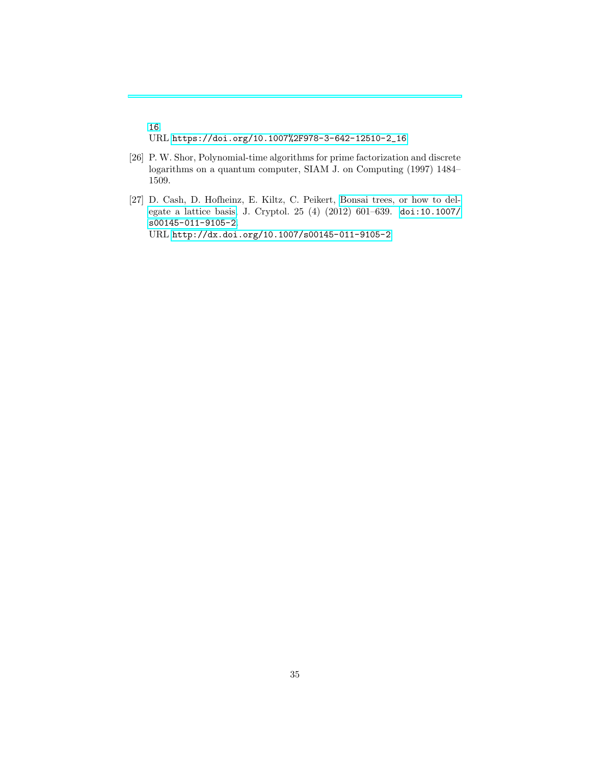16.
URL https://doi.org/10.1007%2F978-3-642-12510-2_16

[26] P. W. Shor, Polynomial-time algorithms for prime factorization and discrete logarithms on a quantum computer, SIAM J. on Computing (1997) 1484–1509.

[27] D. Cash, D. Hofheinz, E. Kiltz, C. Peikert, Bonsai trees, or how to delegate a lattice basis, J. Cryptol. 25 (4) (2012) 601–639. doi:10.1007/s00145-011-9105-2.
URL http://dx.doi.org/10.1007/s00145-011-9105-2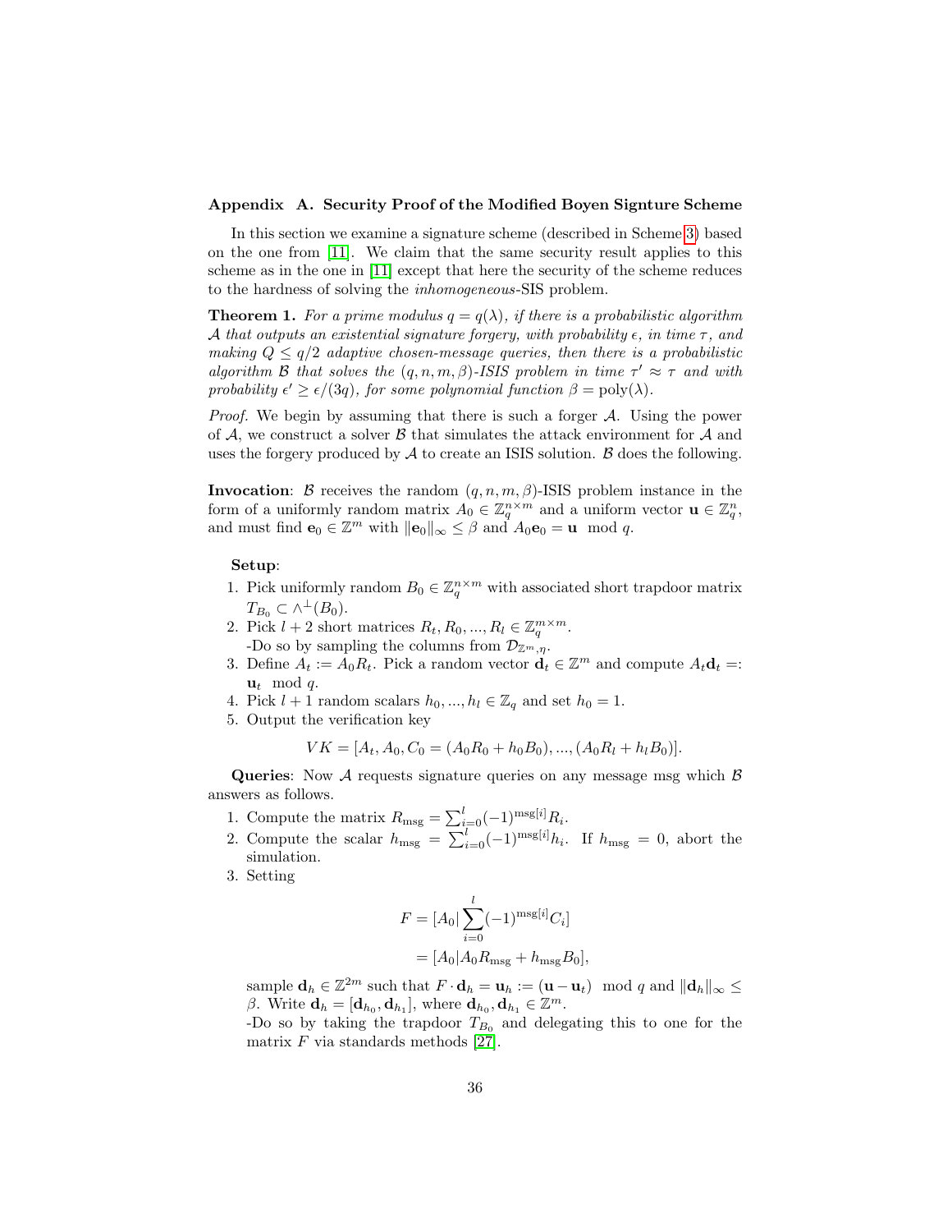## Appendix A. Security Proof of the Modified Boyen Signture Scheme

In this section we examine a signature scheme (described in Scheme 3) based on the one from [11]. We claim that the same security result applies to this scheme as in the one in [11] except that here the security of the scheme reduces to the hardness of solving the *inhomogeneous*-SIS problem.

**Theorem 1.** *For a prime modulus $q = q(\lambda)$, if there is a probabilistic algorithm $\mathcal{A}$ that outputs an existential signature forgery, with probability $\epsilon$, in time $\tau$, and making $Q \leq q/2$ adaptive chosen-message queries, then there is a probabilistic algorithm $\mathcal{B}$ that solves the $(q, n, m, \beta)$-ISIS problem in time $\tau' \approx \tau$ and with probability $\epsilon' \geq \epsilon/(3q)$, for some polynomial function $\beta = \mathrm{poly}(\lambda)$.*

*Proof.* We begin by assuming that there is such a forger $\mathcal{A}$. Using the power of $\mathcal{A}$, we construct a solver $\mathcal{B}$ that simulates the attack environment for $\mathcal{A}$ and uses the forgery produced by $\mathcal{A}$ to create an ISIS solution. $\mathcal{B}$ does the following.

**Invocation**: $\mathcal{B}$ receives the random $(q, n, m, \beta)$-ISIS problem instance in the form of a uniformly random matrix $A_0 \in \mathbb{Z}_q^{n\times m}$ and a uniform vector $\mathbf{u} \in \mathbb{Z}_q^n$, and must find $\mathbf{e}_0 \in \mathbb{Z}^m$ with $\|\mathbf{e}_0\|_\infty \leq \beta$ and $A_0\mathbf{e}_0 = \mathbf{u} \mod q$.

**Setup**:

1. Pick uniformly random $B_0 \in \mathbb{Z}_q^{n\times m}$ with associated short trapdoor matrix $T_{B_0} \subset \wedge^\perp(B_0)$.
2. Pick $l+2$ short matrices $R_t, R_0, ..., R_l \in \mathbb{Z}_q^{m\times m}$.
   -Do so by sampling the columns from $\mathcal{D}_{\mathbb{Z}^m,\eta}$.
3. Define $A_t := A_0R_t$. Pick a random vector $\mathbf{d}_t \in \mathbb{Z}^m$ and compute $A_t\mathbf{d}_t =: \mathbf{u}_t \mod q$.
4. Pick $l+1$ random scalars $h_0, ..., h_l \in \mathbb{Z}_q$ and set $h_0 = 1$.
5. Output the verification key
$$VK = [A_t, A_0, C_0 = (A_0R_0 + h_0B_0), ..., (A_0R_l + h_lB_0)].$$

**Queries**: Now $\mathcal{A}$ requests signature queries on any message msg which $\mathcal{B}$ answers as follows.

1. Compute the matrix $R_{\mathrm{msg}} = \sum_{i=0}^{l}(-1)^{\mathrm{msg}[i]}R_i$.
2. Compute the scalar $h_{\mathrm{msg}} = \sum_{i=0}^{l}(-1)^{\mathrm{msg}[i]}h_i$. If $h_{\mathrm{msg}} = 0$, abort the simulation.
3. Setting
$$\begin{aligned} F &= [A_0|\sum_{i=0}^{l}(-1)^{\mathrm{msg}[i]}C_i] \\ &= [A_0|A_0R_{\mathrm{msg}} + h_{\mathrm{msg}}B_0], \end{aligned}$$
   sample $\mathbf{d}_h \in \mathbb{Z}^{2m}$ such that $F \cdot \mathbf{d}_h = \mathbf{u}_h := (\mathbf{u} - \mathbf{u}_t) \mod q$ and $\|\mathbf{d}_h\|_\infty \leq \beta$. Write $\mathbf{d}_h = [\mathbf{d}_{h_0}, \mathbf{d}_{h_1}]$, where $\mathbf{d}_{h_0}, \mathbf{d}_{h_1} \in \mathbb{Z}^m$.
   -Do so by taking the trapdoor $T_{B_0}$ and delegating this to one for the matrix $F$ via standards methods [27].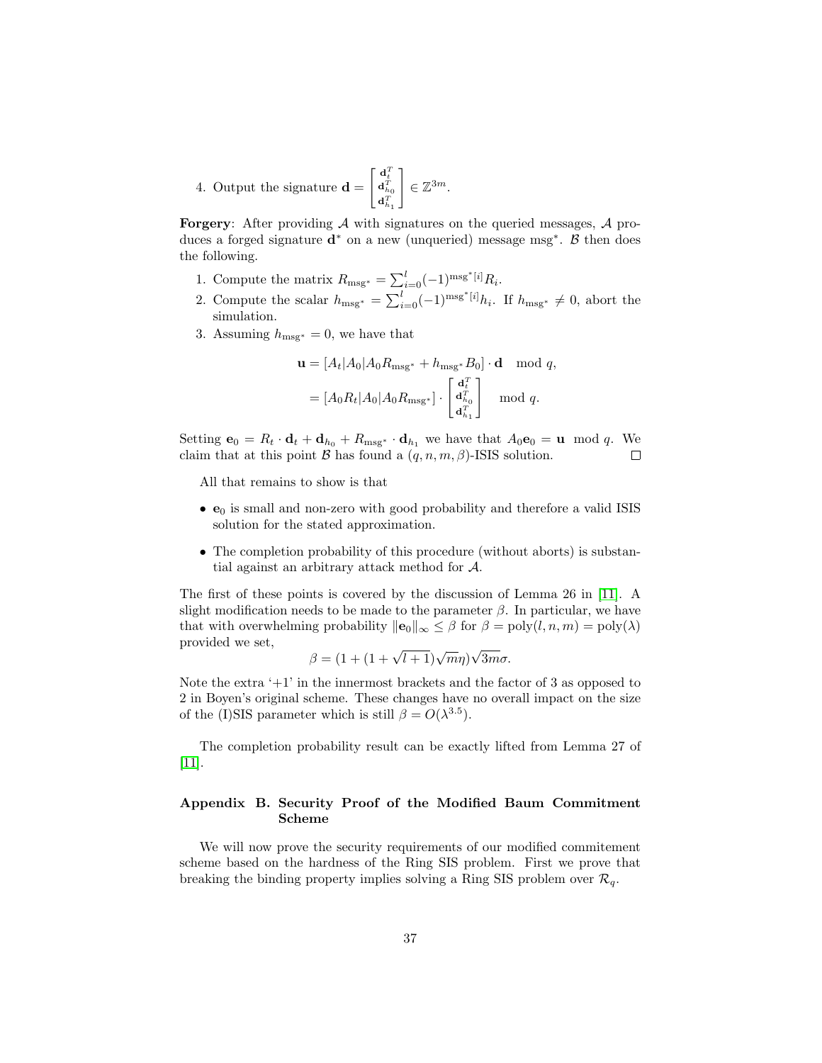4. Output the signature $\mathbf{d} = \begin{bmatrix} \mathbf{d}_t^T \\ \mathbf{d}_{h_0}^T \\ \mathbf{d}_{h_1}^T \end{bmatrix} \in \mathbb{Z}^{3m}$.

**Forgery**: After providing $\mathcal{A}$ with signatures on the queried messages, $\mathcal{A}$ produces a forged signature $\mathbf{d}^*$ on a new (unqueried) message msg$^*$. $\mathcal{B}$ then does the following.

1. Compute the matrix $R_{\text{msg}^*} = \sum_{i=0}^{l} (-1)^{\text{msg}^*[i]} R_i$.
2. Compute the scalar $h_{\text{msg}^*} = \sum_{i=0}^{l} (-1)^{\text{msg}^*[i]} h_i$. If $h_{\text{msg}^*} \neq 0$, abort the simulation.
3. Assuming $h_{\text{msg}^*} = 0$, we have that

$$\mathbf{u} = [A_t | A_0 | A_0 R_{\text{msg}^*} + h_{\text{msg}^*} B_0] \cdot \mathbf{d} \mod q,$$
$$= [A_0 R_t | A_0 | A_0 R_{\text{msg}^*}] \cdot \begin{bmatrix} \mathbf{d}_t^T \\ \mathbf{d}_{h_0}^T \\ \mathbf{d}_{h_1}^T \end{bmatrix} \mod q.$$

Setting $\mathbf{e}_0 = R_t \cdot \mathbf{d}_t + \mathbf{d}_{h_0} + R_{\text{msg}^*} \cdot \mathbf{d}_{h_1}$ we have that $A_0 \mathbf{e}_0 = \mathbf{u} \mod q$. We claim that at this point $\mathcal{B}$ has found a $(q, n, m, \beta)$-ISIS solution. $\square$

All that remains to show is that

- $\mathbf{e}_0$ is small and non-zero with good probability and therefore a valid ISIS solution for the stated approximation.
- The completion probability of this procedure (without aborts) is substantial against an arbitrary attack method for $\mathcal{A}$.

The first of these points is covered by the discussion of Lemma 26 in [11]. A slight modification needs to be made to the parameter $\beta$. In particular, we have that with overwhelming probability $\|\mathbf{e}_0\|_\infty \leq \beta$ for $\beta = \text{poly}(l, n, m) = \text{poly}(\lambda)$ provided we set,

$$\beta = (1 + (1 + \sqrt{l+1})\sqrt{m}\eta)\sqrt{3m}\sigma.$$

Note the extra '+1' in the innermost brackets and the factor of 3 as opposed to 2 in Boyen's original scheme. These changes have no overall impact on the size of the (I)SIS parameter which is still $\beta = O(\lambda^{3.5})$.

The completion probability result can be exactly lifted from Lemma 27 of [11].

## Appendix B. Security Proof of the Modified Baum Commitment Scheme

We will now prove the security requirements of our modified commitement scheme based on the hardness of the Ring SIS problem. First we prove that breaking the binding property implies solving a Ring SIS problem over $\mathcal{R}_q$.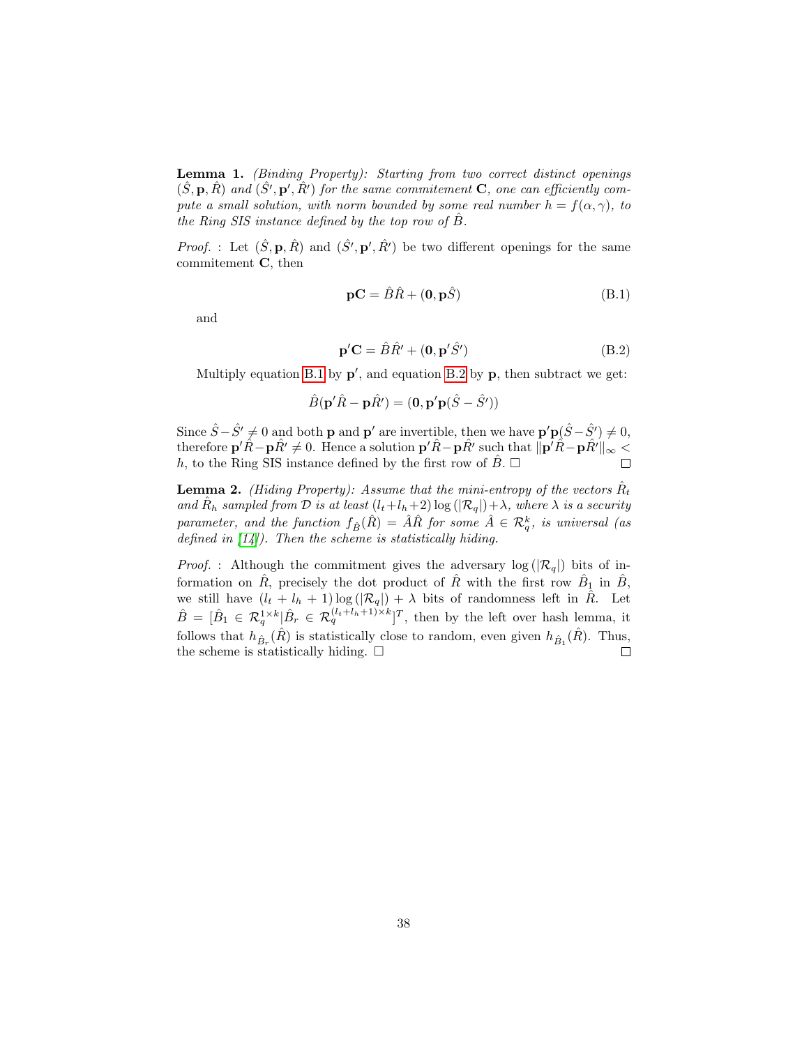**Lemma 1.** *(Binding Property): Starting from two correct distinct openings $(\hat{S}, \mathbf{p}, \hat{R})$ and $(\hat{S}', \mathbf{p}', \hat{R}')$ for the same commitement $\mathbf{C}$, one can efficiently compute a small solution, with norm bounded by some real number $h = f(\alpha, \gamma)$, to the Ring SIS instance defined by the top row of $\hat{B}$.*

*Proof.* : Let $(\hat{S}, \mathbf{p}, \hat{R})$ and $(\hat{S}', \mathbf{p}', \hat{R}')$ be two different openings for the same commitement $\mathbf{C}$, then

$$\mathbf{p}\mathbf{C} = \hat{B}\hat{R} + (\mathbf{0}, \mathbf{p}\hat{S}) \tag{B.1}$$

and

$$\mathbf{p}'\mathbf{C} = \hat{B}\hat{R}' + (\mathbf{0}, \mathbf{p}'\hat{S}') \tag{B.2}$$

Multiply equation B.1 by $\mathbf{p}'$, and equation B.2 by $\mathbf{p}$, then subtract we get:

$$\hat{B}(\mathbf{p}'\hat{R} - \mathbf{p}\hat{R}') = (\mathbf{0}, \mathbf{p}'\mathbf{p}(\hat{S} - \hat{S}'))$$

Since $\hat{S} - \hat{S}' \neq 0$ and both $\mathbf{p}$ and $\mathbf{p}'$ are invertible, then we have $\mathbf{p}'\mathbf{p}(\hat{S} - \hat{S}') \neq 0$, therefore $\mathbf{p}'\hat{R} - \mathbf{p}\hat{R}' \neq 0$. Hence a solution $\mathbf{p}'\hat{R} - \mathbf{p}\hat{R}'$ such that $\|\mathbf{p}'\hat{R} - \mathbf{p}\hat{R}'\|_\infty < h$, to the Ring SIS instance defined by the first row of $\hat{B}$. □ □

**Lemma 2.** *(Hiding Property): Assume that the mini-entropy of the vectors $\hat{R}_t$ and $\hat{R}_h$ sampled from $\mathcal{D}$ is at least $(l_t + l_h + 2)\log(|\mathcal{R}_q|) + \lambda$, where $\lambda$ is a security parameter, and the function $f_{\hat{B}}(\hat{R}) = \hat{A}\hat{R}$ for some $\hat{A} \in \mathcal{R}_q^k$, is universal (as defined in [14]). Then the scheme is statistically hiding.*

*Proof.* : Although the commitment gives the adversary $\log(|\mathcal{R}_q|)$ bits of information on $\hat{R}$, precisely the dot product of $\hat{R}$ with the first row $\hat{B}_1$ in $\hat{B}$, we still have $(l_t + l_h + 1)\log(|\mathcal{R}_q|) + \lambda$ bits of randomness left in $\hat{R}$. Let $\hat{B} = [\hat{B}_1 \in \mathcal{R}_q^{1\times k} | \hat{B}_r \in \mathcal{R}_q^{(l_t+l_h+1)\times k}]^T$, then by the left over hash lemma, it follows that $h_{\hat{B}_r}(\hat{R})$ is statistically close to random, even given $h_{\hat{B}_1}(\hat{R})$. Thus, the scheme is statistically hiding. □ □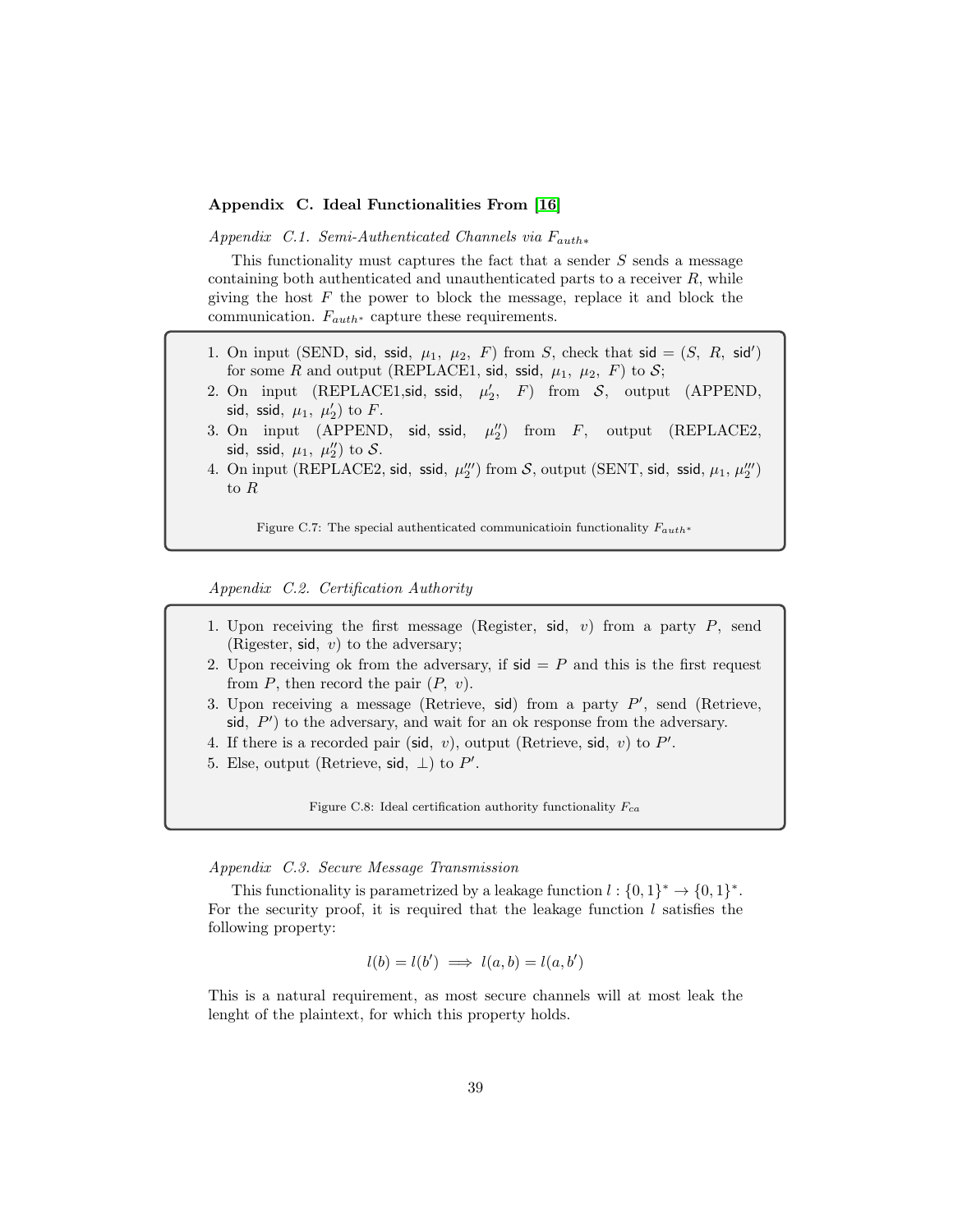### Appendix C. Ideal Functionalities From [16]

*Appendix C.1. Semi-Authenticated Channels via $F_{auth*}$*

This functionality must captures the fact that a sender $S$ sends a message containing both authenticated and unauthenticated parts to a receiver $R$, while giving the host $F$ the power to block the message, replace it and block the communication. $F_{auth^*}$ capture these requirements.

1. On input (SEND, $\mathsf{sid}$, $\mathsf{ssid}$, $\mu_1$, $\mu_2$, $F$) from $S$, check that $\mathsf{sid} = (S,\ R,\ \mathsf{sid}')$ for some $R$ and output (REPLACE1, $\mathsf{sid}$, $\mathsf{ssid}$, $\mu_1$, $\mu_2$, $F$) to $\mathcal{S}$;
2. On input (REPLACE1,$\mathsf{sid}$, $\mathsf{ssid}$, $\mu_2'$, $F$) from $\mathcal{S}$, output (APPEND, $\mathsf{sid}$, $\mathsf{ssid}$, $\mu_1$, $\mu_2'$) to $F$.
3. On input (APPEND, $\mathsf{sid}$, $\mathsf{ssid}$, $\mu_2''$) from $F$, output (REPLACE2, $\mathsf{sid}$, $\mathsf{ssid}$, $\mu_1$, $\mu_2''$) to $\mathcal{S}$.
4. On input (REPLACE2, $\mathsf{sid}$, $\mathsf{ssid}$, $\mu_2'''$) from $\mathcal{S}$, output (SENT, $\mathsf{sid}$, $\mathsf{ssid}$, $\mu_1$, $\mu_2'''$) to $R$

Figure C.7: The special authenticated communicatioin functionality $F_{auth^*}$

*Appendix C.2. Certification Authority*

1. Upon receiving the first message (Register, $\mathsf{sid}$, $v$) from a party $P$, send (Rigester, $\mathsf{sid}$, $v$) to the adversary;
2. Upon receiving ok from the adversary, if $\mathsf{sid} = P$ and this is the first request from $P$, then record the pair $(P,\ v)$.
3. Upon receiving a message (Retrieve, $\mathsf{sid}$) from a party $P'$, send (Retrieve, $\mathsf{sid}$, $P'$) to the adversary, and wait for an ok response from the adversary.
4. If there is a recorded pair $(\mathsf{sid},\ v)$, output (Retrieve, $\mathsf{sid}$, $v$) to $P'$.
5. Else, output (Retrieve, $\mathsf{sid}$, $\perp$) to $P'$.

Figure C.8: Ideal certification authority functionality $F_{ca}$

*Appendix C.3. Secure Message Transmission*

This functionality is parametrized by a leakage function $l : \{0,1\}^* \to \{0,1\}^*$. For the security proof, it is required that the leakage function $l$ satisfies the following property:

$$l(b) = l(b') \implies l(a, b) = l(a, b')$$

This is a natural requirement, as most secure channels will at most leak the lenght of the plaintext, for which this property holds.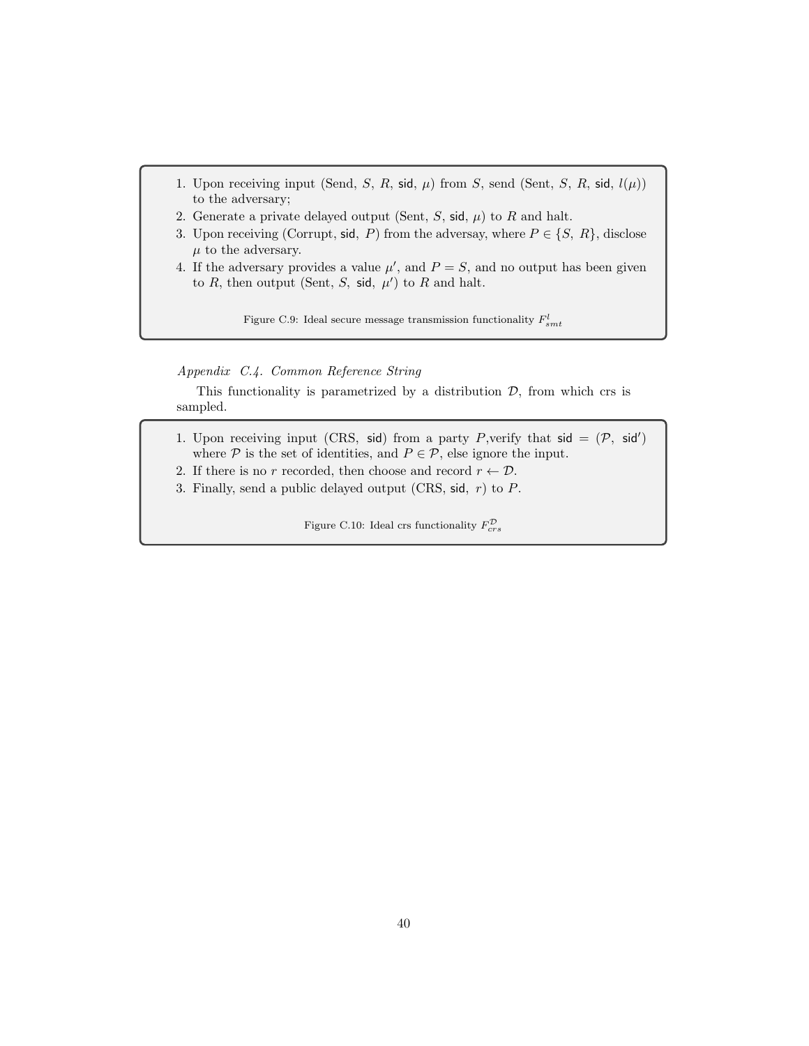1. Upon receiving input (Send, $S$, $R$, sid, $\mu$) from $S$, send (Sent, $S$, $R$, sid, $l(\mu)$) to the adversary;
2. Generate a private delayed output (Sent, $S$, sid, $\mu$) to $R$ and halt.
3. Upon receiving (Corrupt, sid, $P$) from the adversay, where $P \in \{S,\ R\}$, disclose $\mu$ to the adversary.
4. If the adversary provides a value $\mu'$, and $P = S$, and no output has been given to $R$, then output (Sent, $S$, sid, $\mu'$) to $R$ and halt.

Figure C.9: Ideal secure message transmission functionality $F^{l}_{smt}$

*Appendix C.4. Common Reference String*

This functionality is parametrized by a distribution $\mathcal{D}$, from which crs is sampled.

1. Upon receiving input (CRS, sid) from a party $P$,verify that sid $= (\mathcal{P},\ \text{sid}')$ where $\mathcal{P}$ is the set of identities, and $P \in \mathcal{P}$, else ignore the input.
2. If there is no $r$ recorded, then choose and record $r \leftarrow \mathcal{D}$.
3. Finally, send a public delayed output (CRS, sid, $r$) to $P$.

Figure C.10: Ideal crs functionality $F^{\mathcal{D}}_{crs}$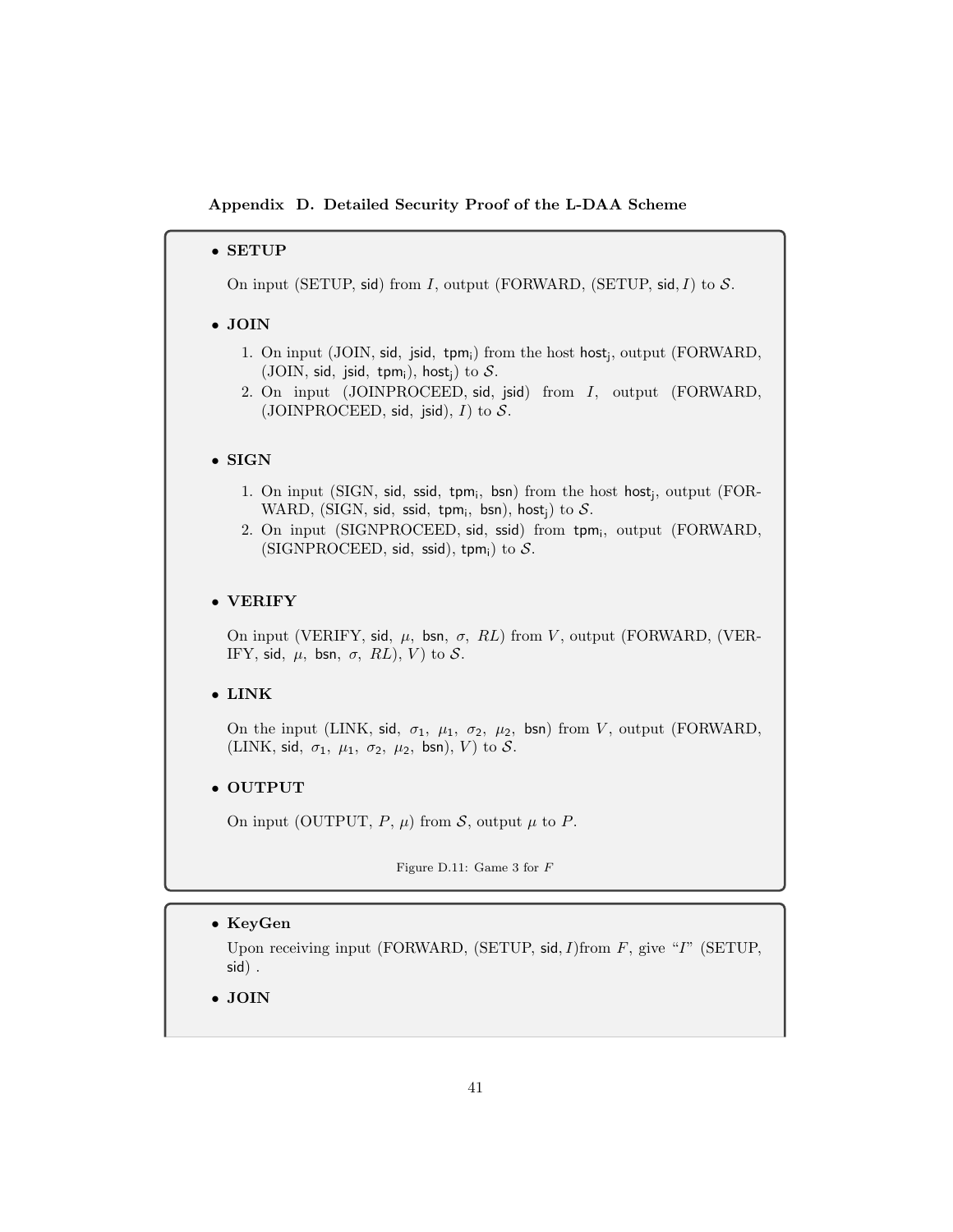**Appendix D. Detailed Security Proof of the L-DAA Scheme**

- **SETUP**

  On input (SETUP, sid) from $I$, output (FORWARD, (SETUP, sid, $I$) to $\mathcal{S}$.

- **JOIN**

  1. On input (JOIN, sid, jsid, $\mathsf{tpm_i}$) from the host $\mathsf{host_j}$, output (FORWARD, (JOIN, sid, jsid, $\mathsf{tpm_i}$), $\mathsf{host_j}$) to $\mathcal{S}$.
  2. On input (JOINPROCEED, sid, jsid) from $I$, output (FORWARD, (JOINPROCEED, sid, jsid), $I$) to $\mathcal{S}$.

- **SIGN**

  1. On input (SIGN, sid, ssid, $\mathsf{tpm_i}$, bsn) from the host $\mathsf{host_j}$, output (FORWARD, (SIGN, sid, ssid, $\mathsf{tpm_i}$, bsn), $\mathsf{host_j}$) to $\mathcal{S}$.
  2. On input (SIGNPROCEED, sid, ssid) from $\mathsf{tpm_i}$, output (FORWARD, (SIGNPROCEED, sid, ssid), $\mathsf{tpm_i}$) to $\mathcal{S}$.

- **VERIFY**

  On input (VERIFY, sid, $\mu$, bsn, $\sigma$, $RL$) from $V$, output (FORWARD, (VERIFY, sid, $\mu$, bsn, $\sigma$, $RL$), $V$) to $\mathcal{S}$.

- **LINK**

  On the input (LINK, sid, $\sigma_1$, $\mu_1$, $\sigma_2$, $\mu_2$, bsn) from $V$, output (FORWARD, (LINK, sid, $\sigma_1$, $\mu_1$, $\sigma_2$, $\mu_2$, bsn), $V$) to $\mathcal{S}$.

- **OUTPUT**

  On input (OUTPUT, $P$, $\mu$) from $\mathcal{S}$, output $\mu$ to $P$.

Figure D.11: Game 3 for $F$

- **KeyGen**

  Upon receiving input (FORWARD, (SETUP, sid, $I$)from $F$, give "$I$" (SETUP, sid) .

- **JOIN**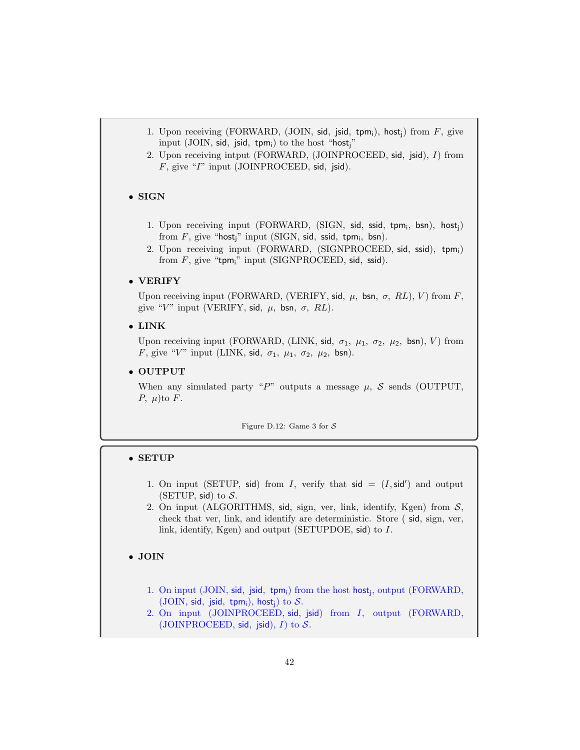1. Upon receiving (FORWARD, (JOIN, sid, jsid, $\mathsf{tpm_i}$), $\mathsf{host_j}$) from $F$, give input (JOIN, sid, jsid, $\mathsf{tpm_i}$) to the host "$\mathsf{host_j}$"
2. Upon receiving intput (FORWARD, (JOINPROCEED, sid, jsid), $I$) from $F$, give "$I$" input (JOINPROCEED, sid, jsid).

- **SIGN**

1. Upon receiving input (FORWARD, (SIGN, sid, ssid, $\mathsf{tpm_i}$, bsn), $\mathsf{host_j}$) from $F$, give "$\mathsf{host_j}$" input (SIGN, sid, ssid, $\mathsf{tpm_i}$, bsn).
2. Upon receiving input (FORWARD, (SIGNPROCEED, sid, ssid), $\mathsf{tpm_i}$) from $F$, give "$\mathsf{tpm_i}$" input (SIGNPROCEED, sid, ssid).

- **VERIFY**

Upon receiving input (FORWARD, (VERIFY, sid, $\mu$, bsn, $\sigma$, $RL$), $V$) from $F$, give "$V$" input (VERIFY, sid, $\mu$, bsn, $\sigma$, $RL$).

- **LINK**

Upon receiving input (FORWARD, (LINK, sid, $\sigma_1$, $\mu_1$, $\sigma_2$, $\mu_2$, bsn), $V$) from $F$, give "$V$" input (LINK, sid, $\sigma_1$, $\mu_1$, $\sigma_2$, $\mu_2$, bsn).

- **OUTPUT**

When any simulated party "$P$" outputs a message $\mu$, $\mathcal{S}$ sends (OUTPUT, $P$, $\mu$)to $F$.

Figure D.12: Game 3 for $\mathcal{S}$

- **SETUP**

1. On input (SETUP, sid) from $I$, verify that sid $= (I, \mathsf{sid}')$ and output (SETUP, sid) to $\mathcal{S}$.
2. On input (ALGORITHMS, sid, sign, ver, link, identify, Kgen) from $\mathcal{S}$, check that ver, link, and identify are deterministic. Store ( sid, sign, ver, link, identify, Kgen) and output (SETUPDOE, sid) to $I$.

- **JOIN**

1. On input (JOIN, sid, jsid, $\mathsf{tpm_i}$) from the host $\mathsf{host_j}$, output (FORWARD, (JOIN, sid, jsid, $\mathsf{tpm_i}$), $\mathsf{host_j}$) to $\mathcal{S}$.
2. On input (JOINPROCEED, sid, jsid) from $I$, output (FORWARD, (JOINPROCEED, sid, jsid), $I$) to $\mathcal{S}$.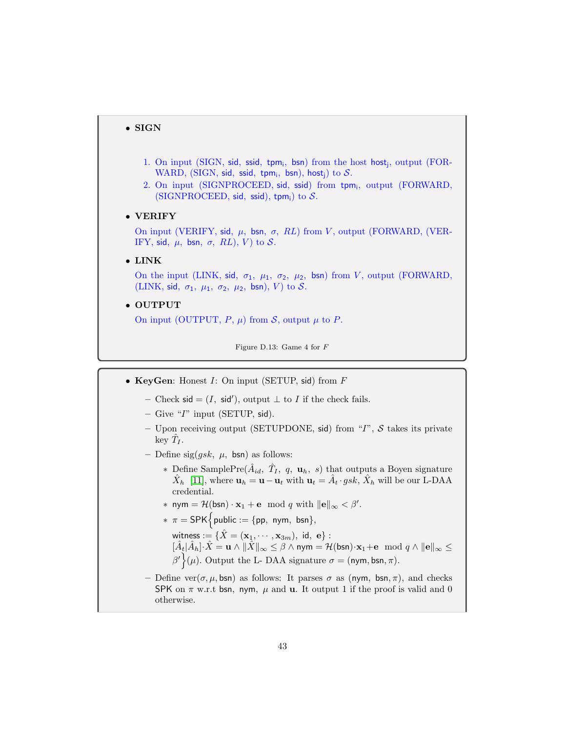- **SIGN**

  1. On input (SIGN, sid, ssid, $\mathsf{tpm_i}$, bsn) from the host $\mathsf{host_j}$, output (FORWARD, (SIGN, sid, ssid, $\mathsf{tpm_i}$, bsn), $\mathsf{host_j}$) to $\mathcal{S}$.
  2. On input (SIGNPROCEED, sid, ssid) from $\mathsf{tpm_i}$, output (FORWARD, (SIGNPROCEED, sid, ssid), $\mathsf{tpm_i}$) to $\mathcal{S}$.

- **VERIFY**

  On input (VERIFY, sid, $\mu$, bsn, $\sigma$, $RL$) from $V$, output (FORWARD, (VERIFY, sid, $\mu$, bsn, $\sigma$, $RL$), $V$) to $\mathcal{S}$.

- **LINK**

  On the input (LINK, sid, $\sigma_1$, $\mu_1$, $\sigma_2$, $\mu_2$, bsn) from $V$, output (FORWARD, (LINK, sid, $\sigma_1$, $\mu_1$, $\sigma_2$, $\mu_2$, bsn), $V$) to $\mathcal{S}$.

- **OUTPUT**

  On input (OUTPUT, $P$, $\mu$) from $\mathcal{S}$, output $\mu$ to $P$.

Figure D.13: Game 4 for $F$

- **KeyGen**: Honest $I$: On input (SETUP, sid) from $F$
  - Check sid $= (I,\ \mathsf{sid}')$, output $\perp$ to $I$ if the check fails.
  - Give "$I$" input (SETUP, sid).
  - Upon receiving output (SETUPDONE, sid) from "$I$", $\mathcal{S}$ takes its private key $\hat{T}_I$.
  - Define sig($gsk$, $\mu$, bsn) as follows:
    * Define SamplePre($\hat{A}_{id}$, $\hat{T}_I$, $q$, $\mathbf{u}_h$, $s$) that outputs a Boyen signature $\hat{X}_h$ [11], where $\mathbf{u}_h = \mathbf{u} - \mathbf{u}_t$ with $\mathbf{u}_t = \hat{A}_t \cdot gsk$, $\hat{X}_h$ will be our L-DAA credential.
    * $\mathsf{nym} = \mathcal{H}(\mathsf{bsn}) \cdot \mathbf{x}_1 + \mathbf{e} \mod q$ with $\|\mathbf{e}\|_\infty < \beta'$.
    * $\pi = \mathsf{SPK}\Big\{\mathsf{public} := \{\mathsf{pp},\ \mathsf{nym},\ \mathsf{bsn}\},$
    
      $\mathsf{witness} := \{\hat{X} = (\mathbf{x}_1, \cdots, \mathbf{x}_{3m}),\ \mathsf{id},\ \mathbf{e}\}$ : $[\hat{A}_t|\hat{A}_h] \cdot \hat{X} = \mathbf{u} \wedge \|\hat{X}\|_\infty \leq \beta \wedge \mathsf{nym} = \mathcal{H}(\mathsf{bsn}) \cdot \mathbf{x}_1 + \mathbf{e} \mod q \wedge \|\mathbf{e}\|_\infty \leq \beta' \Big\}(\mu)$. Output the L- DAA signature $\sigma = (\mathsf{nym}, \mathsf{bsn}, \pi)$.
  - Define ver($\sigma, \mu, \mathsf{bsn}$) as follows: It parses $\sigma$ as ($\mathsf{nym}$, $\mathsf{bsn}, \pi$), and checks $\mathsf{SPK}$ on $\pi$ w.r.t $\mathsf{bsn}$, $\mathsf{nym}$, $\mu$ and $\mathbf{u}$. It output 1 if the proof is valid and 0 otherwise.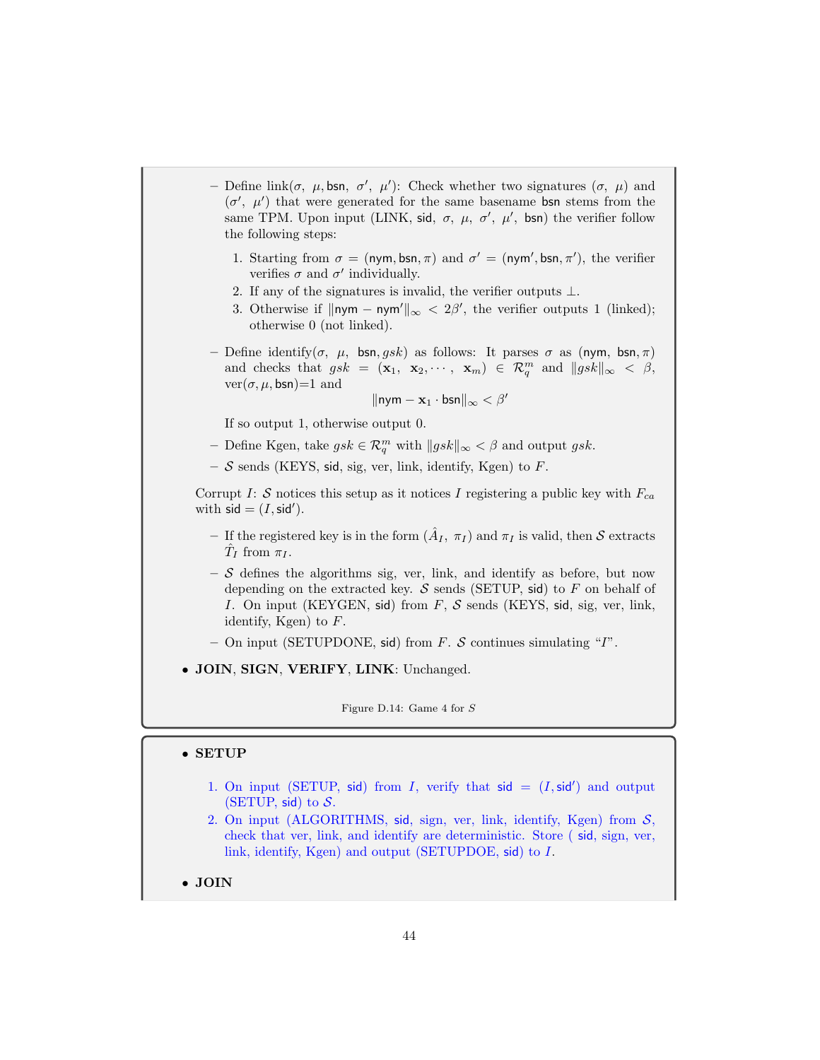- Define link($\sigma$, $\mu$, bsn, $\sigma'$, $\mu'$): Check whether two signatures ($\sigma$, $\mu$) and ($\sigma'$, $\mu'$) that were generated for the same basename bsn stems from the same TPM. Upon input (LINK, sid, $\sigma$, $\mu$, $\sigma'$, $\mu'$, bsn) the verifier follow the following steps:

  1. Starting from $\sigma = (\mathsf{nym}, \mathsf{bsn}, \pi)$ and $\sigma' = (\mathsf{nym}', \mathsf{bsn}, \pi')$, the verifier verifies $\sigma$ and $\sigma'$ individually.
  2. If any of the signatures is invalid, the verifier outputs $\perp$.
  3. Otherwise if $\|\mathsf{nym} - \mathsf{nym}'\|_\infty < 2\beta'$, the verifier outputs 1 (linked); otherwise 0 (not linked).

- Define identify($\sigma$, $\mu$, bsn, $gsk$) as follows: It parses $\sigma$ as ($\mathsf{nym}$, $\mathsf{bsn}$, $\pi$) and checks that $gsk = (\mathbf{x}_1, \mathbf{x}_2, \cdots, \mathbf{x}_m) \in \mathcal{R}_q^m$ and $\|gsk\|_\infty < \beta$, ver($\sigma, \mu$, bsn)=1 and

$$\|\mathsf{nym} - \mathbf{x}_1 \cdot \mathsf{bsn}\|_\infty < \beta'$$

  If so output 1, otherwise output 0.

- Define Kgen, take $gsk \in \mathcal{R}_q^m$ with $\|gsk\|_\infty < \beta$ and output $gsk$.
- $\mathcal{S}$ sends (KEYS, sid, sig, ver, link, identify, Kgen) to $F$.

Corrupt $I$: $\mathcal{S}$ notices this setup as it notices $I$ registering a public key with $F_{ca}$ with $\mathsf{sid} = (I, \mathsf{sid}')$.

- If the registered key is in the form ($\hat{A}_I$, $\pi_I$) and $\pi_I$ is valid, then $\mathcal{S}$ extracts $\hat{T}_I$ from $\pi_I$.
- $\mathcal{S}$ defines the algorithms sig, ver, link, and identify as before, but now depending on the extracted key. $\mathcal{S}$ sends (SETUP, sid) to $F$ on behalf of $I$. On input (KEYGEN, sid) from $F$, $\mathcal{S}$ sends (KEYS, sid, sig, ver, link, identify, Kgen) to $F$.
- On input (SETUPDONE, sid) from $F$. $\mathcal{S}$ continues simulating "$I$".

- **JOIN**, **SIGN**, **VERIFY**, **LINK**: Unchanged.

Figure D.14: Game 4 for $S$

- **SETUP**

  1. On input (SETUP, sid) from $I$, verify that $\mathsf{sid} = (I, \mathsf{sid}')$ and output (SETUP, sid) to $\mathcal{S}$.
  2. On input (ALGORITHMS, sid, sign, ver, link, identify, Kgen) from $\mathcal{S}$, check that ver, link, and identify are deterministic. Store ( sid, sign, ver, link, identify, Kgen) and output (SETUPDOE, sid) to $I$.

- **JOIN**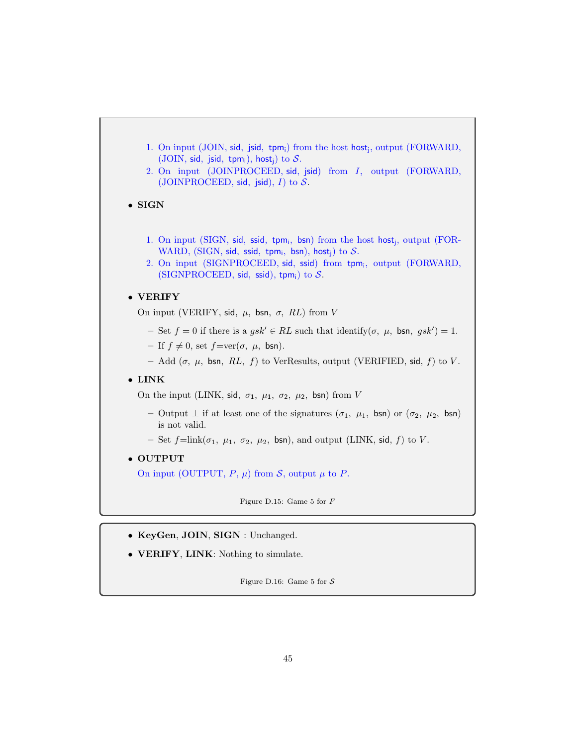1. On input (JOIN, sid, jsid, $\mathsf{tpm_i}$) from the host $\mathsf{host_j}$, output (FORWARD, (JOIN, sid, jsid, $\mathsf{tpm_i}$), $\mathsf{host_j}$) to $\mathcal{S}$.
2. On input (JOINPROCEED, sid, jsid) from $I$, output (FORWARD, (JOINPROCEED, sid, jsid), $I$) to $\mathcal{S}$.

- **SIGN**

  1. On input (SIGN, sid, ssid, $\mathsf{tpm_i}$, bsn) from the host $\mathsf{host_j}$, output (FORWARD, (SIGN, sid, ssid, $\mathsf{tpm_i}$, bsn), $\mathsf{host_j}$) to $\mathcal{S}$.
  2. On input (SIGNPROCEED, sid, ssid) from $\mathsf{tpm_i}$, output (FORWARD, (SIGNPROCEED, sid, ssid), $\mathsf{tpm_i}$) to $\mathcal{S}$.

- **VERIFY**

  On input (VERIFY, sid, $\mu$, bsn, $\sigma$, $RL$) from $V$

  - Set $f = 0$ if there is a $gsk' \in RL$ such that identify($\sigma$, $\mu$, bsn, $gsk'$) = 1.
  - If $f \neq 0$, set $f$=ver($\sigma$, $\mu$, bsn).
  - Add ($\sigma$, $\mu$, bsn, $RL$, $f$) to VerResults, output (VERIFIED, sid, $f$) to $V$.

- **LINK**

  On the input (LINK, sid, $\sigma_1$, $\mu_1$, $\sigma_2$, $\mu_2$, bsn) from $V$

  - Output $\perp$ if at least one of the signatures ($\sigma_1$, $\mu_1$, bsn) or ($\sigma_2$, $\mu_2$, bsn) is not valid.
  - Set $f$=link($\sigma_1$, $\mu_1$, $\sigma_2$, $\mu_2$, bsn), and output (LINK, sid, $f$) to $V$.

- **OUTPUT**

  On input (OUTPUT, $P$, $\mu$) from $\mathcal{S}$, output $\mu$ to $P$.

Figure D.15: Game 5 for $F$

- **KeyGen**, **JOIN**, **SIGN** : Unchanged.
- **VERIFY**, **LINK**: Nothing to simulate.

Figure D.16: Game 5 for $\mathcal{S}$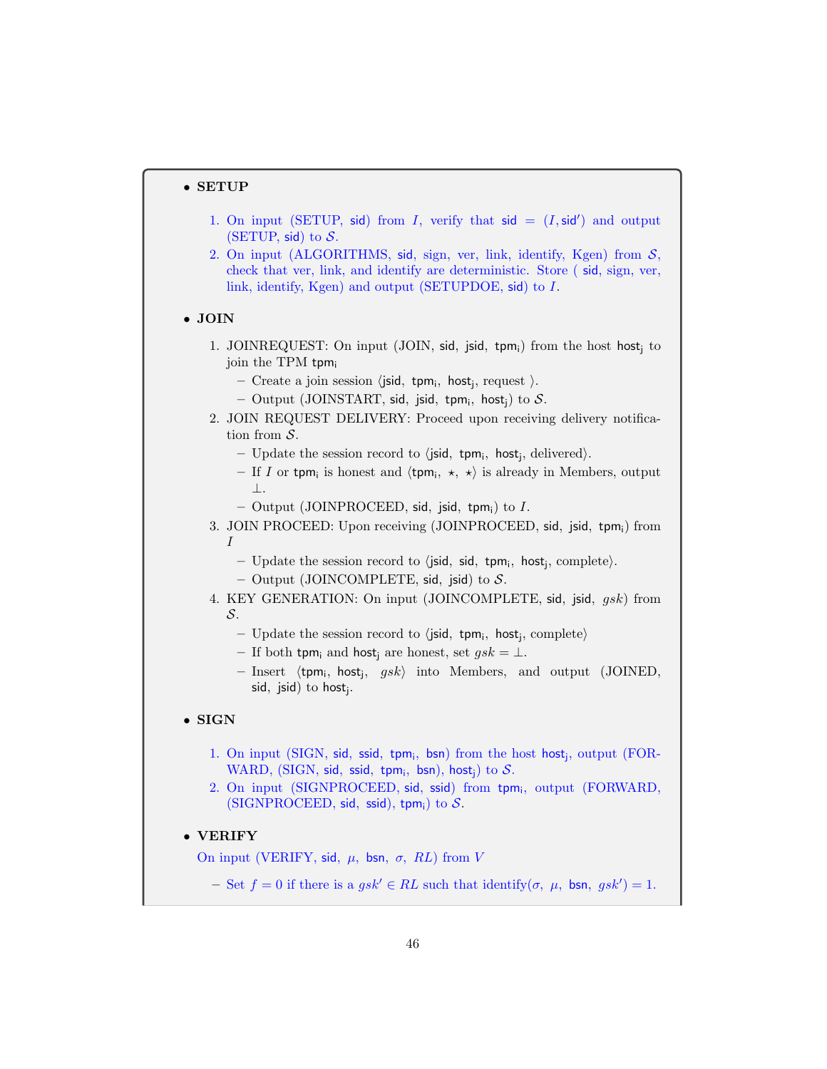- **SETUP**

  1. On input (SETUP, sid) from $I$, verify that $\mathsf{sid} = (I, \mathsf{sid}')$ and output (SETUP, sid) to $\mathcal{S}$.
  2. On input (ALGORITHMS, sid, sign, ver, link, identify, Kgen) from $\mathcal{S}$, check that ver, link, and identify are deterministic. Store ( sid, sign, ver, link, identify, Kgen) and output (SETUPDOE, sid) to $I$.

- **JOIN**

  1. JOINREQUEST: On input (JOIN, sid, jsid, $\mathsf{tpm_i}$) from the host $\mathsf{host_j}$ to join the TPM $\mathsf{tpm_i}$
     - Create a join session $\langle$jsid, $\mathsf{tpm_i}$, $\mathsf{host_j}$, request $\rangle$.
     - Output (JOINSTART, sid, jsid, $\mathsf{tpm_i}$, $\mathsf{host_j}$) to $\mathcal{S}$.
  2. JOIN REQUEST DELIVERY: Proceed upon receiving delivery notification from $\mathcal{S}$.
     - Update the session record to $\langle$jsid, $\mathsf{tpm_i}$, $\mathsf{host_j}$, delivered$\rangle$.
     - If $I$ or $\mathsf{tpm_i}$ is honest and $\langle \mathsf{tpm_i}, \star, \star\rangle$ is already in Members, output $\perp$.
     - Output (JOINPROCEED, sid, jsid, $\mathsf{tpm_i}$) to $I$.
  3. JOIN PROCEED: Upon receiving (JOINPROCEED, sid, jsid, $\mathsf{tpm_i}$) from $I$
     - Update the session record to $\langle$jsid, sid, $\mathsf{tpm_i}$, $\mathsf{host_j}$, complete$\rangle$.
     - Output (JOINCOMPLETE, sid, jsid) to $\mathcal{S}$.
  4. KEY GENERATION: On input (JOINCOMPLETE, sid, jsid, $gsk$) from $\mathcal{S}$.
     - Update the session record to $\langle$jsid, $\mathsf{tpm_i}$, $\mathsf{host_j}$, complete$\rangle$
     - If both $\mathsf{tpm_i}$ and $\mathsf{host_j}$ are honest, set $gsk = \perp$.
     - Insert $\langle \mathsf{tpm_i}, \mathsf{host_j}, gsk\rangle$ into Members, and output (JOINED, sid, jsid) to $\mathsf{host_j}$.

- **SIGN**

  1. On input (SIGN, sid, ssid, $\mathsf{tpm_i}$, bsn) from the host $\mathsf{host_j}$, output (FORWARD, (SIGN, sid, ssid, $\mathsf{tpm_i}$, bsn), $\mathsf{host_j}$) to $\mathcal{S}$.
  2. On input (SIGNPROCEED, sid, ssid) from $\mathsf{tpm_i}$, output (FORWARD, (SIGNPROCEED, sid, ssid), $\mathsf{tpm_i}$) to $\mathcal{S}$.

- **VERIFY**

  On input (VERIFY, sid, $\mu$, bsn, $\sigma$, $RL$) from $V$

  - Set $f = 0$ if there is a $gsk' \in RL$ such that identify($\sigma$, $\mu$, bsn, $gsk'$) = 1.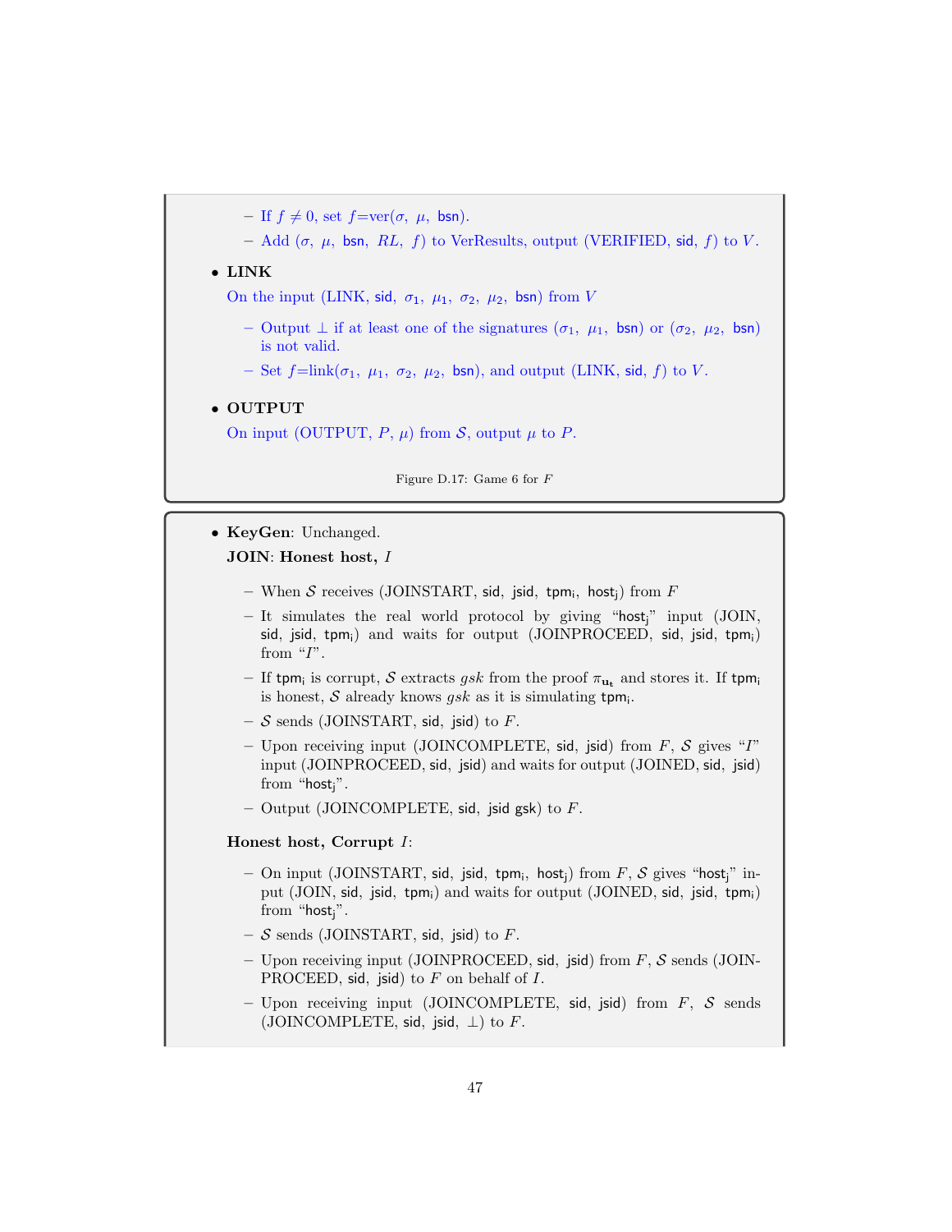- If $f \neq 0$, set $f$=ver($\sigma$, $\mu$, $\mathsf{bsn}$).
- Add ($\sigma$, $\mu$, $\mathsf{bsn}$, $RL$, $f$) to VerResults, output (VERIFIED, $\mathsf{sid}$, $f$) to $V$.

- **LINK**

  On the input (LINK, $\mathsf{sid}$, $\sigma_1$, $\mu_1$, $\sigma_2$, $\mu_2$, $\mathsf{bsn}$) from $V$

  - Output $\perp$ if at least one of the signatures ($\sigma_1$, $\mu_1$, $\mathsf{bsn}$) or ($\sigma_2$, $\mu_2$, $\mathsf{bsn}$) is not valid.
  - Set $f$=link($\sigma_1$, $\mu_1$, $\sigma_2$, $\mu_2$, $\mathsf{bsn}$), and output (LINK, $\mathsf{sid}$, $f$) to $V$.

- **OUTPUT**

  On input (OUTPUT, $P$, $\mu$) from $\mathcal{S}$, output $\mu$ to $P$.

Figure D.17: Game 6 for $F$

- **KeyGen**: Unchanged.

  **JOIN**: **Honest host,** $I$

  - When $\mathcal{S}$ receives (JOINSTART, $\mathsf{sid}$, $\mathsf{jsid}$, $\mathsf{tpm_i}$, $\mathsf{host_j}$) from $F$
  - It simulates the real world protocol by giving "$\mathsf{host_j}$" input (JOIN, $\mathsf{sid}$, $\mathsf{jsid}$, $\mathsf{tpm_i}$) and waits for output (JOINPROCEED, $\mathsf{sid}$, $\mathsf{jsid}$, $\mathsf{tpm_i}$) from "$I$".
  - If $\mathsf{tpm_i}$ is corrupt, $\mathcal{S}$ extracts $gsk$ from the proof $\pi_{\mathbf{u_t}}$ and stores it. If $\mathsf{tpm_i}$ is honest, $\mathcal{S}$ already knows $gsk$ as it is simulating $\mathsf{tpm_i}$.
  - $\mathcal{S}$ sends (JOINSTART, $\mathsf{sid}$, $\mathsf{jsid}$) to $F$.
  - Upon receiving input (JOINCOMPLETE, $\mathsf{sid}$, $\mathsf{jsid}$) from $F$, $\mathcal{S}$ gives "$I$" input (JOINPROCEED, $\mathsf{sid}$, $\mathsf{jsid}$) and waits for output (JOINED, $\mathsf{sid}$, $\mathsf{jsid}$) from "$\mathsf{host_j}$".
  - Output (JOINCOMPLETE, $\mathsf{sid}$, $\mathsf{jsid}$ $gsk$) to $F$.

  **Honest host, Corrupt** $I$:

  - On input (JOINSTART, $\mathsf{sid}$, $\mathsf{jsid}$, $\mathsf{tpm_i}$, $\mathsf{host_j}$) from $F$, $\mathcal{S}$ gives "$\mathsf{host_j}$" input (JOIN, $\mathsf{sid}$, $\mathsf{jsid}$, $\mathsf{tpm_i}$) and waits for output (JOINED, $\mathsf{sid}$, $\mathsf{jsid}$, $\mathsf{tpm_i}$) from "$\mathsf{host_j}$".
  - $\mathcal{S}$ sends (JOINSTART, $\mathsf{sid}$, $\mathsf{jsid}$) to $F$.
  - Upon receiving input (JOINPROCEED, $\mathsf{sid}$, $\mathsf{jsid}$) from $F$, $\mathcal{S}$ sends (JOINPROCEED, $\mathsf{sid}$, $\mathsf{jsid}$) to $F$ on behalf of $I$.
  - Upon receiving input (JOINCOMPLETE, $\mathsf{sid}$, $\mathsf{jsid}$) from $F$, $\mathcal{S}$ sends (JOINCOMPLETE, $\mathsf{sid}$, $\mathsf{jsid}$, $\perp$) to $F$.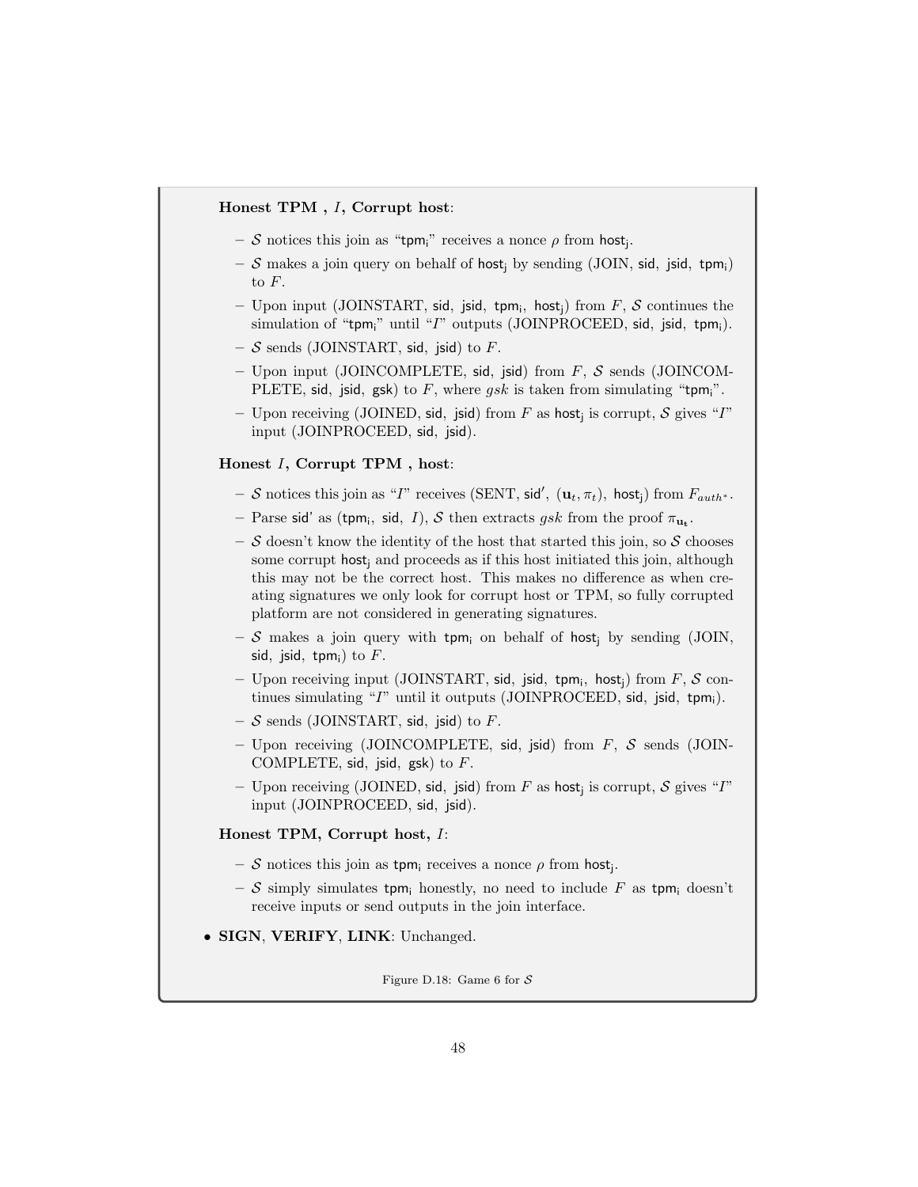**Honest TPM , $I$, Corrupt host**:

- $\mathcal{S}$ notices this join as "$\mathsf{tpm_i}$" receives a nonce $\rho$ from $\mathsf{host_j}$.
- $\mathcal{S}$ makes a join query on behalf of $\mathsf{host_j}$ by sending (JOIN, $\mathsf{sid}$, $\mathsf{jsid}$, $\mathsf{tpm_i}$) to $F$.
- Upon input (JOINSTART, $\mathsf{sid}$, $\mathsf{jsid}$, $\mathsf{tpm_i}$, $\mathsf{host_j}$) from $F$, $\mathcal{S}$ continues the simulation of "$\mathsf{tpm_i}$" until "$I$" outputs (JOINPROCEED, $\mathsf{sid}$, $\mathsf{jsid}$, $\mathsf{tpm_i}$).
- $\mathcal{S}$ sends (JOINSTART, $\mathsf{sid}$, $\mathsf{jsid}$) to $F$.
- Upon input (JOINCOMPLETE, $\mathsf{sid}$, $\mathsf{jsid}$) from $F$, $\mathcal{S}$ sends (JOINCOMPLETE, $\mathsf{sid}$, $\mathsf{jsid}$, $\mathsf{gsk}$) to $F$, where $gsk$ is taken from simulating "$\mathsf{tpm_i}$".
- Upon receiving (JOINED, $\mathsf{sid}$, $\mathsf{jsid}$) from $F$ as $\mathsf{host_j}$ is corrupt, $\mathcal{S}$ gives "$I$" input (JOINPROCEED, $\mathsf{sid}$, $\mathsf{jsid}$).

**Honest $I$, Corrupt TPM , host**:

- $\mathcal{S}$ notices this join as "$I$" receives (SENT, $\mathsf{sid}'$, $(\mathbf{u}_t, \pi_t)$, $\mathsf{host_j}$) from $F_{auth^*}$.
- Parse $\mathsf{sid}'$ as ($\mathsf{tpm_i}$, $\mathsf{sid}$, $I$), $\mathcal{S}$ then extracts $gsk$ from the proof $\pi_{\mathbf{u_t}}$.
- $\mathcal{S}$ doesn't know the identity of the host that started this join, so $\mathcal{S}$ chooses some corrupt $\mathsf{host_j}$ and proceeds as if this host initiated this join, although this may not be the correct host. This makes no difference as when creating signatures we only look for corrupt host or TPM, so fully corrupted platform are not considered in generating signatures.
- $\mathcal{S}$ makes a join query with $\mathsf{tpm_i}$ on behalf of $\mathsf{host_j}$ by sending (JOIN, $\mathsf{sid}$, $\mathsf{jsid}$, $\mathsf{tpm_i}$) to $F$.
- Upon receiving input (JOINSTART, $\mathsf{sid}$, $\mathsf{jsid}$, $\mathsf{tpm_i}$, $\mathsf{host_j}$) from $F$, $\mathcal{S}$ continues simulating "$I$" until it outputs (JOINPROCEED, $\mathsf{sid}$, $\mathsf{jsid}$, $\mathsf{tpm_i}$).
- $\mathcal{S}$ sends (JOINSTART, $\mathsf{sid}$, $\mathsf{jsid}$) to $F$.
- Upon receiving (JOINCOMPLETE, $\mathsf{sid}$, $\mathsf{jsid}$) from $F$, $\mathcal{S}$ sends (JOINCOMPLETE, $\mathsf{sid}$, $\mathsf{jsid}$, $\mathsf{gsk}$) to $F$.
- Upon receiving (JOINED, $\mathsf{sid}$, $\mathsf{jsid}$) from $F$ as $\mathsf{host_j}$ is corrupt, $\mathcal{S}$ gives "$I$" input (JOINPROCEED, $\mathsf{sid}$, $\mathsf{jsid}$).

**Honest TPM, Corrupt host, $I$**:

- $\mathcal{S}$ notices this join as $\mathsf{tpm_i}$ receives a nonce $\rho$ from $\mathsf{host_j}$.
- $\mathcal{S}$ simply simulates $\mathsf{tpm_i}$ honestly, no need to include $F$ as $\mathsf{tpm_i}$ doesn't receive inputs or send outputs in the join interface.

- **SIGN**, **VERIFY**, **LINK**: Unchanged.

Figure D.18: Game 6 for $\mathcal{S}$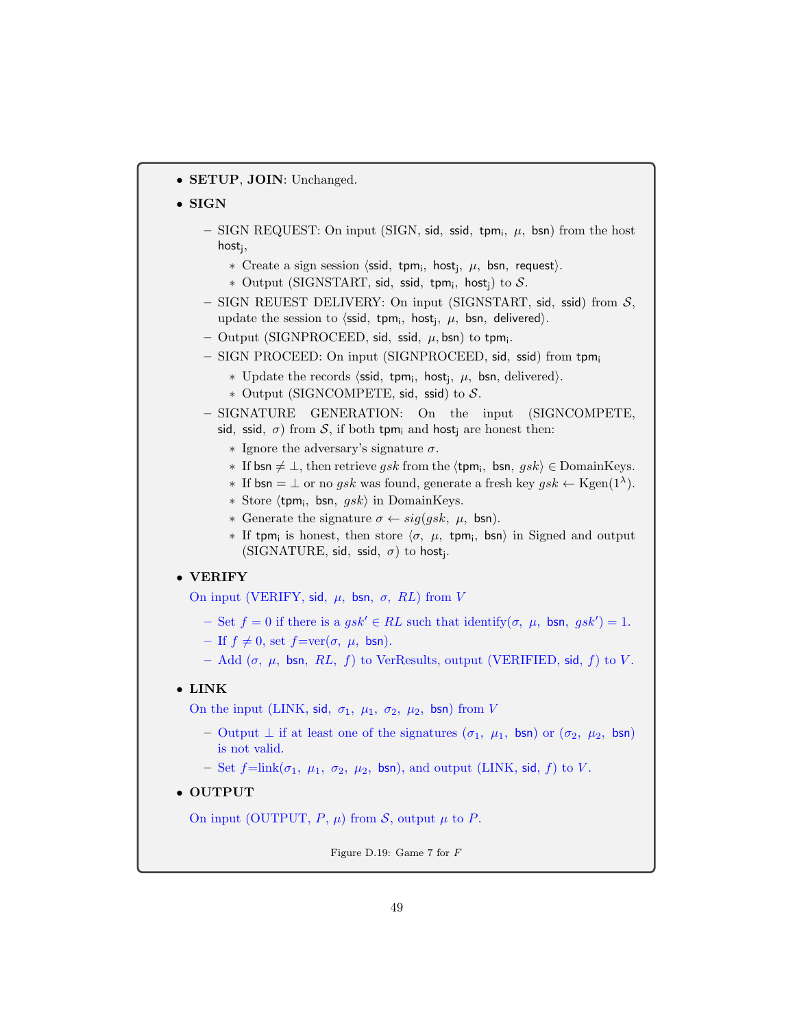- **SETUP**, **JOIN**: Unchanged.
- **SIGN**
  - SIGN REQUEST: On input (SIGN, sid, ssid, $\mathsf{tpm_i}$, $\mu$, bsn) from the host $\mathsf{host_j}$,
    - Create a sign session ⟨ssid, $\mathsf{tpm_i}$, $\mathsf{host_j}$, $\mu$, bsn, request⟩.
    - Output (SIGNSTART, sid, ssid, $\mathsf{tpm_i}$, $\mathsf{host_j}$) to $\mathcal{S}$.
  - SIGN REUEST DELIVERY: On input (SIGNSTART, sid, ssid) from $\mathcal{S}$, update the session to ⟨ssid, $\mathsf{tpm_i}$, $\mathsf{host_j}$, $\mu$, bsn, delivered⟩.
  - Output (SIGNPROCEED, sid, ssid, $\mu$, bsn) to $\mathsf{tpm_i}$.
  - SIGN PROCEED: On input (SIGNPROCEED, sid, ssid) from $\mathsf{tpm_i}$
    - Update the records ⟨ssid, $\mathsf{tpm_i}$, $\mathsf{host_j}$, $\mu$, bsn, delivered⟩.
    - Output (SIGNCOMPETE, sid, ssid) to $\mathcal{S}$.
  - SIGNATURE GENERATION: On the input (SIGNCOMPETE, sid, ssid, $\sigma$) from $\mathcal{S}$, if both $\mathsf{tpm_i}$ and $\mathsf{host_j}$ are honest then:
    - Ignore the adversary's signature $\sigma$.
    - If bsn $\neq \perp$, then retrieve $gsk$ from the ⟨$\mathsf{tpm_i}$, bsn, $gsk$⟩ $\in$ DomainKeys.
    - If bsn $= \perp$ or no $gsk$ was found, generate a fresh key $gsk \leftarrow \text{Kgen}(1^\lambda)$.
    - Store ⟨$\mathsf{tpm_i}$, bsn, $gsk$⟩ in DomainKeys.
    - Generate the signature $\sigma \leftarrow sig(gsk,\ \mu,\ \mathsf{bsn})$.
    - If $\mathsf{tpm_i}$ is honest, then store ⟨$\sigma$, $\mu$, $\mathsf{tpm_i}$, bsn⟩ in Signed and output (SIGNATURE, sid, ssid, $\sigma$) to $\mathsf{host_j}$.
- **VERIFY**

  On input (VERIFY, sid, $\mu$, bsn, $\sigma$, $RL$) from $V$
  - Set $f = 0$ if there is a $gsk' \in RL$ such that identify($\sigma$, $\mu$, bsn, $gsk'$) = 1.
  - If $f \neq 0$, set $f$=ver($\sigma$, $\mu$, bsn).
  - Add ($\sigma$, $\mu$, bsn, $RL$, $f$) to VerResults, output (VERIFIED, sid, $f$) to $V$.
- **LINK**

  On the input (LINK, sid, $\sigma_1$, $\mu_1$, $\sigma_2$, $\mu_2$, bsn) from $V$
  - Output $\perp$ if at least one of the signatures ($\sigma_1$, $\mu_1$, bsn) or ($\sigma_2$, $\mu_2$, bsn) is not valid.
  - Set $f$=link($\sigma_1$, $\mu_1$, $\sigma_2$, $\mu_2$, bsn), and output (LINK, sid, $f$) to $V$.
- **OUTPUT**

  On input (OUTPUT, $P$, $\mu$) from $\mathcal{S}$, output $\mu$ to $P$.

Figure D.19: Game 7 for $F$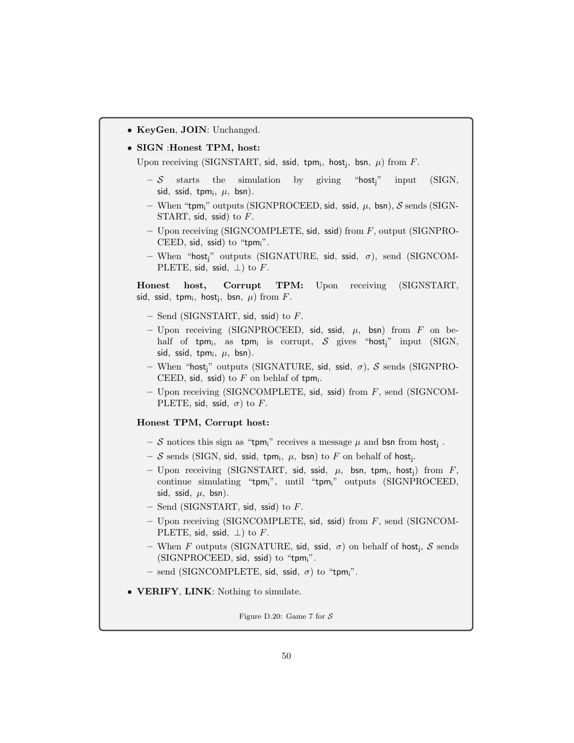- **KeyGen**, **JOIN**: Unchanged.
- **SIGN** :**Honest TPM, host:**

  Upon receiving (SIGNSTART, sid, ssid, $\mathsf{tpm_i}$, $\mathsf{host_j}$, bsn, $\mu$) from $F$.

  - $\mathcal{S}$ starts the simulation by giving "$\mathsf{host_j}$" input (SIGN, sid, ssid, $\mathsf{tpm_i}$, $\mu$, bsn).
  - When "$\mathsf{tpm_i}$" outputs (SIGNPROCEED, sid, ssid, $\mu$, bsn), $\mathcal{S}$ sends (SIGNSTART, sid, ssid) to $F$.
  - Upon receiving (SIGNCOMPLETE, sid, ssid) from $F$, output (SIGNPROCEED, sid, ssid) to "$\mathsf{tpm_i}$".
  - When "$\mathsf{host_j}$" outputs (SIGNATURE, sid, ssid, $\sigma$), send (SIGNCOMPLETE, sid, ssid, $\perp$) to $F$.

  **Honest host, Corrupt TPM:** Upon receiving (SIGNSTART, sid, ssid, $\mathsf{tpm_i}$, $\mathsf{host_j}$, bsn, $\mu$) from $F$.

  - Send (SIGNSTART, sid, ssid) to $F$.
  - Upon receiving (SIGNPROCEED, sid, ssid, $\mu$, bsn) from $F$ on behalf of $\mathsf{tpm_i}$, as $\mathsf{tpm_i}$ is corrupt, $\mathcal{S}$ gives "$\mathsf{host_j}$" input (SIGN, sid, ssid, $\mathsf{tpm_i}$, $\mu$, bsn).
  - When "$\mathsf{host_j}$" outputs (SIGNATURE, sid, ssid, $\sigma$), $\mathcal{S}$ sends (SIGNPROCEED, sid, ssid) to $F$ on behlaf of $\mathsf{tpm_i}$.
  - Upon receiving (SIGNCOMPLETE, sid, ssid) from $F$, send (SIGNCOMPLETE, sid, ssid, $\sigma$) to $F$.

  **Honest TPM, Corrupt host:**

  - $\mathcal{S}$ notices this sign as "$\mathsf{tpm_i}$" receives a message $\mu$ and bsn from $\mathsf{host_j}$ .
  - $\mathcal{S}$ sends (SIGN, sid, ssid, $\mathsf{tpm_i}$, $\mu$, bsn) to $F$ on behalf of $\mathsf{host_j}$.
  - Upon receiving (SIGNSTART, sid, ssid, $\mu$, bsn, $\mathsf{tpm_i}$, $\mathsf{host_j}$) from $F$, continue simulating "$\mathsf{tpm_i}$", until "$\mathsf{tpm_i}$" outputs (SIGNPROCEED, sid, ssid, $\mu$, bsn).
  - Send (SIGNSTART, sid, ssid) to $F$.
  - Upon receiving (SIGNCOMPLETE, sid, ssid) from $F$, send (SIGNCOMPLETE, sid, ssid, $\perp$) to $F$.
  - When $F$ outputs (SIGNATURE, sid, ssid, $\sigma$) on behalf of $\mathsf{host_j}$, $\mathcal{S}$ sends (SIGNPROCEED, sid, ssid) to "$\mathsf{tpm_i}$".
  - send (SIGNCOMPLETE, sid, ssid, $\sigma$) to "$\mathsf{tpm_i}$".

- **VERIFY**, **LINK**: Nothing to simulate.

Figure D.20: Game 7 for $\mathcal{S}$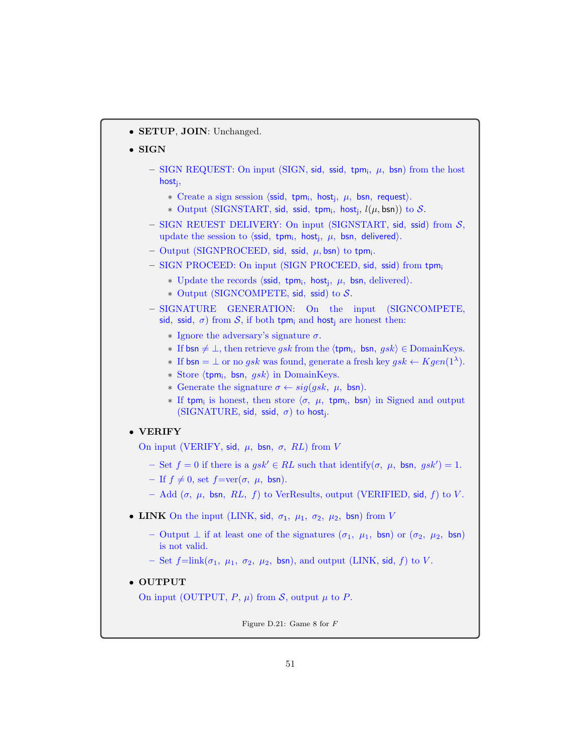- **SETUP**, **JOIN**: Unchanged.
- **SIGN**
  - SIGN REQUEST: On input (SIGN, sid, ssid, $\mathsf{tpm_i}$, $\mu$, bsn) from the host $\mathsf{host_j}$,
    - Create a sign session ⟨ssid, $\mathsf{tpm_i}$, $\mathsf{host_j}$, $\mu$, bsn, request⟩.
    - Output (SIGNSTART, sid, ssid, $\mathsf{tpm_i}$, $\mathsf{host_j}$, $l(\mu, \mathsf{bsn})$) to $\mathcal{S}$.
  - SIGN REUEST DELIVERY: On input (SIGNSTART, sid, ssid) from $\mathcal{S}$, update the session to ⟨ssid, $\mathsf{tpm_i}$, $\mathsf{host_j}$, $\mu$, bsn, delivered⟩.
  - Output (SIGNPROCEED, sid, ssid, $\mu$, bsn) to $\mathsf{tpm_i}$.
  - SIGN PROCEED: On input (SIGN PROCEED, sid, ssid) from $\mathsf{tpm_i}$
    - Update the records ⟨ssid, $\mathsf{tpm_i}$, $\mathsf{host_j}$, $\mu$, bsn, delivered⟩.
    - Output (SIGNCOMPETE, sid, ssid) to $\mathcal{S}$.
  - SIGNATURE GENERATION: On the input (SIGNCOMPETE, sid, ssid, $\sigma$) from $\mathcal{S}$, if both $\mathsf{tpm_i}$ and $\mathsf{host_j}$ are honest then:
    - Ignore the adversary's signature $\sigma$.
    - If bsn $\neq \perp$, then retrieve $gsk$ from the ⟨$\mathsf{tpm_i}$, bsn, $gsk$⟩ $\in$ DomainKeys.
    - If bsn $= \perp$ or no $gsk$ was found, generate a fresh key $gsk \leftarrow Kgen(1^\lambda)$.
    - Store ⟨$\mathsf{tpm_i}$, bsn, $gsk$⟩ in DomainKeys.
    - Generate the signature $\sigma \leftarrow sig(gsk, \mu, \mathsf{bsn})$.
    - If $\mathsf{tpm_i}$ is honest, then store ⟨$\sigma$, $\mu$, $\mathsf{tpm_i}$, bsn⟩ in Signed and output (SIGNATURE, sid, ssid, $\sigma$) to $\mathsf{host_j}$.
- **VERIFY**

  On input (VERIFY, sid, $\mu$, bsn, $\sigma$, $RL$) from $V$
  - Set $f = 0$ if there is a $gsk' \in RL$ such that identify($\sigma$, $\mu$, bsn, $gsk'$) $= 1$.
  - If $f \neq 0$, set $f$=ver($\sigma$, $\mu$, bsn).
  - Add ($\sigma$, $\mu$, bsn, $RL$, $f$) to VerResults, output (VERIFIED, sid, $f$) to $V$.
- **LINK** On the input (LINK, sid, $\sigma_1$, $\mu_1$, $\sigma_2$, $\mu_2$, bsn) from $V$
  - Output $\perp$ if at least one of the signatures ($\sigma_1$, $\mu_1$, bsn) or ($\sigma_2$, $\mu_2$, bsn) is not valid.
  - Set $f$=link($\sigma_1$, $\mu_1$, $\sigma_2$, $\mu_2$, bsn), and output (LINK, sid, $f$) to $V$.
- **OUTPUT**

  On input (OUTPUT, $P$, $\mu$) from $\mathcal{S}$, output $\mu$ to $P$.

Figure D.21: Game 8 for $F$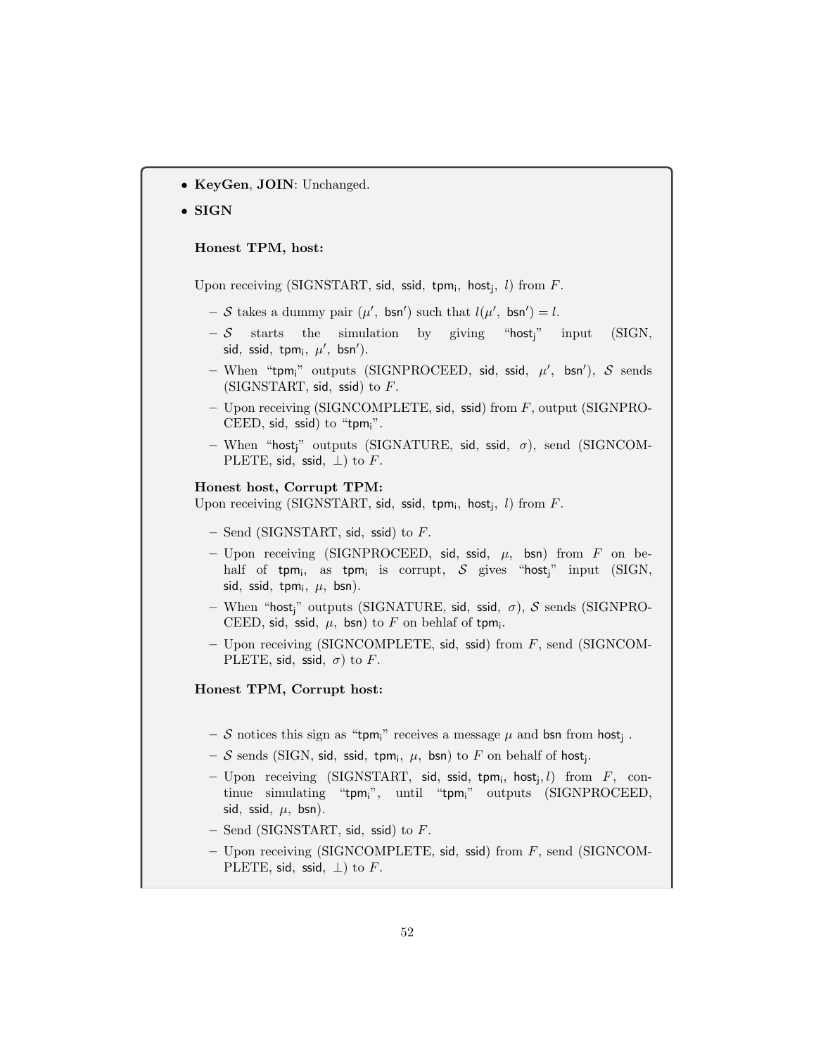- **KeyGen**, **JOIN**: Unchanged.
- **SIGN**

**Honest TPM, host:**

Upon receiving (SIGNSTART, sid, ssid, $\mathsf{tpm_i}$, $\mathsf{host_j}$, $l$) from $F$.

- $\mathcal{S}$ takes a dummy pair ($\mu'$, bsn$'$) such that $l(\mu', \mathsf{bsn}') = l$.
- $\mathcal{S}$ starts the simulation by giving "$\mathsf{host_j}$" input (SIGN, sid, ssid, $\mathsf{tpm_i}$, $\mu'$, bsn$'$).
- When "$\mathsf{tpm_i}$" outputs (SIGNPROCEED, sid, ssid, $\mu'$, bsn$'$), $\mathcal{S}$ sends (SIGNSTART, sid, ssid) to $F$.
- Upon receiving (SIGNCOMPLETE, sid, ssid) from $F$, output (SIGNPROCEED, sid, ssid) to "$\mathsf{tpm_i}$".
- When "$\mathsf{host_j}$" outputs (SIGNATURE, sid, ssid, $\sigma$), send (SIGNCOMPLETE, sid, ssid, $\perp$) to $F$.

**Honest host, Corrupt TPM:**
Upon receiving (SIGNSTART, sid, ssid, $\mathsf{tpm_i}$, $\mathsf{host_j}$, $l$) from $F$.

- Send (SIGNSTART, sid, ssid) to $F$.
- Upon receiving (SIGNPROCEED, sid, ssid, $\mu$, bsn) from $F$ on behalf of $\mathsf{tpm_i}$, as $\mathsf{tpm_i}$ is corrupt, $\mathcal{S}$ gives "$\mathsf{host_j}$" input (SIGN, sid, ssid, $\mathsf{tpm_i}$, $\mu$, bsn).
- When "$\mathsf{host_j}$" outputs (SIGNATURE, sid, ssid, $\sigma$), $\mathcal{S}$ sends (SIGNPROCEED, sid, ssid, $\mu$, bsn) to $F$ on behlaf of $\mathsf{tpm_i}$.
- Upon receiving (SIGNCOMPLETE, sid, ssid) from $F$, send (SIGNCOMPLETE, sid, ssid, $\sigma$) to $F$.

**Honest TPM, Corrupt host:**

- $\mathcal{S}$ notices this sign as "$\mathsf{tpm_i}$" receives a message $\mu$ and bsn from $\mathsf{host_j}$ .
- $\mathcal{S}$ sends (SIGN, sid, ssid, $\mathsf{tpm_i}$, $\mu$, bsn) to $F$ on behalf of $\mathsf{host_j}$.
- Upon receiving (SIGNSTART, sid, ssid, $\mathsf{tpm_i}$, $\mathsf{host_j}, l$) from $F$, continue simulating "$\mathsf{tpm_i}$", until "$\mathsf{tpm_i}$" outputs (SIGNPROCEED, sid, ssid, $\mu$, bsn).
- Send (SIGNSTART, sid, ssid) to $F$.
- Upon receiving (SIGNCOMPLETE, sid, ssid) from $F$, send (SIGNCOMPLETE, sid, ssid, $\perp$) to $F$.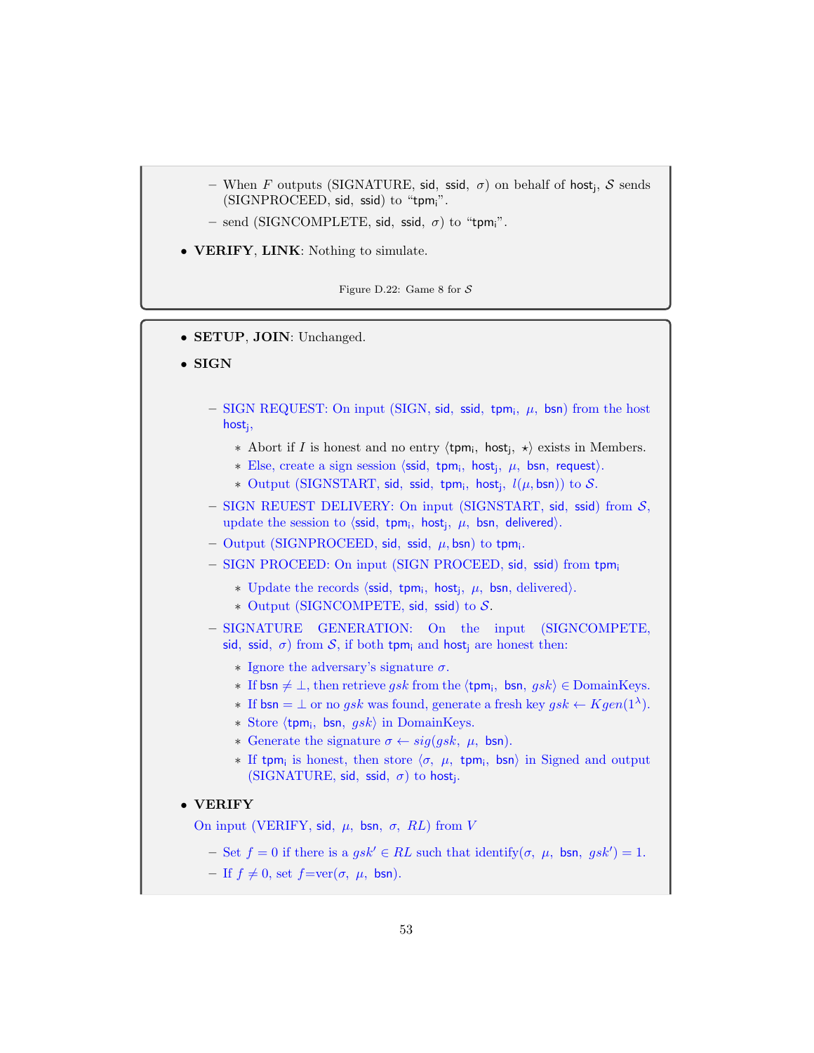- When $F$ outputs (SIGNATURE, sid, ssid, $\sigma$) on behalf of $\mathsf{host_j}$, $\mathcal{S}$ sends (SIGNPROCEED, sid, ssid) to "$\mathsf{tpm_i}$".
- send (SIGNCOMPLETE, sid, ssid, $\sigma$) to "$\mathsf{tpm_i}$".

- **VERIFY**, **LINK**: Nothing to simulate.

Figure D.22: Game 8 for $\mathcal{S}$

- **SETUP**, **JOIN**: Unchanged.
- **SIGN**
  - SIGN REQUEST: On input (SIGN, sid, ssid, $\mathsf{tpm_i}$, $\mu$, bsn) from the host $\mathsf{host_j}$,
    - Abort if $I$ is honest and no entry $\langle \mathsf{tpm_i}, \mathsf{host_j}, \star \rangle$ exists in Members.
    - Else, create a sign session $\langle$ssid, $\mathsf{tpm_i}$, $\mathsf{host_j}$, $\mu$, bsn, request$\rangle$.
    - Output (SIGNSTART, sid, ssid, $\mathsf{tpm_i}$, $\mathsf{host_j}$, $l(\mu, \mathsf{bsn})$) to $\mathcal{S}$.
  - SIGN REUEST DELIVERY: On input (SIGNSTART, sid, ssid) from $\mathcal{S}$, update the session to $\langle$ssid, $\mathsf{tpm_i}$, $\mathsf{host_j}$, $\mu$, bsn, delivered$\rangle$.
  - Output (SIGNPROCEED, sid, ssid, $\mu$, bsn) to $\mathsf{tpm_i}$.
  - SIGN PROCEED: On input (SIGN PROCEED, sid, ssid) from $\mathsf{tpm_i}$
    - Update the records $\langle$ssid, $\mathsf{tpm_i}$, $\mathsf{host_j}$, $\mu$, bsn, delivered$\rangle$.
    - Output (SIGNCOMPETE, sid, ssid) to $\mathcal{S}$.
  - SIGNATURE GENERATION: On the input (SIGNCOMPETE, sid, ssid, $\sigma$) from $\mathcal{S}$, if both $\mathsf{tpm_i}$ and $\mathsf{host_j}$ are honest then:
    - Ignore the adversary's signature $\sigma$.
    - If bsn $\neq \perp$, then retrieve $gsk$ from the $\langle \mathsf{tpm_i}, \mathsf{bsn}, gsk \rangle \in$ DomainKeys.
    - If bsn $= \perp$ or no $gsk$ was found, generate a fresh key $gsk \leftarrow Kgen(1^\lambda)$.
    - Store $\langle \mathsf{tpm_i}, \mathsf{bsn}, gsk \rangle$ in DomainKeys.
    - Generate the signature $\sigma \leftarrow sig(gsk, \mu, \mathsf{bsn})$.
    - If $\mathsf{tpm_i}$ is honest, then store $\langle \sigma, \mu, \mathsf{tpm_i}, \mathsf{bsn} \rangle$ in Signed and output (SIGNATURE, sid, ssid, $\sigma$) to $\mathsf{host_j}$.
- **VERIFY**

  On input (VERIFY, sid, $\mu$, bsn, $\sigma$, $RL$) from $V$
  - Set $f = 0$ if there is a $gsk' \in RL$ such that identify($\sigma$, $\mu$, bsn, $gsk'$) $= 1$.
  - If $f \neq 0$, set $f$=ver($\sigma$, $\mu$, bsn).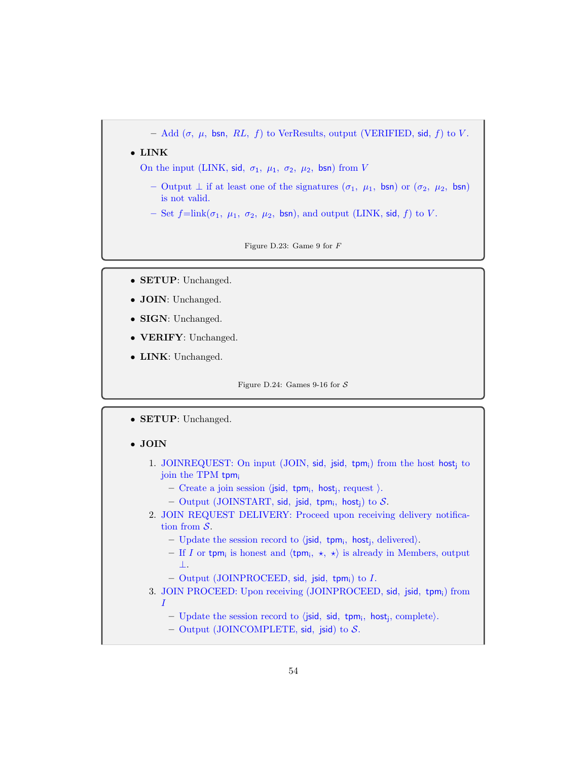– Add ($\sigma$, $\mu$, bsn, $RL$, $f$) to VerResults, output (VERIFIED, sid, $f$) to $V$.

- **LINK**

  On the input (LINK, sid, $\sigma_1$, $\mu_1$, $\sigma_2$, $\mu_2$, bsn) from $V$

  – Output $\perp$ if at least one of the signatures ($\sigma_1$, $\mu_1$, bsn) or ($\sigma_2$, $\mu_2$, bsn) is not valid.

  – Set $f$=link($\sigma_1$, $\mu_1$, $\sigma_2$, $\mu_2$, bsn), and output (LINK, sid, $f$) to $V$.

Figure D.23: Game 9 for $F$

- **SETUP**: Unchanged.
- **JOIN**: Unchanged.
- **SIGN**: Unchanged.
- **VERIFY**: Unchanged.
- **LINK**: Unchanged.

Figure D.24: Games 9-16 for $\mathcal{S}$

- **SETUP**: Unchanged.

- **JOIN**

  1. JOINREQUEST: On input (JOIN, sid, jsid, $\text{tpm}_\text{i}$) from the host $\text{host}_\text{j}$ to join the TPM $\text{tpm}_\text{i}$
     – Create a join session $\langle$jsid, $\text{tpm}_\text{i}$, $\text{host}_\text{j}$, request $\rangle$.
     – Output (JOINSTART, sid, jsid, $\text{tpm}_\text{i}$, $\text{host}_\text{j}$) to $\mathcal{S}$.
  2. JOIN REQUEST DELIVERY: Proceed upon receiving delivery notification from $\mathcal{S}$.
     – Update the session record to $\langle$jsid, $\text{tpm}_\text{i}$, $\text{host}_\text{j}$, delivered$\rangle$.
     – If $I$ or $\text{tpm}_\text{i}$ is honest and $\langle\text{tpm}_\text{i}, \star, \star\rangle$ is already in Members, output $\perp$.
     – Output (JOINPROCEED, sid, jsid, $\text{tpm}_\text{i}$) to $I$.
  3. JOIN PROCEED: Upon receiving (JOINPROCEED, sid, jsid, $\text{tpm}_\text{i}$) from $I$
     – Update the session record to $\langle$jsid, sid, $\text{tpm}_\text{i}$, $\text{host}_\text{j}$, complete$\rangle$.
     – Output (JOINCOMPLETE, sid, jsid) to $\mathcal{S}$.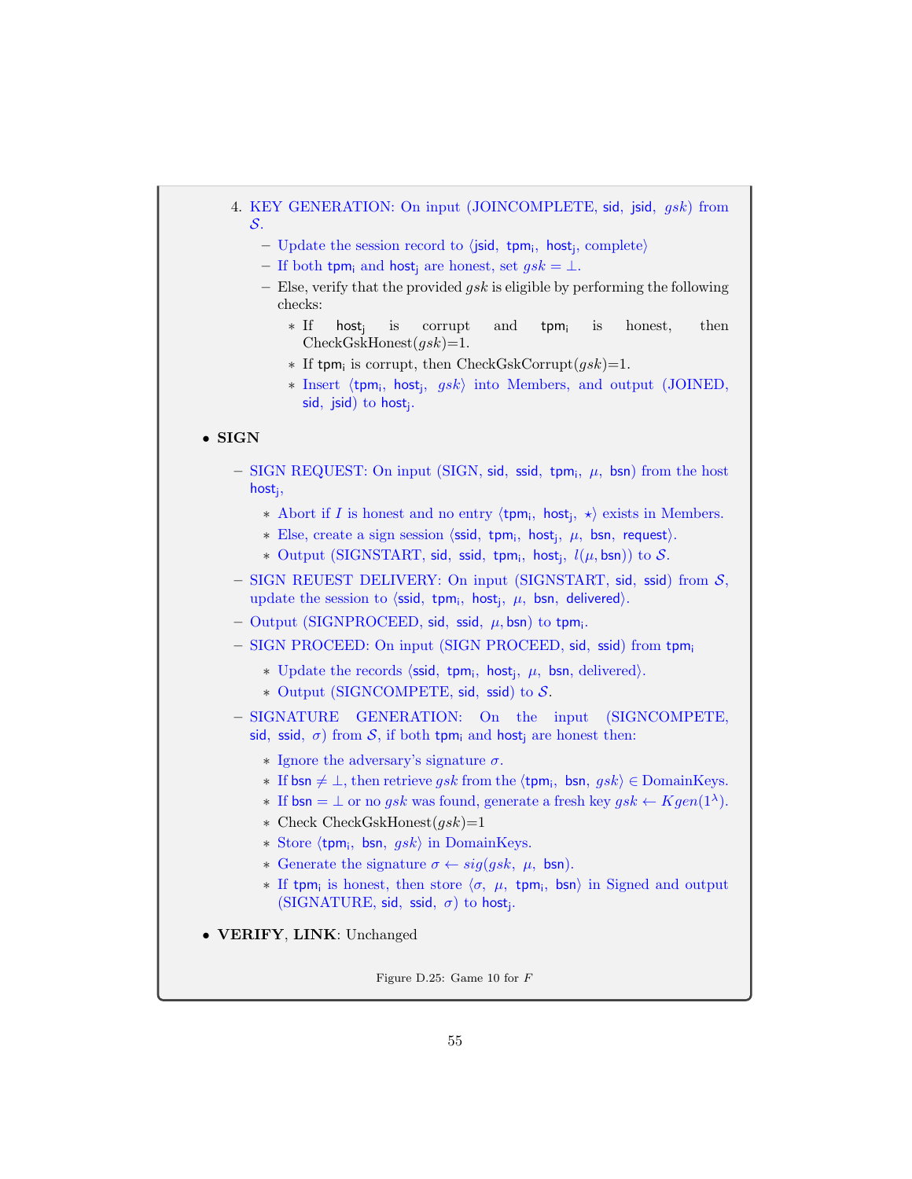4. KEY GENERATION: On input (JOINCOMPLETE, sid, jsid, $gsk$) from $\mathcal{S}$.
   - Update the session record to $\langle$jsid, $\mathsf{tpm_i}$, $\mathsf{host_j}$, complete$\rangle$
   - If both $\mathsf{tpm_i}$ and $\mathsf{host_j}$ are honest, set $gsk = \perp$.
   - Else, verify that the provided $gsk$ is eligible by performing the following checks:
     * If $\mathsf{host_j}$ is corrupt and $\mathsf{tpm_i}$ is honest, then CheckGskHonest($gsk$)=1.
     * If $\mathsf{tpm_i}$ is corrupt, then CheckGskCorrupt($gsk$)=1.
     * Insert $\langle \mathsf{tpm_i}, \mathsf{host_j}, gsk\rangle$ into Members, and output (JOINED, sid, jsid) to $\mathsf{host_j}$.

- **SIGN**
  - SIGN REQUEST: On input (SIGN, sid, ssid, $\mathsf{tpm_i}$, $\mu$, bsn) from the host $\mathsf{host_j}$,
    * Abort if $I$ is honest and no entry $\langle \mathsf{tpm_i}, \mathsf{host_j}, \star\rangle$ exists in Members.
    * Else, create a sign session $\langle$ssid, $\mathsf{tpm_i}$, $\mathsf{host_j}$, $\mu$, bsn, request$\rangle$.
    * Output (SIGNSTART, sid, ssid, $\mathsf{tpm_i}$, $\mathsf{host_j}$, $l(\mu, \mathsf{bsn})$) to $\mathcal{S}$.
  - SIGN REUEST DELIVERY: On input (SIGNSTART, sid, ssid) from $\mathcal{S}$, update the session to $\langle$ssid, $\mathsf{tpm_i}$, $\mathsf{host_j}$, $\mu$, bsn, delivered$\rangle$.
  - Output (SIGNPROCEED, sid, ssid, $\mu$, bsn) to $\mathsf{tpm_i}$.
  - SIGN PROCEED: On input (SIGN PROCEED, sid, ssid) from $\mathsf{tpm_i}$
    * Update the records $\langle$ssid, $\mathsf{tpm_i}$, $\mathsf{host_j}$, $\mu$, bsn, delivered$\rangle$.
    * Output (SIGNCOMPETE, sid, ssid) to $\mathcal{S}$.
  - SIGNATURE GENERATION: On the input (SIGNCOMPETE, sid, ssid, $\sigma$) from $\mathcal{S}$, if both $\mathsf{tpm_i}$ and $\mathsf{host_j}$ are honest then:
    * Ignore the adversary's signature $\sigma$.
    * If bsn $\neq \perp$, then retrieve $gsk$ from the $\langle \mathsf{tpm_i}, \mathsf{bsn}, gsk\rangle \in$ DomainKeys.
    * If bsn $= \perp$ or no $gsk$ was found, generate a fresh key $gsk \leftarrow Kgen(1^\lambda)$.
    * Check CheckGskHonest($gsk$)=1
    * Store $\langle \mathsf{tpm_i}, \mathsf{bsn}, gsk\rangle$ in DomainKeys.
    * Generate the signature $\sigma \leftarrow sig(gsk, \mu, \mathsf{bsn})$.
    * If $\mathsf{tpm_i}$ is honest, then store $\langle \sigma, \mu, \mathsf{tpm_i}, \mathsf{bsn}\rangle$ in Signed and output (SIGNATURE, sid, ssid, $\sigma$) to $\mathsf{host_j}$.

- **VERIFY**, **LINK**: Unchanged

Figure D.25: Game 10 for $F$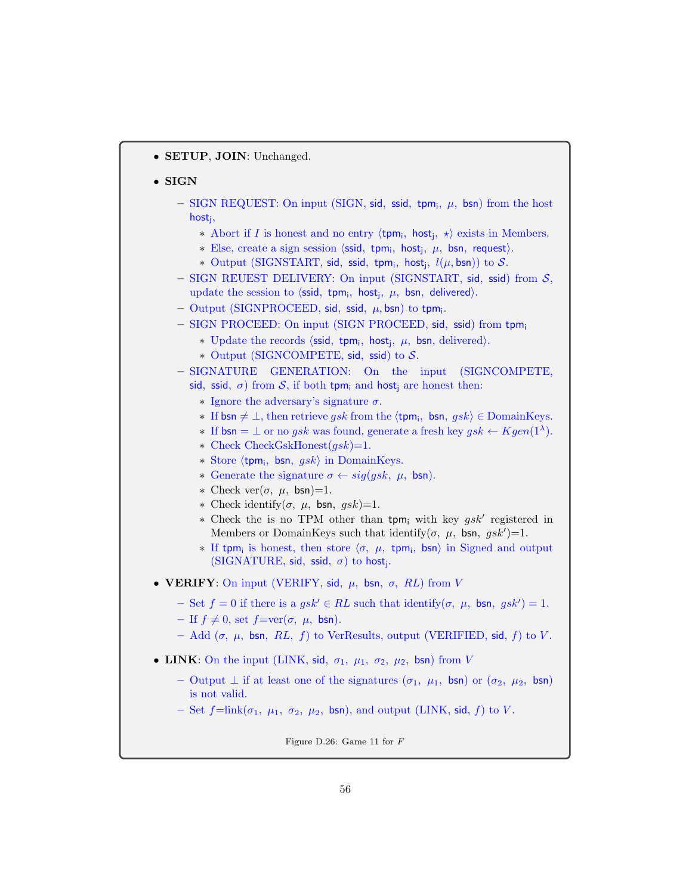- **SETUP**, **JOIN**: Unchanged.
- **SIGN**
  - SIGN REQUEST: On input (SIGN, sid, ssid, $\mathsf{tpm_i}$, $\mu$, bsn) from the host $\mathsf{host_j}$,
    - Abort if $I$ is honest and no entry $\langle \mathsf{tpm_i}, \mathsf{host_j}, \star \rangle$ exists in Members.
    - Else, create a sign session $\langle$ssid, $\mathsf{tpm_i}$, $\mathsf{host_j}$, $\mu$, bsn, request$\rangle$.
    - Output (SIGNSTART, sid, ssid, $\mathsf{tpm_i}$, $\mathsf{host_j}$, $l(\mu, \mathsf{bsn})$) to $\mathcal{S}$.
  - SIGN REUEST DELIVERY: On input (SIGNSTART, sid, ssid) from $\mathcal{S}$, update the session to $\langle$ssid, $\mathsf{tpm_i}$, $\mathsf{host_j}$, $\mu$, bsn, delivered$\rangle$.
  - Output (SIGNPROCEED, sid, ssid, $\mu$, bsn) to $\mathsf{tpm_i}$.
  - SIGN PROCEED: On input (SIGN PROCEED, sid, ssid) from $\mathsf{tpm_i}$
    - Update the records $\langle$ssid, $\mathsf{tpm_i}$, $\mathsf{host_j}$, $\mu$, bsn, delivered$\rangle$.
    - Output (SIGNCOMPETE, sid, ssid) to $\mathcal{S}$.
  - SIGNATURE GENERATION: On the input (SIGNCOMPETE, sid, ssid, $\sigma$) from $\mathcal{S}$, if both $\mathsf{tpm_i}$ and $\mathsf{host_j}$ are honest then:
    - Ignore the adversary's signature $\sigma$.
    - If bsn $\neq \perp$, then retrieve $gsk$ from the $\langle \mathsf{tpm_i}$, bsn, $gsk\rangle \in$ DomainKeys.
    - If bsn $= \perp$ or no $gsk$ was found, generate a fresh key $gsk \leftarrow Kgen(1^\lambda)$.
    - Check CheckGskHonest($gsk$)=1.
    - Store $\langle \mathsf{tpm_i}$, bsn, $gsk\rangle$ in DomainKeys.
    - Generate the signature $\sigma \leftarrow sig(gsk, \mu, \mathsf{bsn})$.
    - Check ver($\sigma$, $\mu$, bsn)=1.
    - Check identify($\sigma$, $\mu$, bsn, $gsk$)=1.
    - Check the is no TPM other than $\mathsf{tpm_i}$ with key $gsk'$ registered in Members or DomainKeys such that identify($\sigma$, $\mu$, bsn, $gsk'$)=1.
    - If $\mathsf{tpm_i}$ is honest, then store $\langle\sigma$, $\mu$, $\mathsf{tpm_i}$, bsn$\rangle$ in Signed and output (SIGNATURE, sid, ssid, $\sigma$) to $\mathsf{host_j}$.
- **VERIFY**: On input (VERIFY, sid, $\mu$, bsn, $\sigma$, $RL$) from $V$
  - Set $f = 0$ if there is a $gsk' \in RL$ such that identify($\sigma$, $\mu$, bsn, $gsk'$) = 1.
  - If $f \neq 0$, set $f$=ver($\sigma$, $\mu$, bsn).
  - Add ($\sigma$, $\mu$, bsn, $RL$, $f$) to VerResults, output (VERIFIED, sid, $f$) to $V$.
- **LINK**: On the input (LINK, sid, $\sigma_1$, $\mu_1$, $\sigma_2$, $\mu_2$, bsn) from $V$
  - Output $\perp$ if at least one of the signatures ($\sigma_1$, $\mu_1$, bsn) or ($\sigma_2$, $\mu_2$, bsn) is not valid.
  - Set $f$=link($\sigma_1$, $\mu_1$, $\sigma_2$, $\mu_2$, bsn), and output (LINK, sid, $f$) to $V$.

Figure D.26: Game 11 for $F$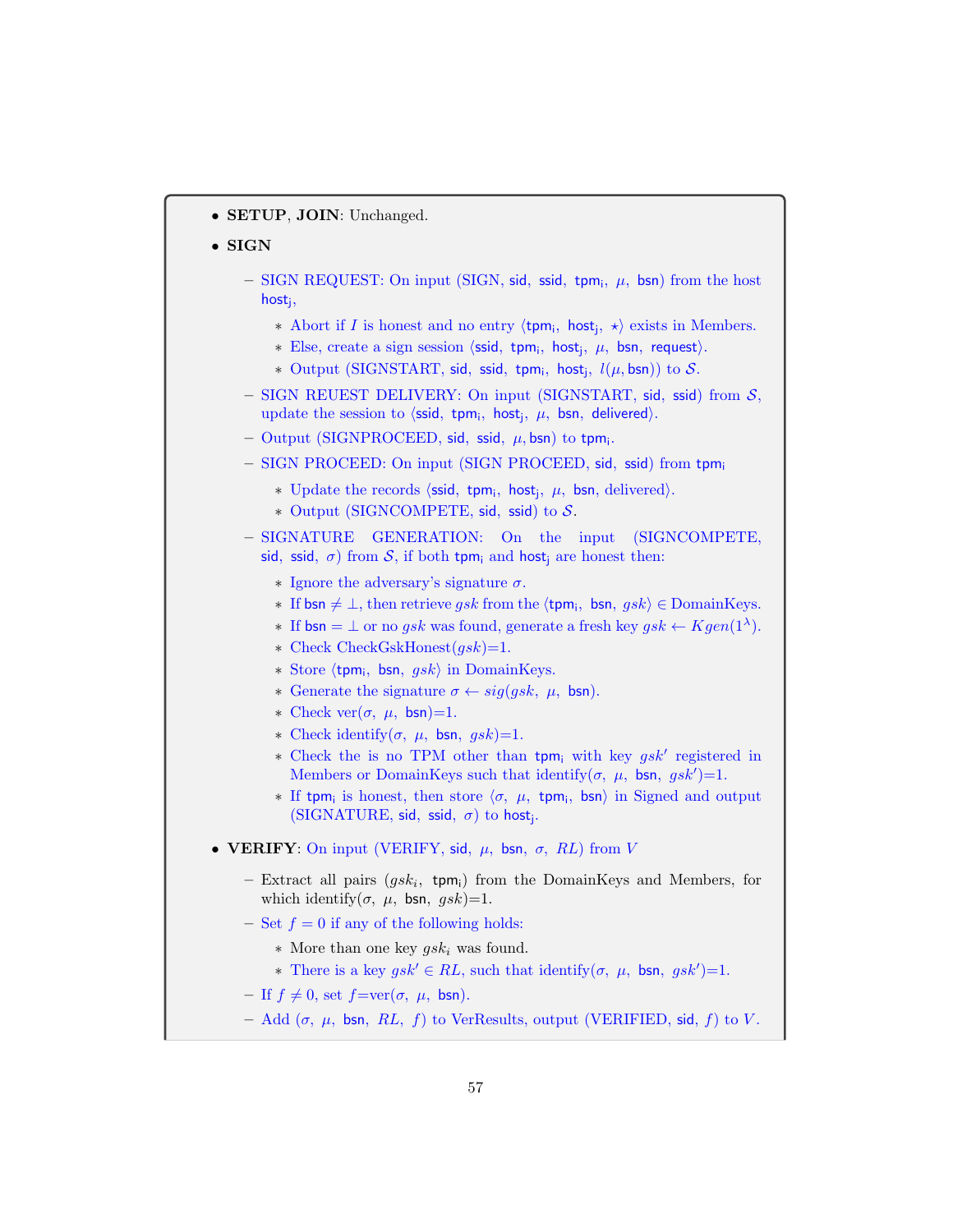- **SETUP**, **JOIN**: Unchanged.
- **SIGN**
  - SIGN REQUEST: On input (SIGN, sid, ssid, $\mathsf{tpm_i}$, $\mu$, bsn) from the host $\mathsf{host_j}$,
    - Abort if $I$ is honest and no entry $\langle \mathsf{tpm_i}, \mathsf{host_j}, \star \rangle$ exists in Members.
    - Else, create a sign session $\langle$ssid, $\mathsf{tpm_i}$, $\mathsf{host_j}$, $\mu$, bsn, request$\rangle$.
    - Output (SIGNSTART, sid, ssid, $\mathsf{tpm_i}$, $\mathsf{host_j}$, $l(\mu, \mathsf{bsn})$) to $\mathcal{S}$.
  - SIGN REUEST DELIVERY: On input (SIGNSTART, sid, ssid) from $\mathcal{S}$, update the session to $\langle$ssid, $\mathsf{tpm_i}$, $\mathsf{host_j}$, $\mu$, bsn, delivered$\rangle$.
  - Output (SIGNPROCEED, sid, ssid, $\mu$, bsn) to $\mathsf{tpm_i}$.
  - SIGN PROCEED: On input (SIGN PROCEED, sid, ssid) from $\mathsf{tpm_i}$
    - Update the records $\langle$ssid, $\mathsf{tpm_i}$, $\mathsf{host_j}$, $\mu$, bsn, delivered$\rangle$.
    - Output (SIGNCOMPETE, sid, ssid) to $\mathcal{S}$.
  - SIGNATURE GENERATION: On the input (SIGNCOMPETE, sid, ssid, $\sigma$) from $\mathcal{S}$, if both $\mathsf{tpm_i}$ and $\mathsf{host_j}$ are honest then:
    - Ignore the adversary's signature $\sigma$.
    - If bsn $\neq \perp$, then retrieve $gsk$ from the $\langle \mathsf{tpm_i}, \mathsf{bsn}, gsk \rangle \in$ DomainKeys.
    - If bsn $= \perp$ or no $gsk$ was found, generate a fresh key $gsk \leftarrow Kgen(1^\lambda)$.
    - Check CheckGskHonest($gsk$)=1.
    - Store $\langle \mathsf{tpm_i}, \mathsf{bsn}, gsk \rangle$ in DomainKeys.
    - Generate the signature $\sigma \leftarrow sig(gsk, \mu, \mathsf{bsn})$.
    - Check ver($\sigma$, $\mu$, bsn)=1.
    - Check identify($\sigma$, $\mu$, bsn, $gsk$)=1.
    - Check the is no TPM other than $\mathsf{tpm_i}$ with key $gsk'$ registered in Members or DomainKeys such that identify($\sigma$, $\mu$, bsn, $gsk'$)=1.
    - If $\mathsf{tpm_i}$ is honest, then store $\langle \sigma, \mu, \mathsf{tpm_i}, \mathsf{bsn} \rangle$ in Signed and output (SIGNATURE, sid, ssid, $\sigma$) to $\mathsf{host_j}$.
- **VERIFY**: On input (VERIFY, sid, $\mu$, bsn, $\sigma$, $RL$) from $V$
  - Extract all pairs ($gsk_i$, $\mathsf{tpm_i}$) from the DomainKeys and Members, for which identify($\sigma$, $\mu$, bsn, $gsk$)=1.
  - Set $f = 0$ if any of the following holds:
    - More than one key $gsk_i$ was found.
    - There is a key $gsk' \in RL$, such that identify($\sigma$, $\mu$, bsn, $gsk'$)=1.
  - If $f \neq 0$, set $f$=ver($\sigma$, $\mu$, bsn).
  - Add ($\sigma$, $\mu$, bsn, $RL$, $f$) to VerResults, output (VERIFIED, sid, $f$) to $V$.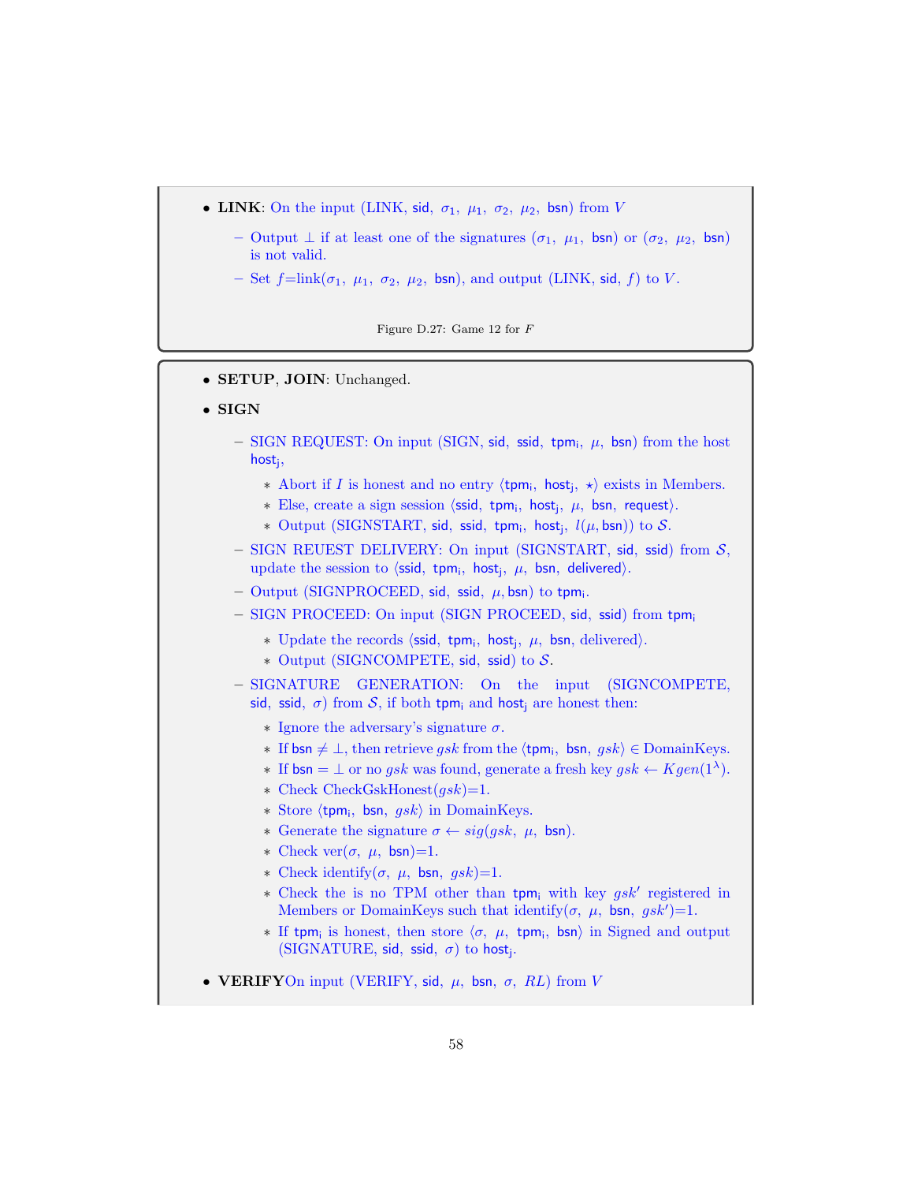- **LINK**: On the input (LINK, sid, $\sigma_1$, $\mu_1$, $\sigma_2$, $\mu_2$, bsn) from $V$
  - Output $\perp$ if at least one of the signatures ($\sigma_1$, $\mu_1$, bsn) or ($\sigma_2$, $\mu_2$, bsn) is not valid.
  - Set $f$=link($\sigma_1$, $\mu_1$, $\sigma_2$, $\mu_2$, bsn), and output (LINK, sid, $f$) to $V$.

Figure D.27: Game 12 for $F$

- **SETUP**, **JOIN**: Unchanged.
- **SIGN**
  - SIGN REQUEST: On input (SIGN, sid, ssid, $\mathsf{tpm_i}$, $\mu$, bsn) from the host $\mathsf{host_j}$,
    - Abort if $I$ is honest and no entry $\langle \mathsf{tpm_i}, \mathsf{host_j}, \star \rangle$ exists in Members.
    - Else, create a sign session $\langle$ssid, $\mathsf{tpm_i}$, $\mathsf{host_j}$, $\mu$, bsn, request$\rangle$.
    - Output (SIGNSTART, sid, ssid, $\mathsf{tpm_i}$, $\mathsf{host_j}$, $l(\mu, \mathsf{bsn})$) to $\mathcal{S}$.
  - SIGN REUEST DELIVERY: On input (SIGNSTART, sid, ssid) from $\mathcal{S}$, update the session to $\langle$ssid, $\mathsf{tpm_i}$, $\mathsf{host_j}$, $\mu$, bsn, delivered$\rangle$.
  - Output (SIGNPROCEED, sid, ssid, $\mu$, bsn) to $\mathsf{tpm_i}$.
  - SIGN PROCEED: On input (SIGN PROCEED, sid, ssid) from $\mathsf{tpm_i}$
    - Update the records $\langle$ssid, $\mathsf{tpm_i}$, $\mathsf{host_j}$, $\mu$, bsn, delivered$\rangle$.
    - Output (SIGNCOMPETE, sid, ssid) to $\mathcal{S}$.
  - SIGNATURE GENERATION: On the input (SIGNCOMPETE, sid, ssid, $\sigma$) from $\mathcal{S}$, if both $\mathsf{tpm_i}$ and $\mathsf{host_j}$ are honest then:
    - Ignore the adversary's signature $\sigma$.
    - If bsn $\neq \perp$, then retrieve $gsk$ from the $\langle \mathsf{tpm_i}$, bsn, $gsk\rangle \in$ DomainKeys.
    - If bsn $= \perp$ or no $gsk$ was found, generate a fresh key $gsk \leftarrow Kgen(1^\lambda)$.
    - Check CheckGskHonest($gsk$)=1.
    - Store $\langle \mathsf{tpm_i}$, bsn, $gsk\rangle$ in DomainKeys.
    - Generate the signature $\sigma \leftarrow sig(gsk, \mu, \mathsf{bsn})$.
    - Check ver($\sigma$, $\mu$, bsn)=1.
    - Check identify($\sigma$, $\mu$, bsn, $gsk$)=1.
    - Check the is no TPM other than $\mathsf{tpm_i}$ with key $gsk'$ registered in Members or DomainKeys such that identify($\sigma$, $\mu$, bsn, $gsk'$)=1.
    - If $\mathsf{tpm_i}$ is honest, then store $\langle \sigma$, $\mu$, $\mathsf{tpm_i}$, bsn$\rangle$ in Signed and output (SIGNATURE, sid, ssid, $\sigma$) to $\mathsf{host_j}$.
- **VERIFY**On input (VERIFY, sid, $\mu$, bsn, $\sigma$, $RL$) from $V$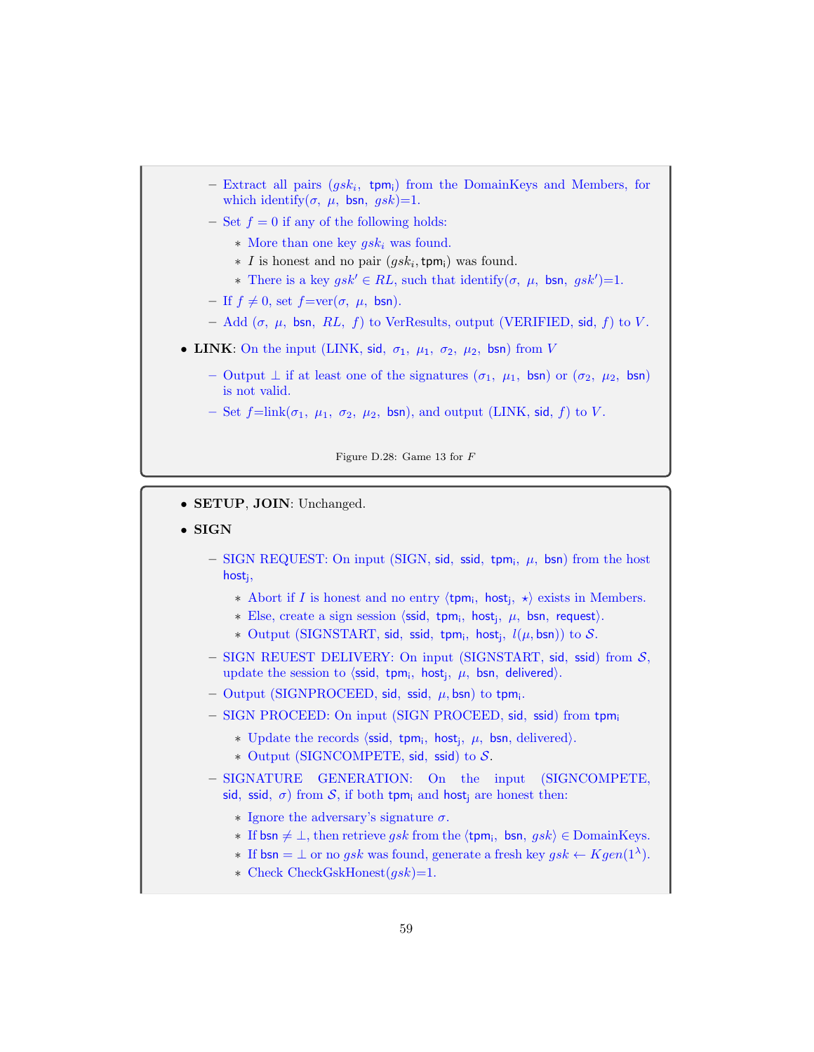- Extract all pairs $(gsk_i,\ \mathsf{tpm_i})$ from the DomainKeys and Members, for which identify$(\sigma,\ \mu,\ \mathsf{bsn},\ gsk)$=1.
- Set $f = 0$ if any of the following holds:
  - More than one key $gsk_i$ was found.
  - $I$ is honest and no pair $(gsk_i, \mathsf{tpm_i})$ was found.
  - There is a key $gsk' \in RL$, such that identify$(\sigma,\ \mu,\ \mathsf{bsn},\ gsk')$=1.
- If $f \neq 0$, set $f$=ver$(\sigma,\ \mu,\ \mathsf{bsn})$.
- Add $(\sigma,\ \mu,\ \mathsf{bsn},\ RL,\ f)$ to VerResults, output (VERIFIED, $\mathsf{sid}$, $f$) to $V$.

- **LINK**: On the input (LINK, $\mathsf{sid}$, $\sigma_1$, $\mu_1$, $\sigma_2$, $\mu_2$, $\mathsf{bsn}$) from $V$
  - Output $\perp$ if at least one of the signatures $(\sigma_1,\ \mu_1,\ \mathsf{bsn})$ or $(\sigma_2,\ \mu_2,\ \mathsf{bsn})$ is not valid.
  - Set $f$=link$(\sigma_1,\ \mu_1,\ \sigma_2,\ \mu_2,\ \mathsf{bsn})$, and output (LINK, $\mathsf{sid}$, $f$) to $V$.

Figure D.28: Game 13 for $F$

- **SETUP**, **JOIN**: Unchanged.
- **SIGN**
  - SIGN REQUEST: On input (SIGN, $\mathsf{sid}$, $\mathsf{ssid}$, $\mathsf{tpm_i}$, $\mu$, $\mathsf{bsn}$) from the host $\mathsf{host_j}$,
    - Abort if $I$ is honest and no entry $\langle \mathsf{tpm_i},\ \mathsf{host_j},\ \star\rangle$ exists in Members.
    - Else, create a sign session $\langle \mathsf{ssid},\ \mathsf{tpm_i},\ \mathsf{host_j},\ \mu,\ \mathsf{bsn},\ \mathsf{request}\rangle$.
    - Output (SIGNSTART, $\mathsf{sid}$, $\mathsf{ssid}$, $\mathsf{tpm_i}$, $\mathsf{host_j}$, $l(\mu, \mathsf{bsn})$) to $\mathcal{S}$.
  - SIGN REUEST DELIVERY: On input (SIGNSTART, $\mathsf{sid}$, $\mathsf{ssid}$) from $\mathcal{S}$, update the session to $\langle \mathsf{ssid},\ \mathsf{tpm_i},\ \mathsf{host_j},\ \mu,\ \mathsf{bsn},\ \mathsf{delivered}\rangle$.
  - Output (SIGNPROCEED, $\mathsf{sid}$, $\mathsf{ssid}$, $\mu, \mathsf{bsn}$) to $\mathsf{tpm_i}$.
  - SIGN PROCEED: On input (SIGN PROCEED, $\mathsf{sid}$, $\mathsf{ssid}$) from $\mathsf{tpm_i}$
    - Update the records $\langle \mathsf{ssid},\ \mathsf{tpm_i},\ \mathsf{host_j},\ \mu,\ \mathsf{bsn},\ \text{delivered}\rangle$.
    - Output (SIGNCOMPETE, $\mathsf{sid}$, $\mathsf{ssid}$) to $\mathcal{S}$.
  - SIGNATURE GENERATION: On the input (SIGNCOMPETE, $\mathsf{sid}$, $\mathsf{ssid}$, $\sigma$) from $\mathcal{S}$, if both $\mathsf{tpm_i}$ and $\mathsf{host_j}$ are honest then:
    - Ignore the adversary's signature $\sigma$.
    - If $\mathsf{bsn} \neq \perp$, then retrieve $gsk$ from the $\langle \mathsf{tpm_i},\ \mathsf{bsn},\ gsk\rangle \in$ DomainKeys.
    - If $\mathsf{bsn} = \perp$ or no $gsk$ was found, generate a fresh key $gsk \leftarrow Kgen(1^\lambda)$.
    - Check CheckGskHonest$(gsk)$=1.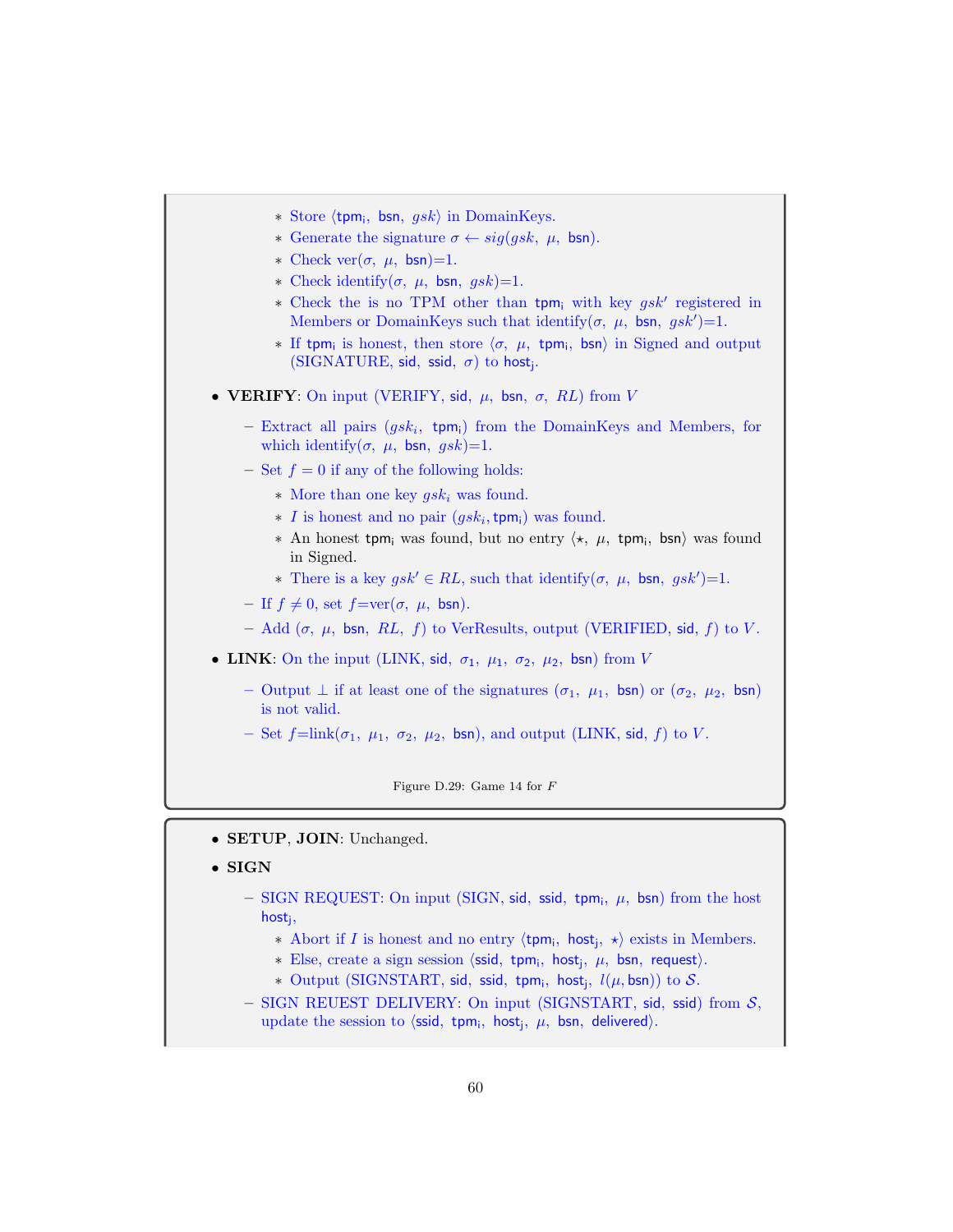* Store $\langle \mathsf{tpm_i},\ \mathsf{bsn},\ gsk \rangle$ in DomainKeys.
  * Generate the signature $\sigma \leftarrow sig(gsk,\ \mu,\ \mathsf{bsn})$.
  * Check ver$(\sigma,\ \mu,\ \mathsf{bsn})$=1.
  * Check identify$(\sigma,\ \mu,\ \mathsf{bsn},\ gsk)$=1.
  * Check the is no TPM other than $\mathsf{tpm_i}$ with key $gsk'$ registered in Members or DomainKeys such that identify$(\sigma,\ \mu,\ \mathsf{bsn},\ gsk')$=1.
  * If $\mathsf{tpm_i}$ is honest, then store $\langle \sigma,\ \mu,\ \mathsf{tpm_i},\ \mathsf{bsn} \rangle$ in Signed and output (SIGNATURE, $\mathsf{sid}$, $\mathsf{ssid}$, $\sigma$) to $\mathsf{host_j}$.

- **VERIFY**: On input (VERIFY, $\mathsf{sid}$, $\mu$, $\mathsf{bsn}$, $\sigma$, $RL$) from $V$
  - Extract all pairs $(gsk_i,\ \mathsf{tpm_i})$ from the DomainKeys and Members, for which identify$(\sigma,\ \mu,\ \mathsf{bsn},\ gsk)$=1.
  - Set $f = 0$ if any of the following holds:
    * More than one key $gsk_i$ was found.
    * $I$ is honest and no pair $(gsk_i, \mathsf{tpm_i})$ was found.
    * An honest $\mathsf{tpm_i}$ was found, but no entry $\langle \star,\ \mu,\ \mathsf{tpm_i},\ \mathsf{bsn} \rangle$ was found in Signed.
    * There is a key $gsk' \in RL$, such that identify$(\sigma,\ \mu,\ \mathsf{bsn},\ gsk')$=1.
  - If $f \neq 0$, set $f$=ver$(\sigma,\ \mu,\ \mathsf{bsn})$.
  - Add $(\sigma,\ \mu,\ \mathsf{bsn},\ RL,\ f)$ to VerResults, output (VERIFIED, $\mathsf{sid}$, $f$) to $V$.

- **LINK**: On the input (LINK, $\mathsf{sid}$, $\sigma_1$, $\mu_1$, $\sigma_2$, $\mu_2$, $\mathsf{bsn}$) from $V$
  - Output $\perp$ if at least one of the signatures $(\sigma_1,\ \mu_1,\ \mathsf{bsn})$ or $(\sigma_2,\ \mu_2,\ \mathsf{bsn})$ is not valid.
  - Set $f$=link$(\sigma_1,\ \mu_1,\ \sigma_2,\ \mu_2,\ \mathsf{bsn})$, and output (LINK, $\mathsf{sid}$, $f$) to $V$.

Figure D.29: Game 14 for $F$

- **SETUP**, **JOIN**: Unchanged.
- **SIGN**
  - SIGN REQUEST: On input (SIGN, $\mathsf{sid}$, $\mathsf{ssid}$, $\mathsf{tpm_i}$, $\mu$, $\mathsf{bsn}$) from the host $\mathsf{host_j}$,
    * Abort if $I$ is honest and no entry $\langle \mathsf{tpm_i},\ \mathsf{host_j},\ \star \rangle$ exists in Members.
    * Else, create a sign session $\langle \mathsf{ssid},\ \mathsf{tpm_i},\ \mathsf{host_j},\ \mu,\ \mathsf{bsn},\ \mathsf{request} \rangle$.
    * Output (SIGNSTART, $\mathsf{sid}$, $\mathsf{ssid}$, $\mathsf{tpm_i}$, $\mathsf{host_j}$, $l(\mu, \mathsf{bsn})$) to $\mathcal{S}$.
  - SIGN REUEST DELIVERY: On input (SIGNSTART, $\mathsf{sid}$, $\mathsf{ssid}$) from $\mathcal{S}$, update the session to $\langle \mathsf{ssid},\ \mathsf{tpm_i},\ \mathsf{host_j},\ \mu,\ \mathsf{bsn},\ \mathsf{delivered} \rangle$.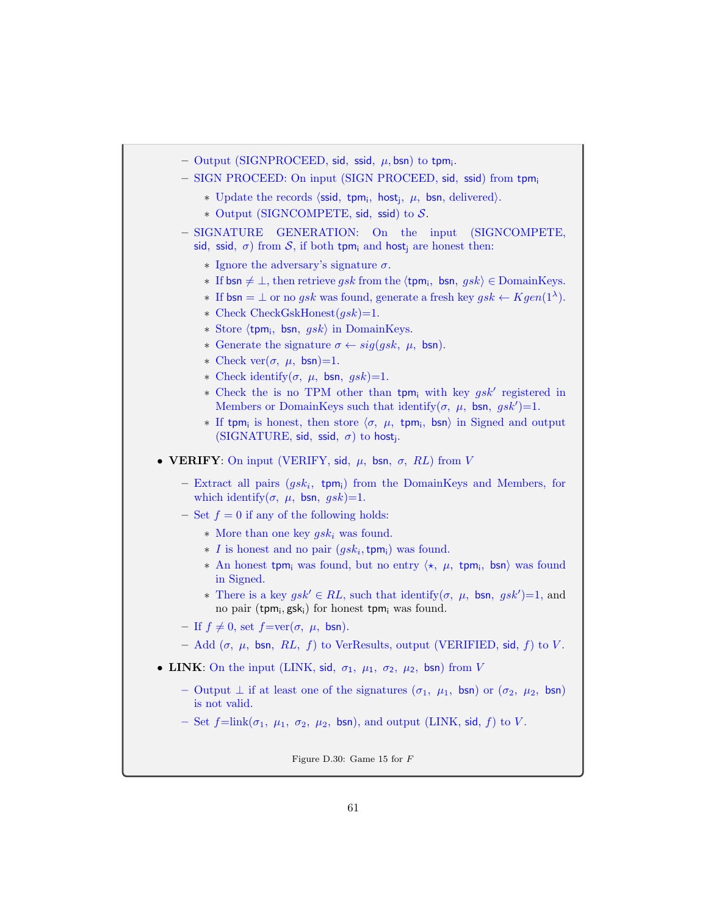- Output (SIGNPROCEED, sid, ssid, $\mu$, bsn) to $\mathsf{tpm_i}$.
- SIGN PROCEED: On input (SIGN PROCEED, sid, ssid) from $\mathsf{tpm_i}$
  - Update the records ⟨ssid, $\mathsf{tpm_i}$, $\mathsf{host_j}$, $\mu$, bsn, delivered⟩.
  - Output (SIGNCOMPETE, sid, ssid) to $\mathcal{S}$.
- SIGNATURE GENERATION: On the input (SIGNCOMPETE, sid, ssid, $\sigma$) from $\mathcal{S}$, if both $\mathsf{tpm_i}$ and $\mathsf{host_j}$ are honest then:
  - Ignore the adversary's signature $\sigma$.
  - If bsn $\neq \perp$, then retrieve $gsk$ from the ⟨$\mathsf{tpm_i}$, bsn, $gsk$⟩ $\in$ DomainKeys.
  - If bsn $= \perp$ or no $gsk$ was found, generate a fresh key $gsk \leftarrow Kgen(1^\lambda)$.
  - Check CheckGskHonest($gsk$)=1.
  - Store ⟨$\mathsf{tpm_i}$, bsn, $gsk$⟩ in DomainKeys.
  - Generate the signature $\sigma \leftarrow sig(gsk,\ \mu,\ \mathsf{bsn})$.
  - Check ver($\sigma$, $\mu$, bsn)=1.
  - Check identify($\sigma$, $\mu$, bsn, $gsk$)=1.
  - Check the is no TPM other than $\mathsf{tpm_i}$ with key $gsk'$ registered in Members or DomainKeys such that identify($\sigma$, $\mu$, bsn, $gsk'$)=1.
  - If $\mathsf{tpm_i}$ is honest, then store ⟨$\sigma$, $\mu$, $\mathsf{tpm_i}$, bsn⟩ in Signed and output (SIGNATURE, sid, ssid, $\sigma$) to $\mathsf{host_j}$.

- **VERIFY**: On input (VERIFY, sid, $\mu$, bsn, $\sigma$, $RL$) from $V$
  - Extract all pairs ($gsk_i$, $\mathsf{tpm_i}$) from the DomainKeys and Members, for which identify($\sigma$, $\mu$, bsn, $gsk$)=1.
  - Set $f = 0$ if any of the following holds:
    - More than one key $gsk_i$ was found.
    - $I$ is honest and no pair ($gsk_i$, $\mathsf{tpm_i}$) was found.
    - An honest $\mathsf{tpm_i}$ was found, but no entry ⟨$\star$, $\mu$, $\mathsf{tpm_i}$, bsn⟩ was found in Signed.
    - There is a key $gsk' \in RL$, such that identify($\sigma$, $\mu$, bsn, $gsk'$)=1, and no pair ($\mathsf{tpm_i}$, $\mathsf{gsk_i}$) for honest $\mathsf{tpm_i}$ was found.
  - If $f \neq 0$, set $f$=ver($\sigma$, $\mu$, bsn).
  - Add ($\sigma$, $\mu$, bsn, $RL$, $f$) to VerResults, output (VERIFIED, sid, $f$) to $V$.

- **LINK**: On the input (LINK, sid, $\sigma_1$, $\mu_1$, $\sigma_2$, $\mu_2$, bsn) from $V$
  - Output $\perp$ if at least one of the signatures ($\sigma_1$, $\mu_1$, bsn) or ($\sigma_2$, $\mu_2$, bsn) is not valid.
  - Set $f$=link($\sigma_1$, $\mu_1$, $\sigma_2$, $\mu_2$, bsn), and output (LINK, sid, $f$) to $V$.

Figure D.30: Game 15 for $F$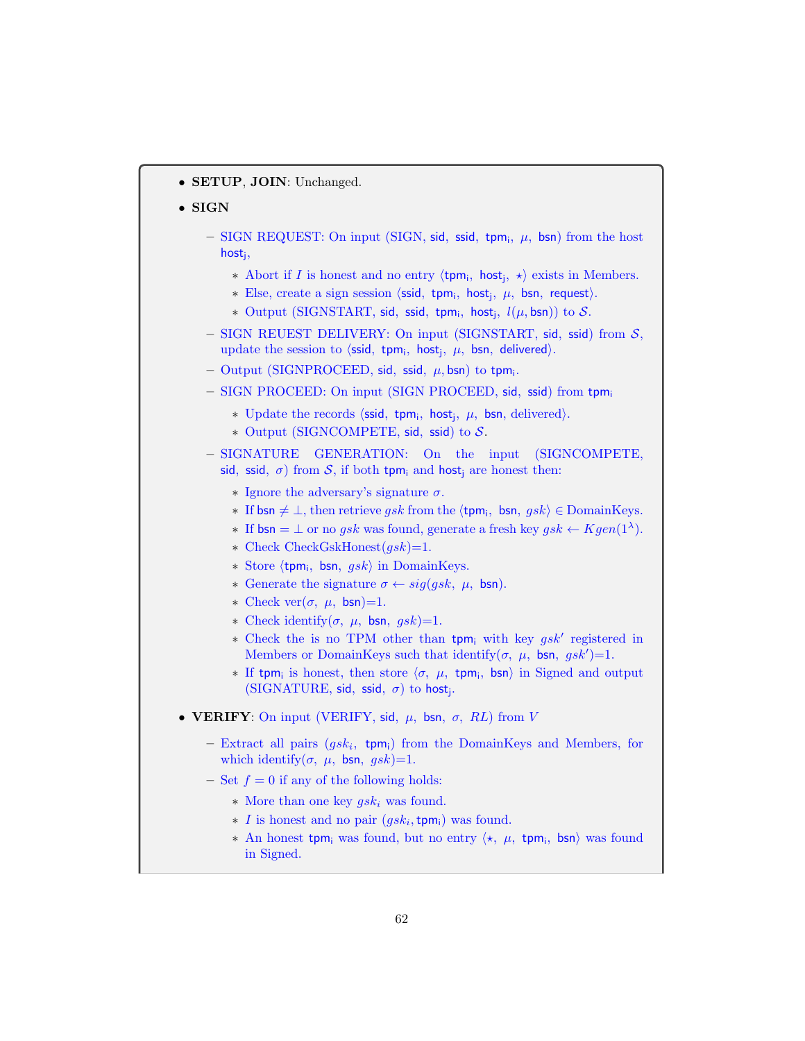- **SETUP**, **JOIN**: Unchanged.
- **SIGN**
  - SIGN REQUEST: On input (SIGN, sid, ssid, $\mathsf{tpm_i}$, $\mu$, bsn) from the host $\mathsf{host_j}$,
    - Abort if $I$ is honest and no entry $\langle \mathsf{tpm_i},\ \mathsf{host_j},\ \star\rangle$ exists in Members.
    - Else, create a sign session $\langle$ssid, $\mathsf{tpm_i}$, $\mathsf{host_j}$, $\mu$, bsn, request$\rangle$.
    - Output (SIGNSTART, sid, ssid, $\mathsf{tpm_i}$, $\mathsf{host_j}$, $l(\mu, \mathsf{bsn})$) to $\mathcal{S}$.
  - SIGN REUEST DELIVERY: On input (SIGNSTART, sid, ssid) from $\mathcal{S}$, update the session to $\langle$ssid, $\mathsf{tpm_i}$, $\mathsf{host_j}$, $\mu$, bsn, delivered$\rangle$.
  - Output (SIGNPROCEED, sid, ssid, $\mu$, bsn) to $\mathsf{tpm_i}$.
  - SIGN PROCEED: On input (SIGN PROCEED, sid, ssid) from $\mathsf{tpm_i}$
    - Update the records $\langle$ssid, $\mathsf{tpm_i}$, $\mathsf{host_j}$, $\mu$, bsn, delivered$\rangle$.
    - Output (SIGNCOMPETE, sid, ssid) to $\mathcal{S}$.
  - SIGNATURE GENERATION: On the input (SIGNCOMPETE, sid, ssid, $\sigma$) from $\mathcal{S}$, if both $\mathsf{tpm_i}$ and $\mathsf{host_j}$ are honest then:
    - Ignore the adversary's signature $\sigma$.
    - If bsn $\neq \perp$, then retrieve $gsk$ from the $\langle \mathsf{tpm_i},\ \mathsf{bsn},\ gsk\rangle \in$ DomainKeys.
    - If bsn $= \perp$ or no $gsk$ was found, generate a fresh key $gsk \leftarrow Kgen(1^\lambda)$.
    - Check CheckGskHonest($gsk$)=1.
    - Store $\langle \mathsf{tpm_i},\ \mathsf{bsn},\ gsk\rangle$ in DomainKeys.
    - Generate the signature $\sigma \leftarrow sig(gsk,\ \mu,\ \mathsf{bsn})$.
    - Check ver($\sigma$, $\mu$, bsn)=1.
    - Check identify($\sigma$, $\mu$, bsn, $gsk$)=1.
    - Check the is no TPM other than $\mathsf{tpm_i}$ with key $gsk'$ registered in Members or DomainKeys such that identify($\sigma$, $\mu$, bsn, $gsk'$)=1.
    - If $\mathsf{tpm_i}$ is honest, then store $\langle\sigma,\ \mu,\ \mathsf{tpm_i},\ \mathsf{bsn}\rangle$ in Signed and output (SIGNATURE, sid, ssid, $\sigma$) to $\mathsf{host_j}$.
- **VERIFY**: On input (VERIFY, sid, $\mu$, bsn, $\sigma$, $RL$) from $V$
  - Extract all pairs ($gsk_i$, $\mathsf{tpm_i}$) from the DomainKeys and Members, for which identify($\sigma$, $\mu$, bsn, $gsk$)=1.
  - Set $f = 0$ if any of the following holds:
    - More than one key $gsk_i$ was found.
    - $I$ is honest and no pair ($gsk_i$, $\mathsf{tpm_i}$) was found.
    - An honest $\mathsf{tpm_i}$ was found, but no entry $\langle\star,\ \mu,\ \mathsf{tpm_i},\ \mathsf{bsn}\rangle$ was found in Signed.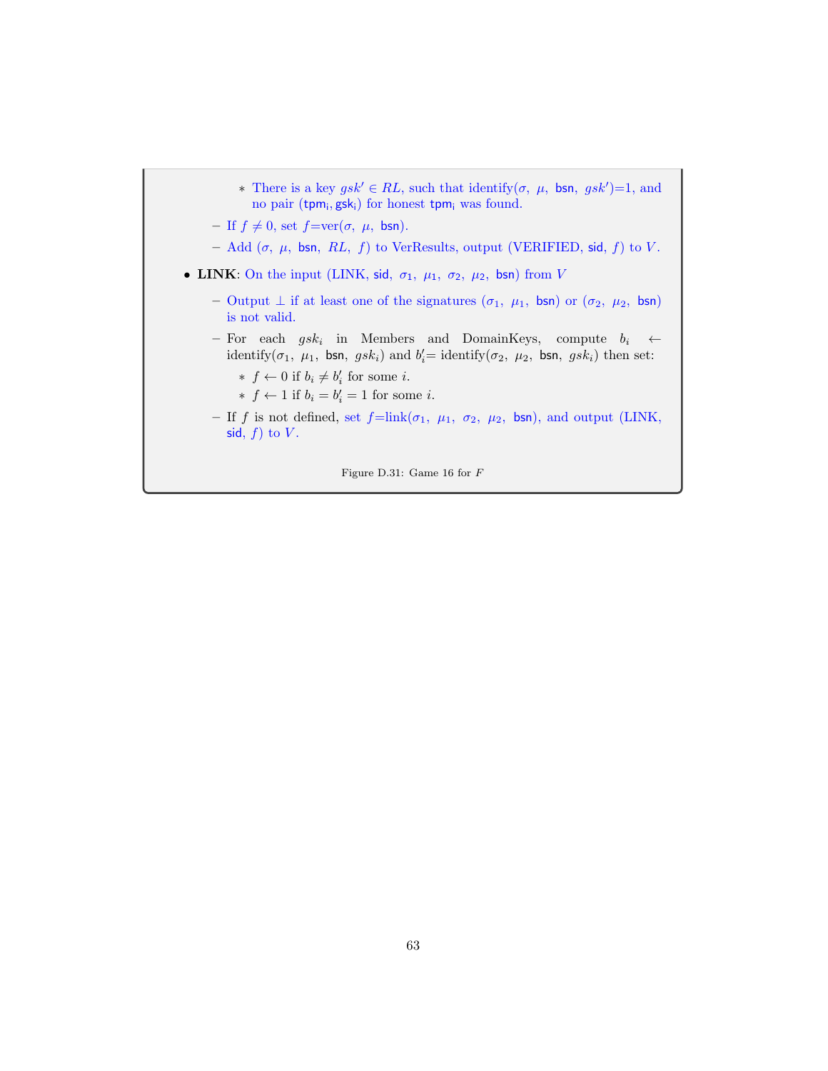* There is a key $gsk' \in RL$, such that identify($\sigma$, $\mu$, $\mathsf{bsn}$, $gsk'$)=1, and no pair ($\mathsf{tpm_i}$, $\mathsf{gsk_i}$) for honest $\mathsf{tpm_i}$ was found.

  - If $f \neq 0$, set $f$=ver($\sigma$, $\mu$, $\mathsf{bsn}$).
  - Add ($\sigma$, $\mu$, $\mathsf{bsn}$, $RL$, $f$) to VerResults, output (VERIFIED, $\mathsf{sid}$, $f$) to $V$.

- **LINK**: On the input (LINK, $\mathsf{sid}$, $\sigma_1$, $\mu_1$, $\sigma_2$, $\mu_2$, $\mathsf{bsn}$) from $V$
  - Output $\perp$ if at least one of the signatures ($\sigma_1$, $\mu_1$, $\mathsf{bsn}$) or ($\sigma_2$, $\mu_2$, $\mathsf{bsn}$) is not valid.
  - For each $gsk_i$ in Members and DomainKeys, compute $b_i \leftarrow$ identify($\sigma_1$, $\mu_1$, $\mathsf{bsn}$, $gsk_i$) and $b'_i$= identify($\sigma_2$, $\mu_2$, $\mathsf{bsn}$, $gsk_i$) then set:
    * $f \leftarrow 0$ if $b_i \neq b'_i$ for some $i$.
    * $f \leftarrow 1$ if $b_i = b'_i = 1$ for some $i$.
  - If $f$ is not defined, set $f$=link($\sigma_1$, $\mu_1$, $\sigma_2$, $\mu_2$, $\mathsf{bsn}$), and output (LINK, $\mathsf{sid}$, $f$) to $V$.

Figure D.31: Game 16 for $F$